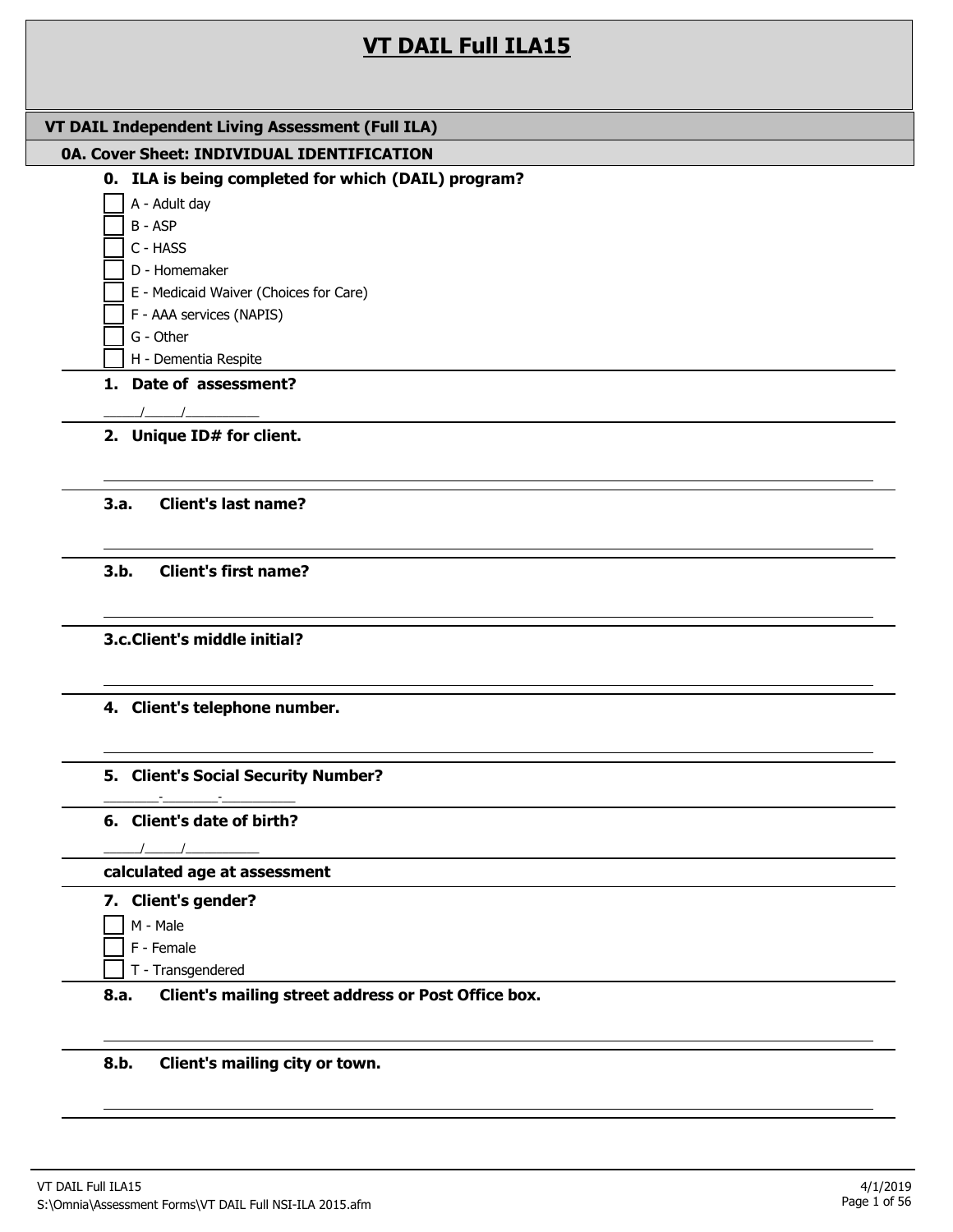# VT DAIL Full ILA15

## VT DAIL Independent Living Assessment (Full ILA)

### 0A. Cover Sheet: INDIVIDUAL IDENTIFICATION

**0. ILA is being completed for which (DAIL) program?**

- [ ] A - Adult day
- [ ] B - ASP
- [ ] C - HASS
- [ ] D - Homemaker
- [ ] E - Medicaid Waiver (Choices for Care)
- [ ] F - AAA services (NAPIS)
- [ ] G - Other
- [ ] H - Dementia Respite

**1. Date of assessment?**

_____/_____/__________

**2. Unique ID# for client.**

______________________________

**3.a. Client's last name?**

______________________________

**3.b. Client's first name?**

______________________________

**3.c. Client's middle initial?**

______________________________

**4. Client's telephone number.**

______________________________

**5. Client's Social Security Number?**

________-________-__________

**6. Client's date of birth?**

_____/_____/__________

**calculated age at assessment**

**7. Client's gender?**

- [ ] M - Male
- [ ] F - Female
- [ ] T - Transgendered

**8.a. Client's mailing street address or Post Office box.**

______________________________

**8.b. Client's mailing city or town.**

______________________________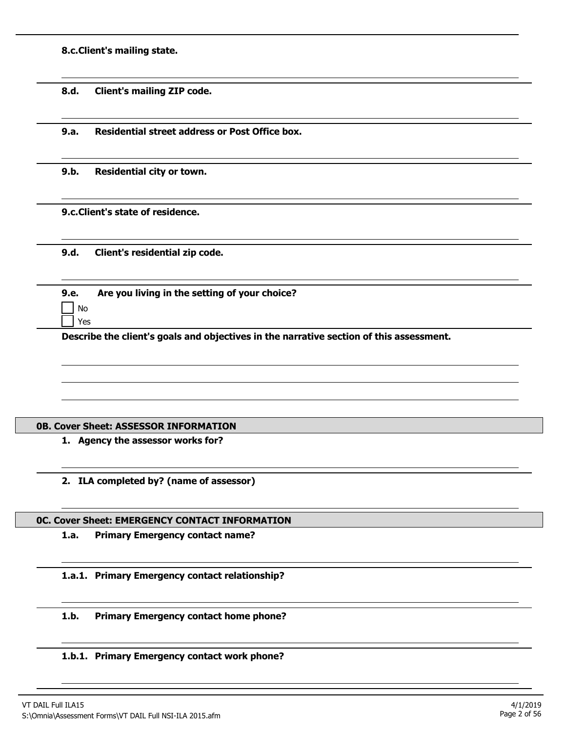**8.c.Client's mailing state.**

---

**8.d. Client's mailing ZIP code.**

---

**9.a. Residential street address or Post Office box.**

---

**9.b. Residential city or town.**

---

**9.c.Client's state of residence.**

---

**9.d. Client's residential zip code.**

---

**9.e. Are you living in the setting of your choice?**

- [ ] No
- [ ] Yes

**Describe the client's goals and objectives in the narrative section of this assessment.**

---

## 0B. Cover Sheet: ASSESSOR INFORMATION

**1. Agency the assessor works for?**

---

**2. ILA completed by? (name of assessor)**

---

## 0C. Cover Sheet: EMERGENCY CONTACT INFORMATION

**1.a. Primary Emergency contact name?**

---

**1.a.1. Primary Emergency contact relationship?**

---

**1.b. Primary Emergency contact home phone?**

---

**1.b.1. Primary Emergency contact work phone?**

---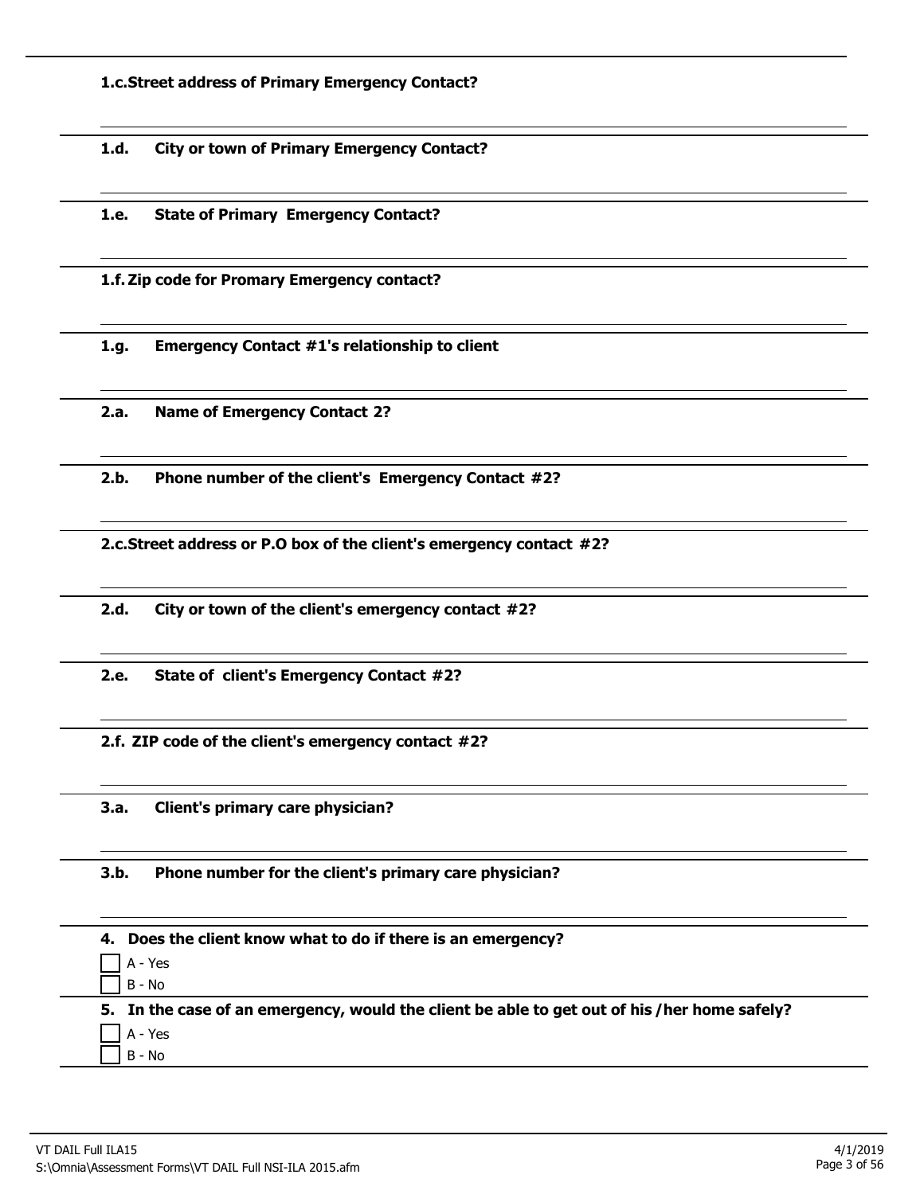**1.c.Street address of Primary Emergency Contact?**

---

**1.d. City or town of Primary Emergency Contact?**

---

**1.e. State of Primary Emergency Contact?**

---

**1.f. Zip code for Promary Emergency contact?**

---

**1.g. Emergency Contact #1's relationship to client**

---

**2.a. Name of Emergency Contact 2?**

---

**2.b. Phone number of the client's Emergency Contact #2?**

---

**2.c.Street address or P.O box of the client's emergency contact #2?**

---

**2.d. City or town of the client's emergency contact #2?**

---

**2.e. State of client's Emergency Contact #2?**

---

**2.f. ZIP code of the client's emergency contact #2?**

---

**3.a. Client's primary care physician?**

---

**3.b. Phone number for the client's primary care physician?**

---

**4. Does the client know what to do if there is an emergency?**

- [ ] A - Yes
- [ ] B - No

**5. In the case of an emergency, would the client be able to get out of his /her home safely?**

- [ ] A - Yes
- [ ] B - No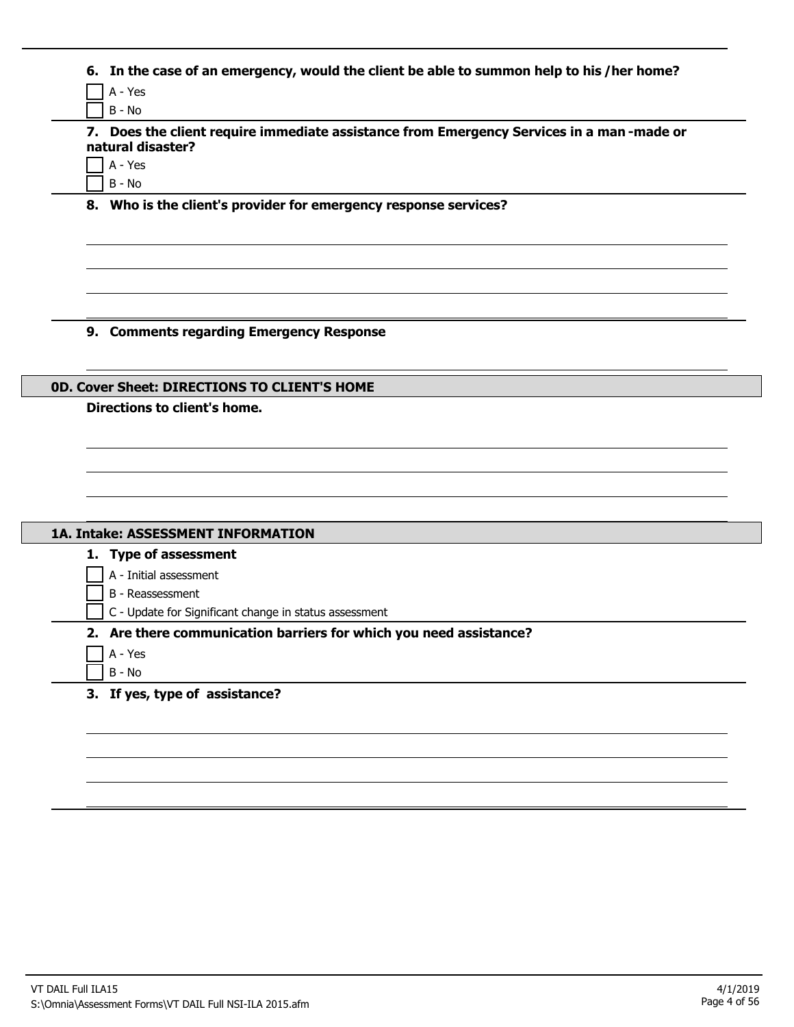**6. In the case of an emergency, would the client be able to summon help to his /her home?**

- [ ] A - Yes
- [ ] B - No

**7. Does the client require immediate assistance from Emergency Services in a man-made or natural disaster?**

- [ ] A - Yes
- [ ] B - No

**8. Who is the client's provider for emergency response services?**

**9. Comments regarding Emergency Response**

## 0D. Cover Sheet: DIRECTIONS TO CLIENT'S HOME

**Directions to client's home.**

## 1A. Intake: ASSESSMENT INFORMATION

**1. Type of assessment**

- [ ] A - Initial assessment
- [ ] B - Reassessment
- [ ] C - Update for Significant change in status assessment

**2. Are there communication barriers for which you need assistance?**

- [ ] A - Yes
- [ ] B - No

**3. If yes, type of assistance?**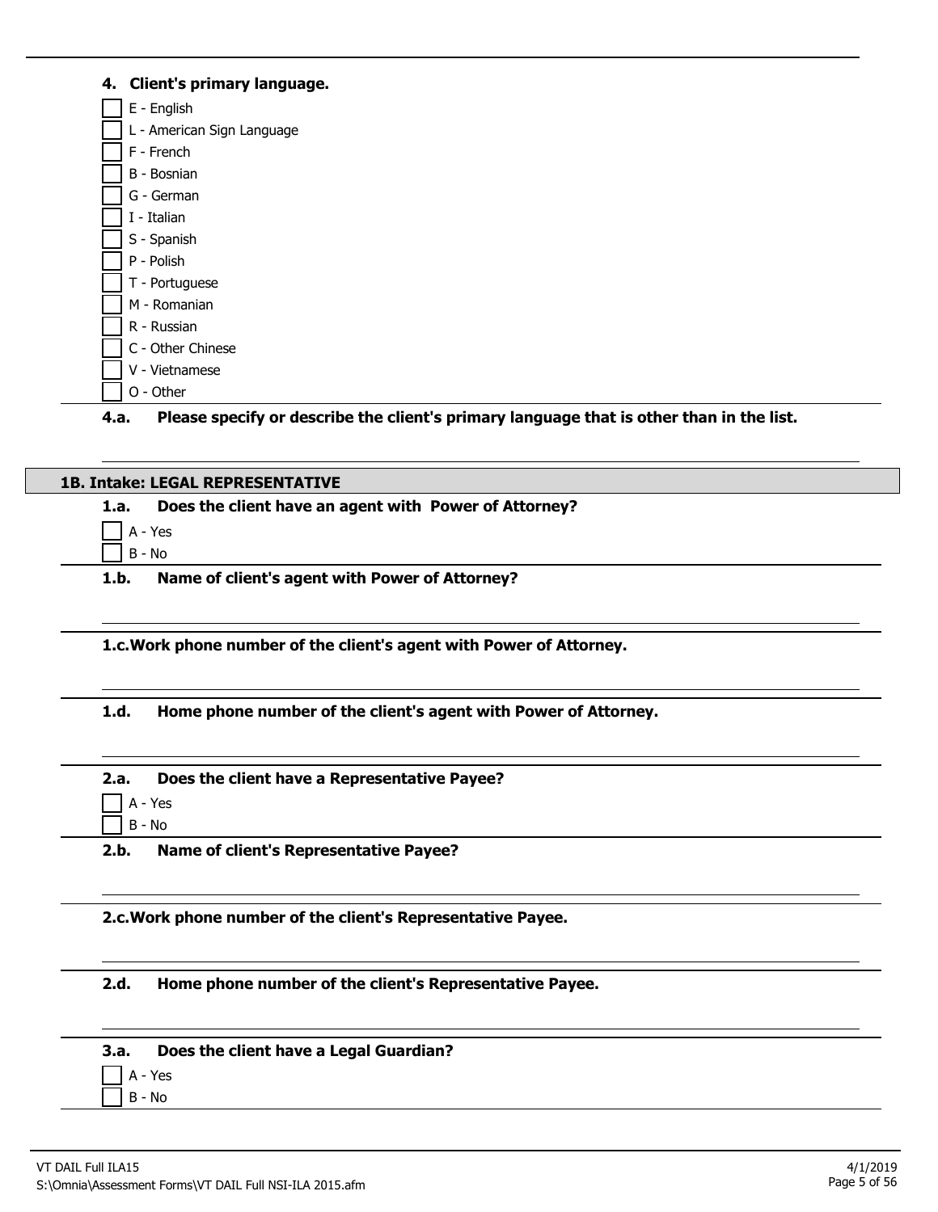**4. Client's primary language.**

- [ ] E - English
- [ ] L - American Sign Language
- [ ] F - French
- [ ] B - Bosnian
- [ ] G - German
- [ ] I - Italian
- [ ] S - Spanish
- [ ] P - Polish
- [ ] T - Portuguese
- [ ] M - Romanian
- [ ] R - Russian
- [ ] C - Other Chinese
- [ ] V - Vietnamese
- [ ] O - Other

**4.a. Please specify or describe the client's primary language that is other than in the list.**

## 1B. Intake: LEGAL REPRESENTATIVE

**1.a. Does the client have an agent with Power of Attorney?**

- [ ] A - Yes
- [ ] B - No

**1.b. Name of client's agent with Power of Attorney?**

**1.c. Work phone number of the client's agent with Power of Attorney.**

**1.d. Home phone number of the client's agent with Power of Attorney.**

**2.a. Does the client have a Representative Payee?**

- [ ] A - Yes
- [ ] B - No

**2.b. Name of client's Representative Payee?**

**2.c. Work phone number of the client's Representative Payee.**

**2.d. Home phone number of the client's Representative Payee.**

**3.a. Does the client have a Legal Guardian?**

- [ ] A - Yes
- [ ] B - No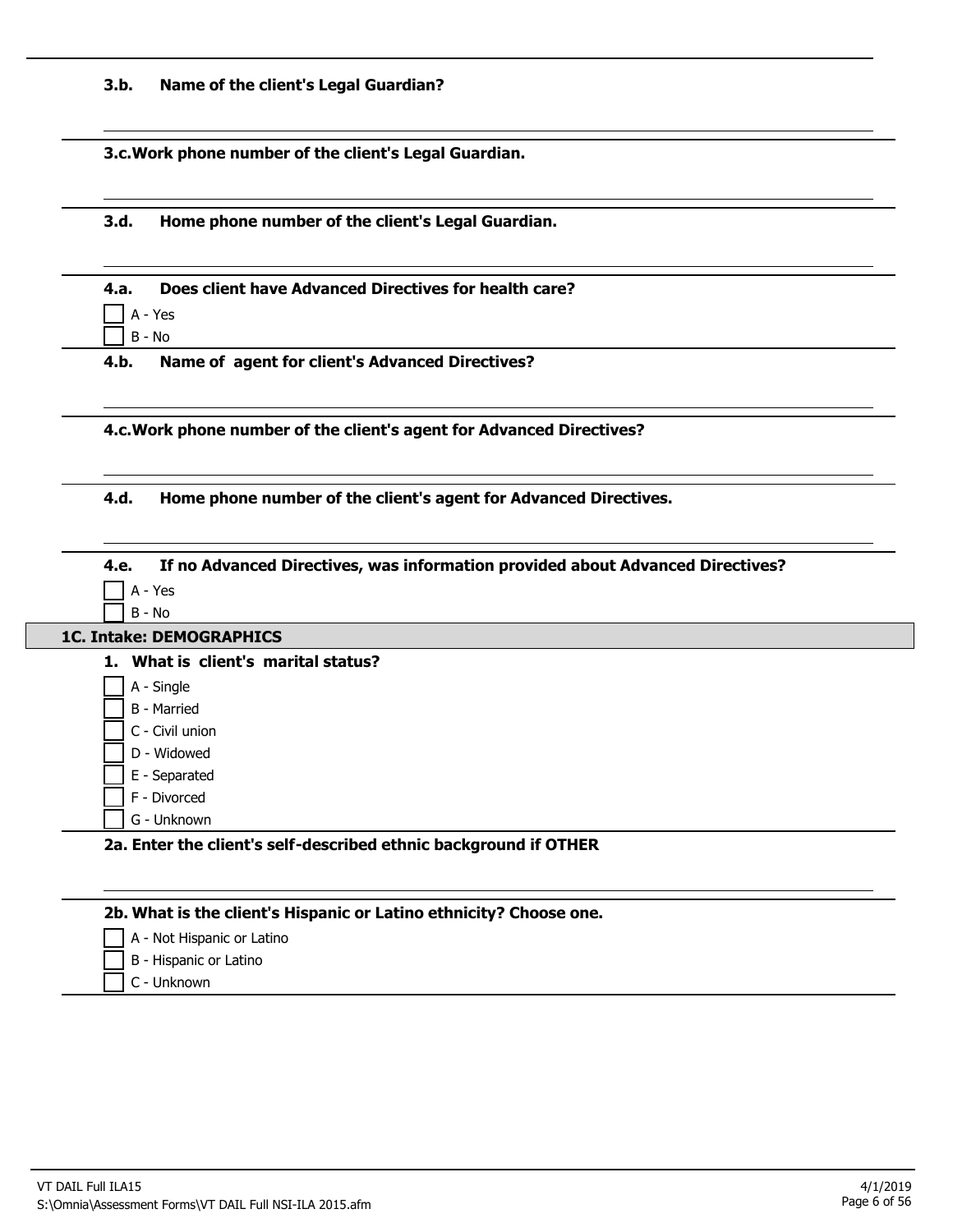**3.b. Name of the client's Legal Guardian?**

---

**3.c. Work phone number of the client's Legal Guardian.**

---

**3.d. Home phone number of the client's Legal Guardian.**

---

**4.a. Does client have Advanced Directives for health care?**

- [ ] A - Yes
- [ ] B - No

**4.b. Name of agent for client's Advanced Directives?**

---

**4.c. Work phone number of the client's agent for Advanced Directives?**

---

**4.d. Home phone number of the client's agent for Advanced Directives.**

---

**4.e. If no Advanced Directives, was information provided about Advanced Directives?**

- [ ] A - Yes
- [ ] B - No

## 1C. Intake: DEMOGRAPHICS

**1. What is client's marital status?**

- [ ] A - Single
- [ ] B - Married
- [ ] C - Civil union
- [ ] D - Widowed
- [ ] E - Separated
- [ ] F - Divorced
- [ ] G - Unknown

**2a. Enter the client's self-described ethnic background if OTHER**

---

**2b. What is the client's Hispanic or Latino ethnicity? Choose one.**

- [ ] A - Not Hispanic or Latino
- [ ] B - Hispanic or Latino
- [ ] C - Unknown

VT DAIL Full ILA15
S:\Omnia\Assessment Forms\VT DAIL Full NSI-ILA 2015.afm
4/1/2019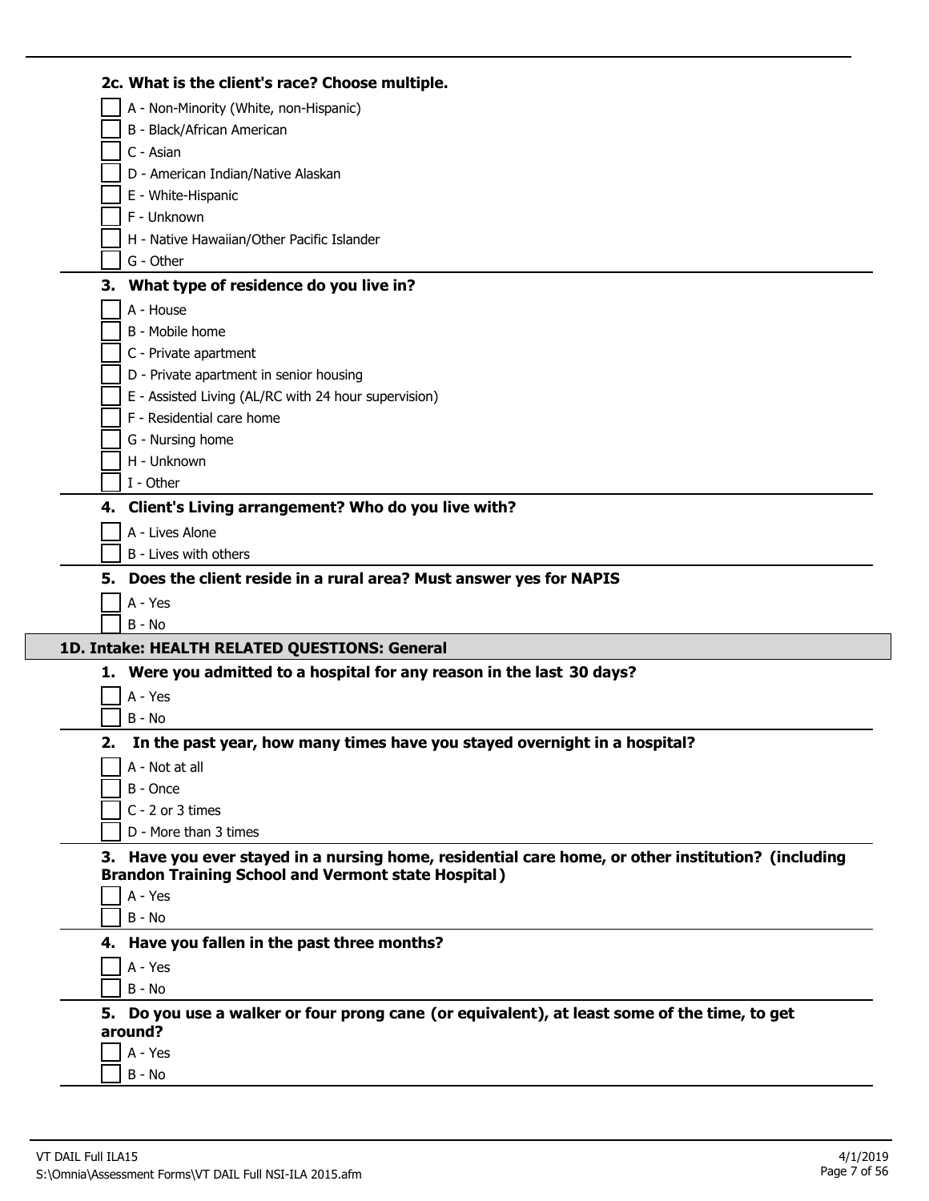**2c. What is the client's race? Choose multiple.**

- [ ] A - Non-Minority (White, non-Hispanic)
- [ ] B - Black/African American
- [ ] C - Asian
- [ ] D - American Indian/Native Alaskan
- [ ] E - White-Hispanic
- [ ] F - Unknown
- [ ] H - Native Hawaiian/Other Pacific Islander
- [ ] G - Other

**3. What type of residence do you live in?**

- [ ] A - House
- [ ] B - Mobile home
- [ ] C - Private apartment
- [ ] D - Private apartment in senior housing
- [ ] E - Assisted Living (AL/RC with 24 hour supervision)
- [ ] F - Residential care home
- [ ] G - Nursing home
- [ ] H - Unknown
- [ ] I - Other

**4. Client's Living arrangement? Who do you live with?**

- [ ] A - Lives Alone
- [ ] B - Lives with others

**5. Does the client reside in a rural area? Must answer yes for NAPIS**

- [ ] A - Yes
- [ ] B - No

## 1D. Intake: HEALTH RELATED QUESTIONS: General

**1. Were you admitted to a hospital for any reason in the last 30 days?**

- [ ] A - Yes
- [ ] B - No

**2. In the past year, how many times have you stayed overnight in a hospital?**

- [ ] A - Not at all
- [ ] B - Once
- [ ] C - 2 or 3 times
- [ ] D - More than 3 times

**3. Have you ever stayed in a nursing home, residential care home, or other institution? (including Brandon Training School and Vermont state Hospital)**

- [ ] A - Yes
- [ ] B - No

**4. Have you fallen in the past three months?**

- [ ] A - Yes
- [ ] B - No

**5. Do you use a walker or four prong cane (or equivalent), at least some of the time, to get around?**

- [ ] A - Yes
- [ ] B - No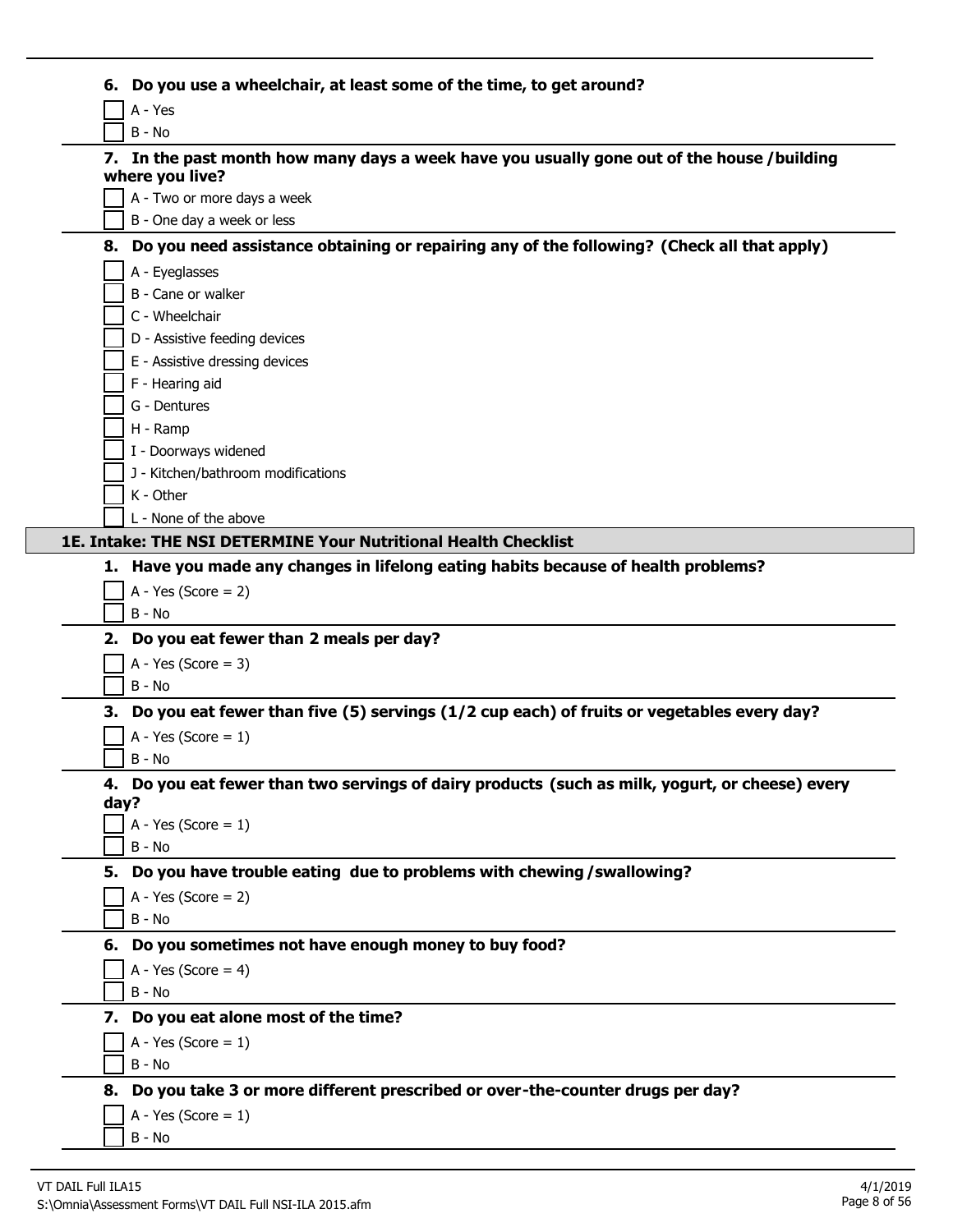**6. Do you use a wheelchair, at least some of the time, to get around?**

- [ ] A - Yes
- [ ] B - No

**7. In the past month how many days a week have you usually gone out of the house /building where you live?**

- [ ] A - Two or more days a week
- [ ] B - One day a week or less

**8. Do you need assistance obtaining or repairing any of the following? (Check all that apply)**

- [ ] A - Eyeglasses
- [ ] B - Cane or walker
- [ ] C - Wheelchair
- [ ] D - Assistive feeding devices
- [ ] E - Assistive dressing devices
- [ ] F - Hearing aid
- [ ] G - Dentures
- [ ] H - Ramp
- [ ] I - Doorways widened
- [ ] J - Kitchen/bathroom modifications
- [ ] K - Other
- [ ] L - None of the above

## 1E. Intake: THE NSI DETERMINE Your Nutritional Health Checklist

**1. Have you made any changes in lifelong eating habits because of health problems?**

- [ ] A - Yes (Score = 2)
- [ ] B - No

**2. Do you eat fewer than 2 meals per day?**

- [ ] A - Yes (Score = 3)
- [ ] B - No

**3. Do you eat fewer than five (5) servings (1/2 cup each) of fruits or vegetables every day?**

- [ ] A - Yes (Score = 1)
- [ ] B - No

**4. Do you eat fewer than two servings of dairy products (such as milk, yogurt, or cheese) every day?**

- [ ] A - Yes (Score = 1)
- [ ] B - No

**5. Do you have trouble eating due to problems with chewing /swallowing?**

- [ ] A - Yes (Score = 2)
- [ ] B - No

**6. Do you sometimes not have enough money to buy food?**

- [ ] A - Yes (Score = 4)
- [ ] B - No

**7. Do you eat alone most of the time?**

- [ ] A - Yes (Score = 1)
- [ ] B - No

**8. Do you take 3 or more different prescribed or over-the-counter drugs per day?**

- [ ] A - Yes (Score = 1)
- [ ] B - No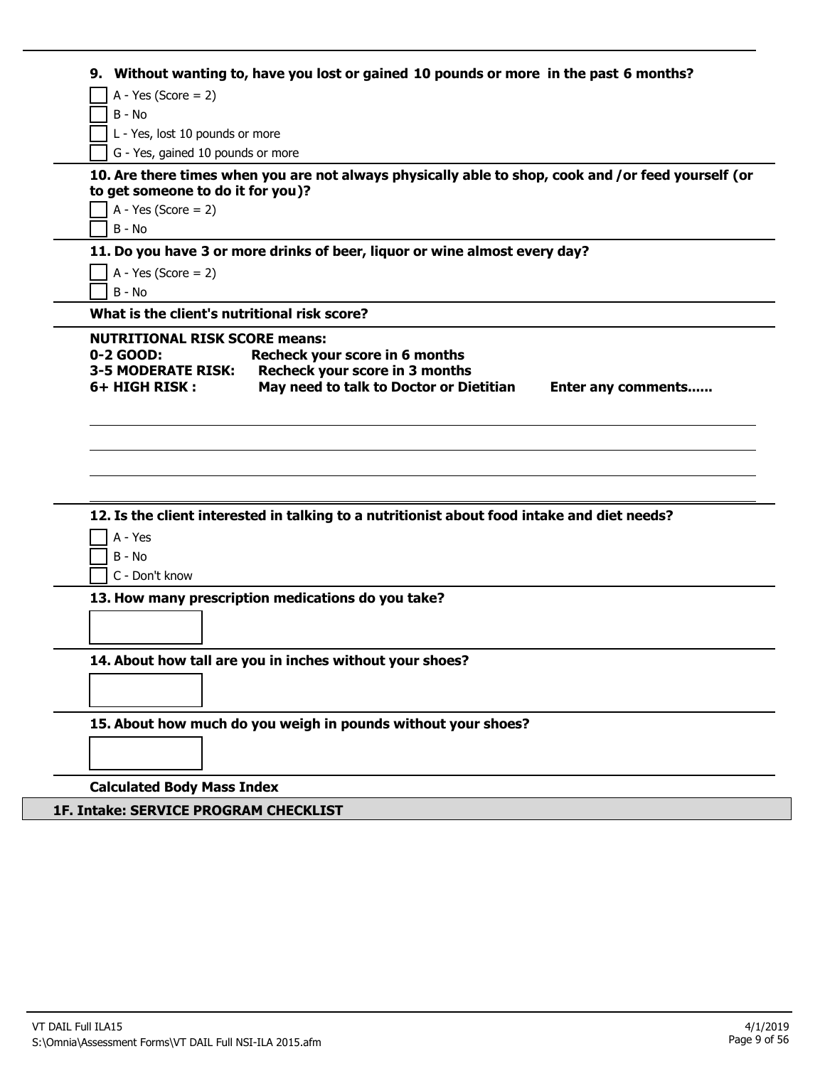**9. Without wanting to, have you lost or gained 10 pounds or more in the past 6 months?**

- [ ] A - Yes (Score = 2)
- [ ] B - No
- [ ] L - Yes, lost 10 pounds or more
- [ ] G - Yes, gained 10 pounds or more

**10. Are there times when you are not always physically able to shop, cook and /or feed yourself (or to get someone to do it for you)?**

- [ ] A - Yes (Score = 2)
- [ ] B - No

**11. Do you have 3 or more drinks of beer, liquor or wine almost every day?**

- [ ] A - Yes (Score = 2)
- [ ] B - No

**What is the client's nutritional risk score?**

**NUTRITIONAL RISK SCORE means:**

**0-2 GOOD:** **Recheck your score in 6 months**

**3-5 MODERATE RISK:** **Recheck your score in 3 months**

**6+ HIGH RISK :** **May need to talk to Doctor or Dietitian** **Enter any comments......**

______________________________

______________________________

______________________________

______________________________

**12. Is the client interested in talking to a nutritionist about food intake and diet needs?**

- [ ] A - Yes
- [ ] B - No
- [ ] C - Don't know

**13. How many prescription medications do you take?**

[ ]

**14. About how tall are you in inches without your shoes?**

[ ]

**15. About how much do you weigh in pounds without your shoes?**

[ ]

**Calculated Body Mass Index**

## 1F. Intake: SERVICE PROGRAM CHECKLIST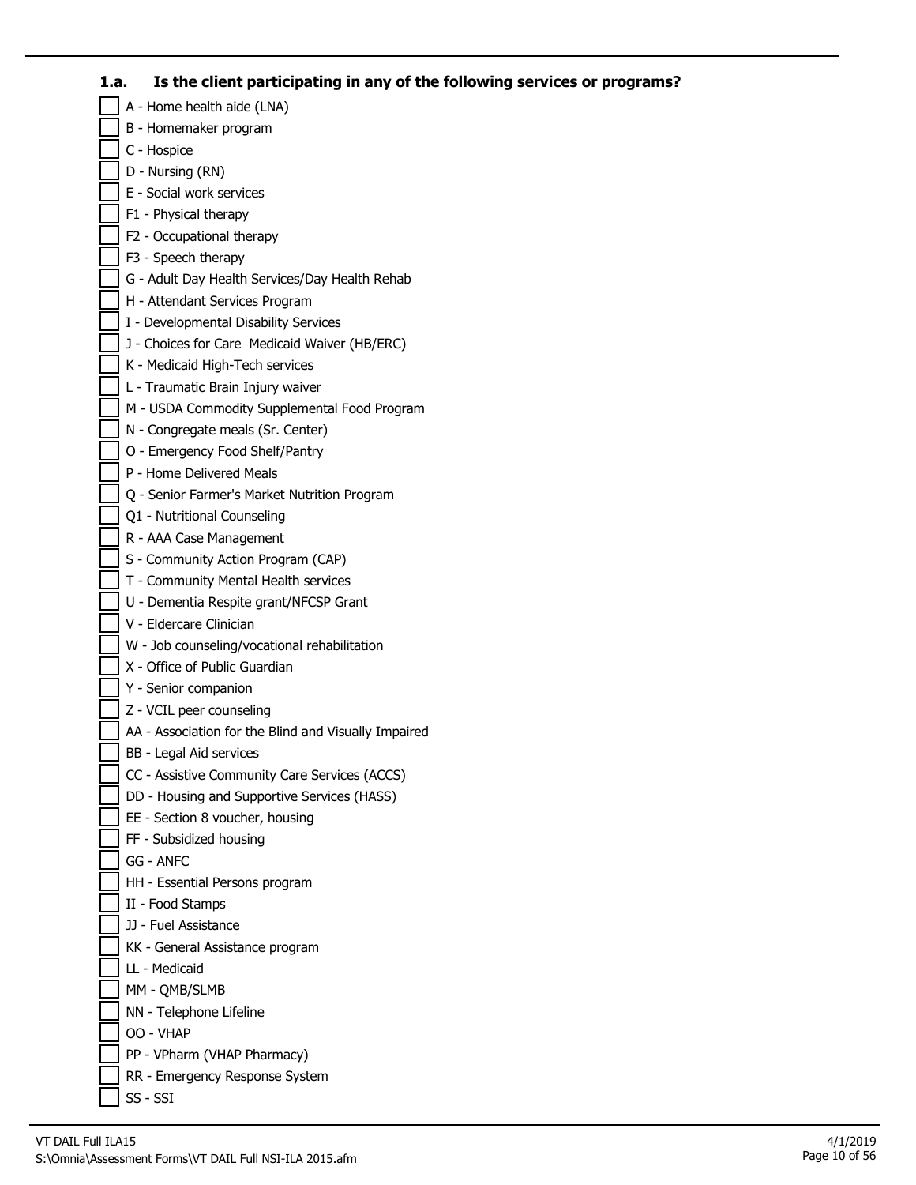### 1.a. Is the client participating in any of the following services or programs?

- [ ] A - Home health aide (LNA)
- [ ] B - Homemaker program
- [ ] C - Hospice
- [ ] D - Nursing (RN)
- [ ] E - Social work services
- [ ] F1 - Physical therapy
- [ ] F2 - Occupational therapy
- [ ] F3 - Speech therapy
- [ ] G - Adult Day Health Services/Day Health Rehab
- [ ] H - Attendant Services Program
- [ ] I - Developmental Disability Services
- [ ] J - Choices for Care Medicaid Waiver (HB/ERC)
- [ ] K - Medicaid High-Tech services
- [ ] L - Traumatic Brain Injury waiver
- [ ] M - USDA Commodity Supplemental Food Program
- [ ] N - Congregate meals (Sr. Center)
- [ ] O - Emergency Food Shelf/Pantry
- [ ] P - Home Delivered Meals
- [ ] Q - Senior Farmer's Market Nutrition Program
- [ ] Q1 - Nutritional Counseling
- [ ] R - AAA Case Management
- [ ] S - Community Action Program (CAP)
- [ ] T - Community Mental Health services
- [ ] U - Dementia Respite grant/NFCSP Grant
- [ ] V - Eldercare Clinician
- [ ] W - Job counseling/vocational rehabilitation
- [ ] X - Office of Public Guardian
- [ ] Y - Senior companion
- [ ] Z - VCIL peer counseling
- [ ] AA - Association for the Blind and Visually Impaired
- [ ] BB - Legal Aid services
- [ ] CC - Assistive Community Care Services (ACCS)
- [ ] DD - Housing and Supportive Services (HASS)
- [ ] EE - Section 8 voucher, housing
- [ ] FF - Subsidized housing
- [ ] GG - ANFC
- [ ] HH - Essential Persons program
- [ ] II - Food Stamps
- [ ] JJ - Fuel Assistance
- [ ] KK - General Assistance program
- [ ] LL - Medicaid
- [ ] MM - QMB/SLMB
- [ ] NN - Telephone Lifeline
- [ ] OO - VHAP
- [ ] PP - VPharm (VHAP Pharmacy)
- [ ] RR - Emergency Response System
- [ ] SS - SSI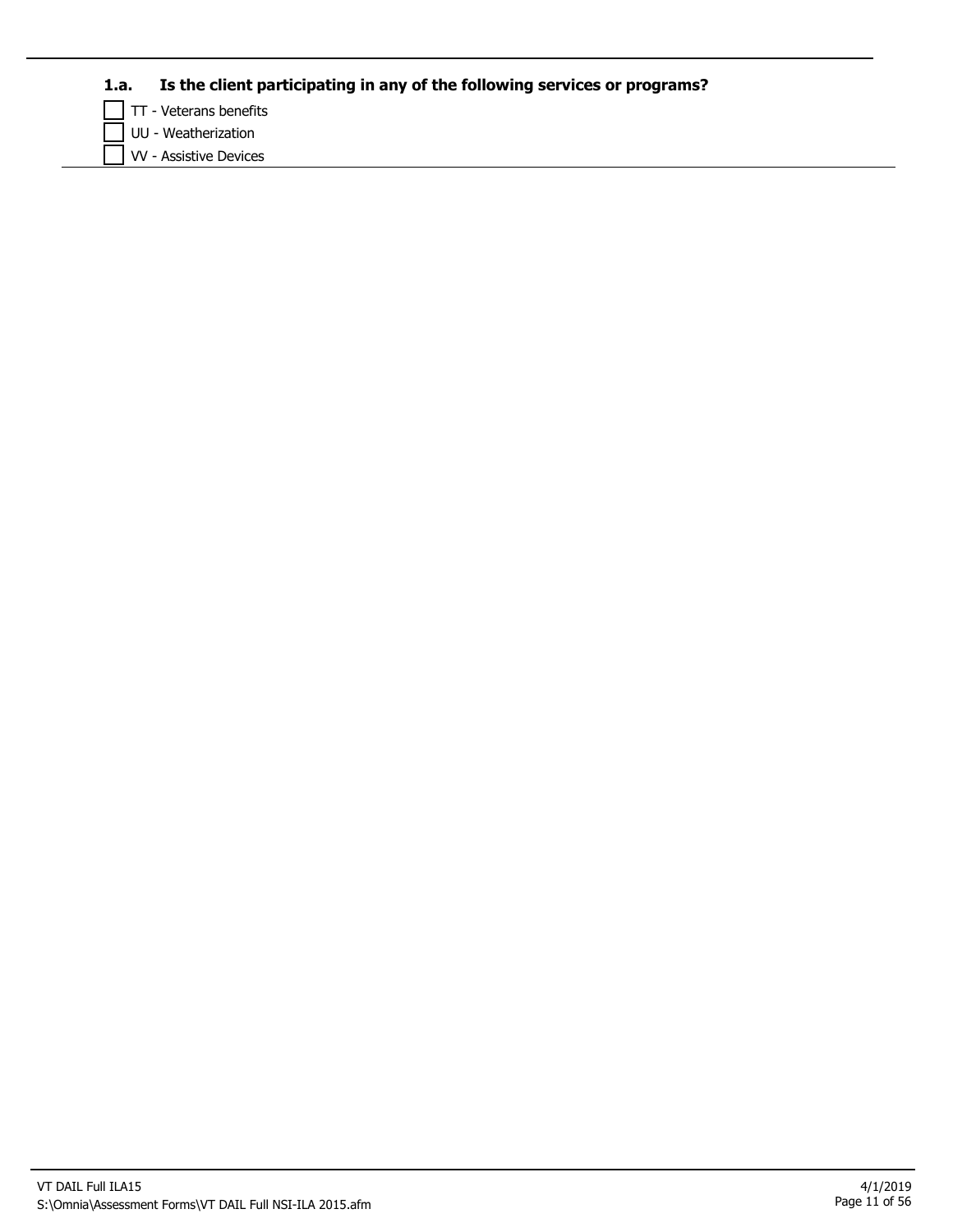**1.a. Is the client participating in any of the following services or programs?**

- [ ] TT - Veterans benefits
- [ ] UU - Weatherization
- [ ] VV - Assistive Devices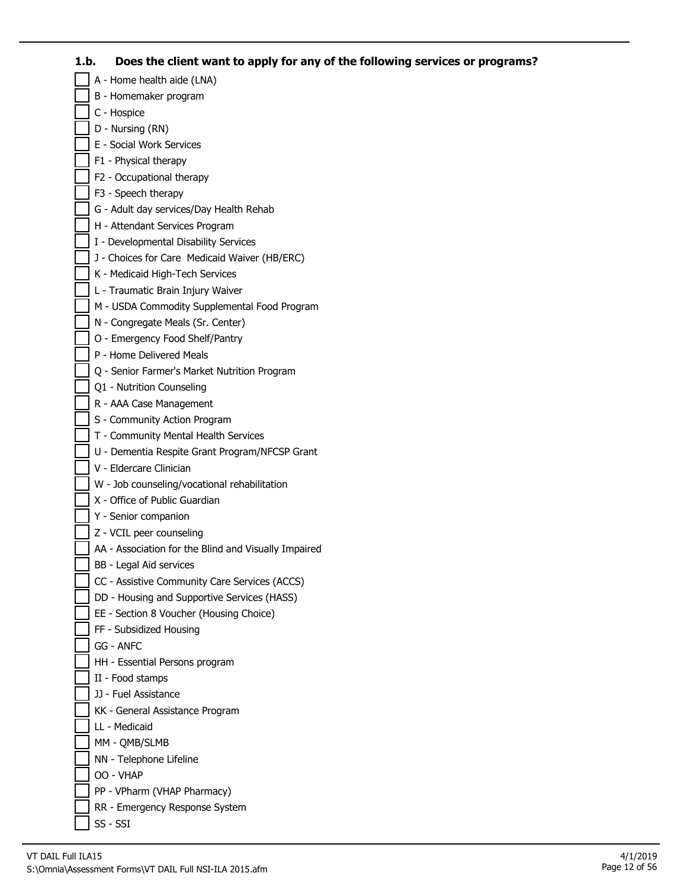### 1.b. Does the client want to apply for any of the following services or programs?

- [ ] A - Home health aide (LNA)
- [ ] B - Homemaker program
- [ ] C - Hospice
- [ ] D - Nursing (RN)
- [ ] E - Social Work Services
- [ ] F1 - Physical therapy
- [ ] F2 - Occupational therapy
- [ ] F3 - Speech therapy
- [ ] G - Adult day services/Day Health Rehab
- [ ] H - Attendant Services Program
- [ ] I - Developmental Disability Services
- [ ] J - Choices for Care Medicaid Waiver (HB/ERC)
- [ ] K - Medicaid High-Tech Services
- [ ] L - Traumatic Brain Injury Waiver
- [ ] M - USDA Commodity Supplemental Food Program
- [ ] N - Congregate Meals (Sr. Center)
- [ ] O - Emergency Food Shelf/Pantry
- [ ] P - Home Delivered Meals
- [ ] Q - Senior Farmer's Market Nutrition Program
- [ ] Q1 - Nutrition Counseling
- [ ] R - AAA Case Management
- [ ] S - Community Action Program
- [ ] T - Community Mental Health Services
- [ ] U - Dementia Respite Grant Program/NFCSP Grant
- [ ] V - Eldercare Clinician
- [ ] W - Job counseling/vocational rehabilitation
- [ ] X - Office of Public Guardian
- [ ] Y - Senior companion
- [ ] Z - VCIL peer counseling
- [ ] AA - Association for the Blind and Visually Impaired
- [ ] BB - Legal Aid services
- [ ] CC - Assistive Community Care Services (ACCS)
- [ ] DD - Housing and Supportive Services (HASS)
- [ ] EE - Section 8 Voucher (Housing Choice)
- [ ] FF - Subsidized Housing
- [ ] GG - ANFC
- [ ] HH - Essential Persons program
- [ ] II - Food stamps
- [ ] JJ - Fuel Assistance
- [ ] KK - General Assistance Program
- [ ] LL - Medicaid
- [ ] MM - QMB/SLMB
- [ ] NN - Telephone Lifeline
- [ ] OO - VHAP
- [ ] PP - VPharm (VHAP Pharmacy)
- [ ] RR - Emergency Response System
- [ ] SS - SSI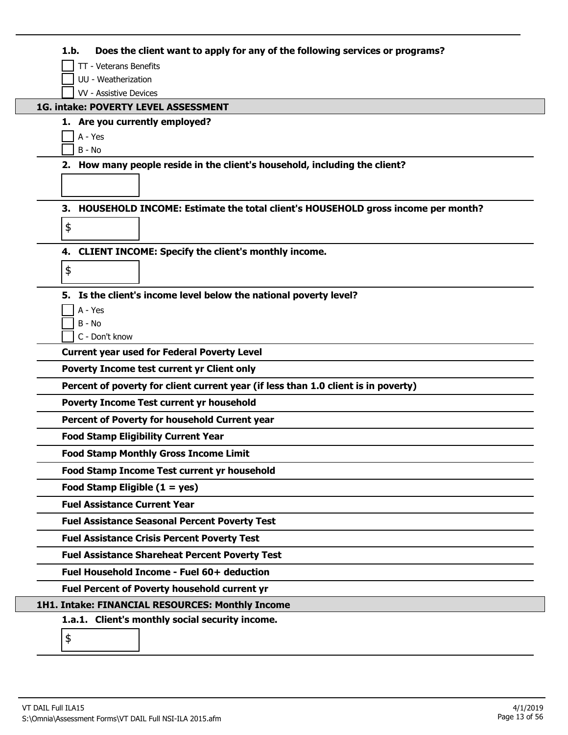**1.b. Does the client want to apply for any of the following services or programs?**

- [ ] TT - Veterans Benefits
- [ ] UU - Weatherization
- [ ] VV - Assistive Devices

## 1G. intake: POVERTY LEVEL ASSESSMENT

**1. Are you currently employed?**

- [ ] A - Yes
- [ ] B - No

**2. How many people reside in the client's household, including the client?**

**3. HOUSEHOLD INCOME: Estimate the total client's HOUSEHOLD gross income per month?**

$

**4. CLIENT INCOME: Specify the client's monthly income.**

$

**5. Is the client's income level below the national poverty level?**

- [ ] A - Yes
- [ ] B - No
- [ ] C - Don't know

**Current year used for Federal Poverty Level**

**Poverty Income test current yr Client only**

**Percent of poverty for client current year (if less than 1.0 client is in poverty)**

**Poverty Income Test current yr household**

**Percent of Poverty for household Current year**

**Food Stamp Eligibility Current Year**

**Food Stamp Monthly Gross Income Limit**

**Food Stamp Income Test current yr household**

**Food Stamp Eligible (1 = yes)**

**Fuel Assistance Current Year**

**Fuel Assistance Seasonal Percent Poverty Test**

**Fuel Assistance Crisis Percent Poverty Test**

**Fuel Assistance Shareheat Percent Poverty Test**

**Fuel Household Income - Fuel 60+ deduction**

**Fuel Percent of Poverty household current yr**

## 1H1. Intake: FINANCIAL RESOURCES: Monthly Income

**1.a.1. Client's monthly social security income.**

$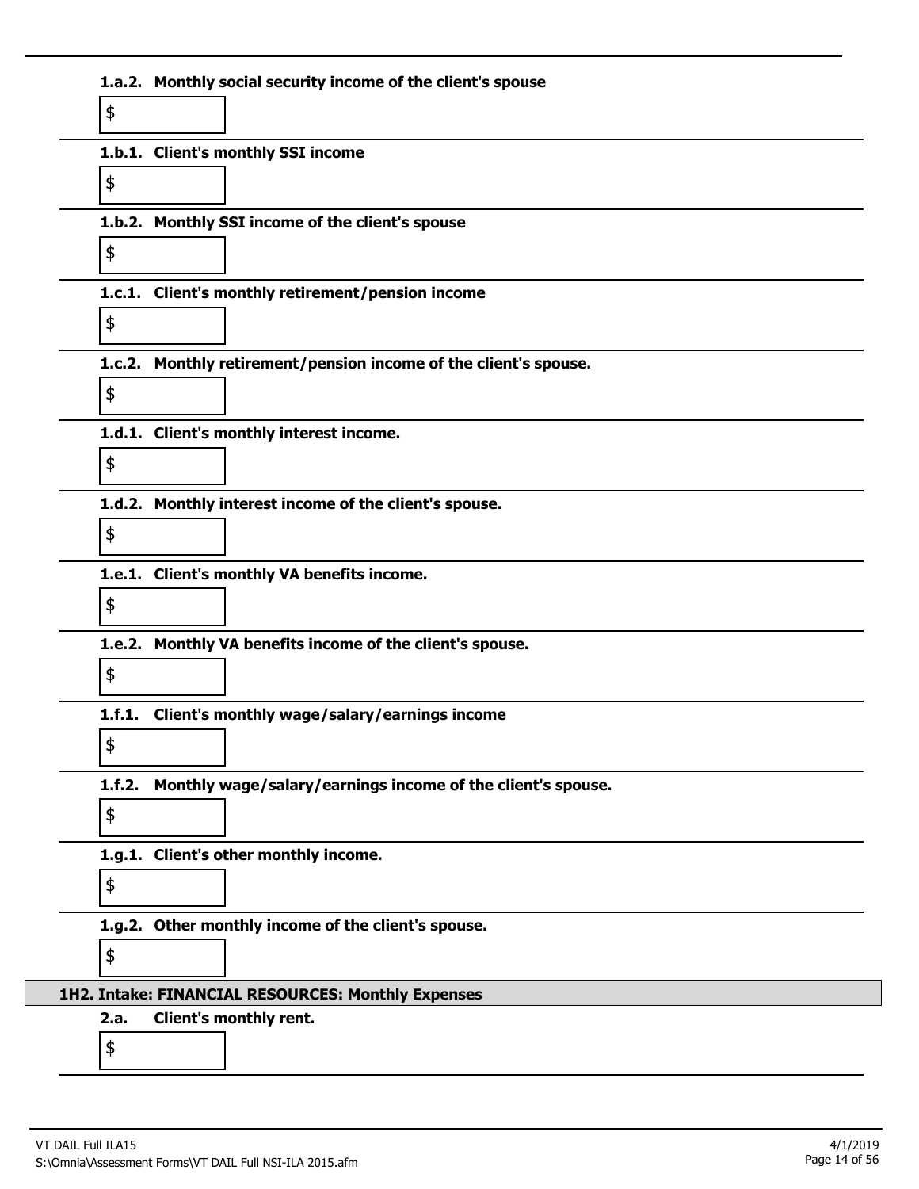**1.a.2. Monthly social security income of the client's spouse**

$

**1.b.1. Client's monthly SSI income**

$

**1.b.2. Monthly SSI income of the client's spouse**

$

**1.c.1. Client's monthly retirement/pension income**

$

**1.c.2. Monthly retirement/pension income of the client's spouse.**

$

**1.d.1. Client's monthly interest income.**

$

**1.d.2. Monthly interest income of the client's spouse.**

$

**1.e.1. Client's monthly VA benefits income.**

$

**1.e.2. Monthly VA benefits income of the client's spouse.**

$

**1.f.1. Client's monthly wage/salary/earnings income**

$

**1.f.2. Monthly wage/salary/earnings income of the client's spouse.**

$

**1.g.1. Client's other monthly income.**

$

**1.g.2. Other monthly income of the client's spouse.**

$

## 1H2. Intake: FINANCIAL RESOURCES: Monthly Expenses

**2.a. Client's monthly rent.**

$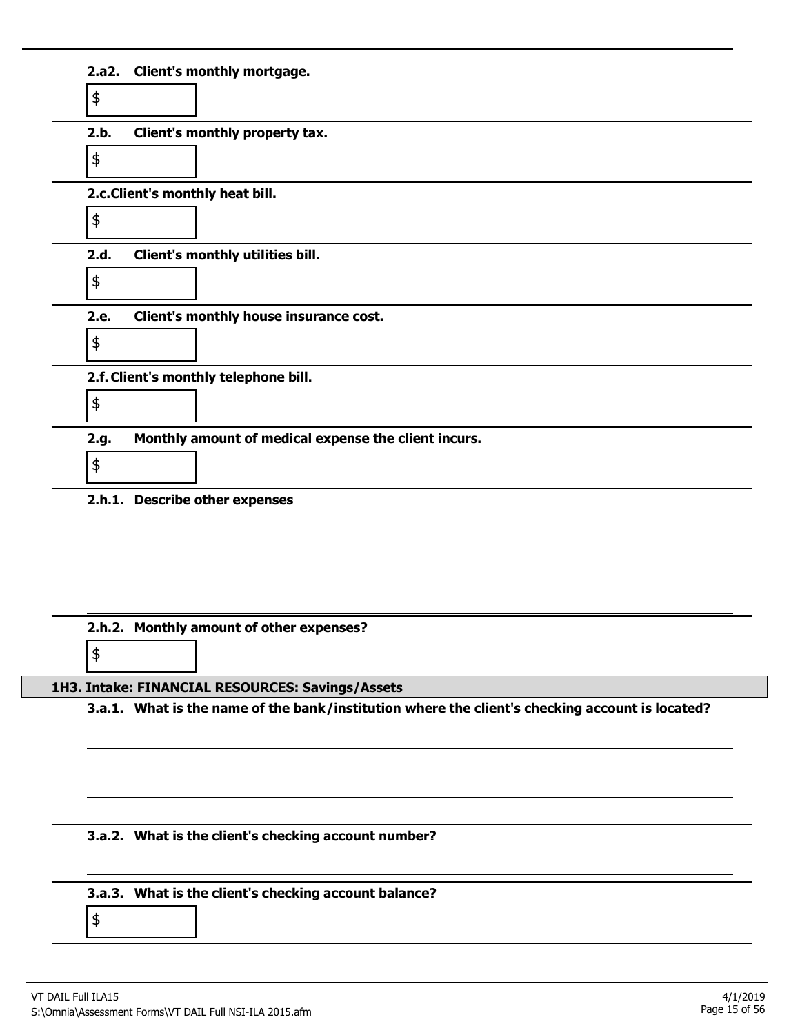**2.a2. Client's monthly mortgage.**

$

**2.b. Client's monthly property tax.**

$

**2.c. Client's monthly heat bill.**

$

**2.d. Client's monthly utilities bill.**

$

**2.e. Client's monthly house insurance cost.**

$

**2.f. Client's monthly telephone bill.**

$

**2.g. Monthly amount of medical expense the client incurs.**

$

**2.h.1. Describe other expenses**

\_\_\_\_\_\_\_\_\_\_\_\_\_\_\_\_\_\_\_\_\_\_\_\_\_\_\_\_\_\_\_\_\_\_\_\_\_\_\_\_

\_\_\_\_\_\_\_\_\_\_\_\_\_\_\_\_\_\_\_\_\_\_\_\_\_\_\_\_\_\_\_\_\_\_\_\_\_\_\_\_

\_\_\_\_\_\_\_\_\_\_\_\_\_\_\_\_\_\_\_\_\_\_\_\_\_\_\_\_\_\_\_\_\_\_\_\_\_\_\_\_

\_\_\_\_\_\_\_\_\_\_\_\_\_\_\_\_\_\_\_\_\_\_\_\_\_\_\_\_\_\_\_\_\_\_\_\_\_\_\_\_

**2.h.2. Monthly amount of other expenses?**

$

## 1H3. Intake: FINANCIAL RESOURCES: Savings/Assets

**3.a.1. What is the name of the bank/institution where the client's checking account is located?**

\_\_\_\_\_\_\_\_\_\_\_\_\_\_\_\_\_\_\_\_\_\_\_\_\_\_\_\_\_\_\_\_\_\_\_\_\_\_\_\_

\_\_\_\_\_\_\_\_\_\_\_\_\_\_\_\_\_\_\_\_\_\_\_\_\_\_\_\_\_\_\_\_\_\_\_\_\_\_\_\_

\_\_\_\_\_\_\_\_\_\_\_\_\_\_\_\_\_\_\_\_\_\_\_\_\_\_\_\_\_\_\_\_\_\_\_\_\_\_\_\_

\_\_\_\_\_\_\_\_\_\_\_\_\_\_\_\_\_\_\_\_\_\_\_\_\_\_\_\_\_\_\_\_\_\_\_\_\_\_\_\_

**3.a.2. What is the client's checking account number?**

\_\_\_\_\_\_\_\_\_\_\_\_\_\_\_\_\_\_\_\_\_\_\_\_\_\_\_\_\_\_\_\_\_\_\_\_\_\_\_\_

**3.a.3. What is the client's checking account balance?**

$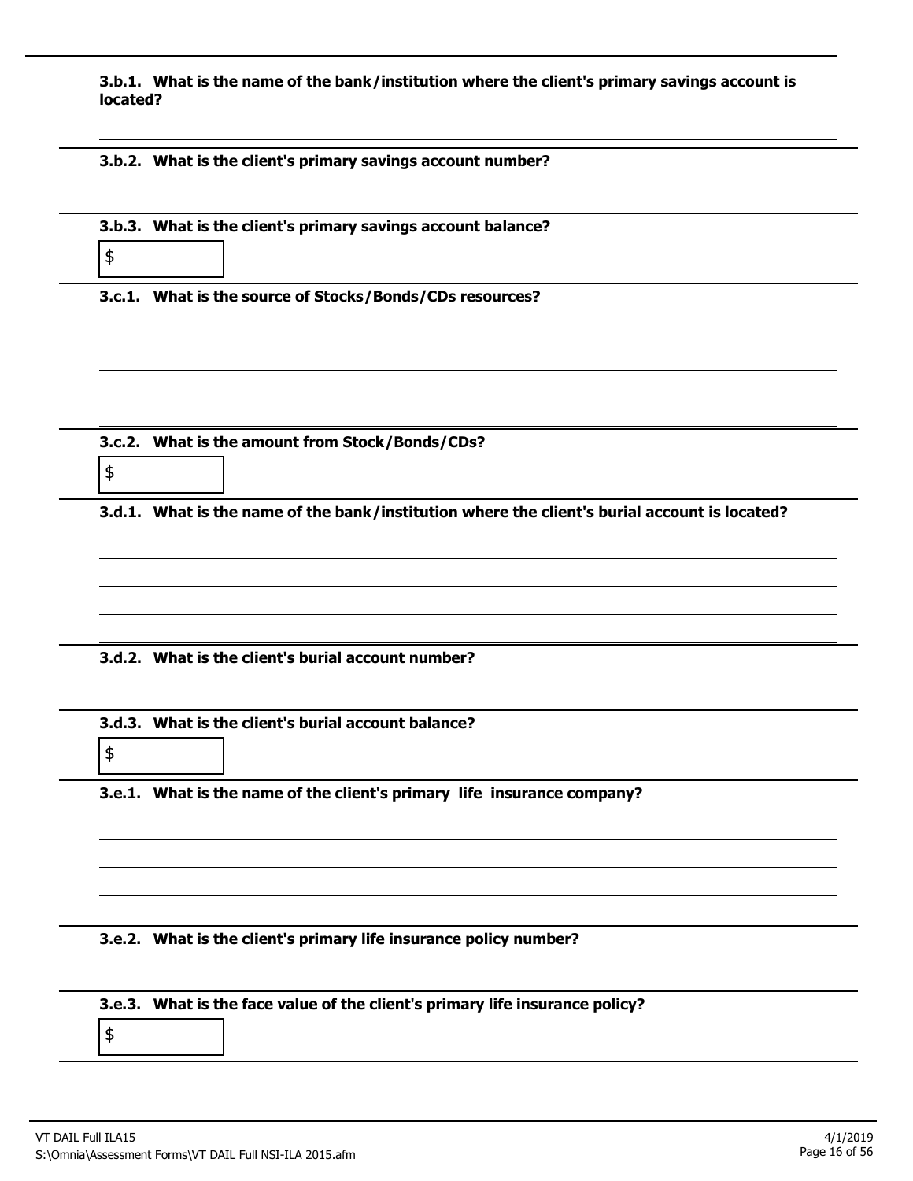**3.b.1. What is the name of the bank/institution where the client's primary savings account is located?**

**3.b.2. What is the client's primary savings account number?**

**3.b.3. What is the client's primary savings account balance?**

$

**3.c.1. What is the source of Stocks/Bonds/CDs resources?**

**3.c.2. What is the amount from Stock/Bonds/CDs?**

$

**3.d.1. What is the name of the bank/institution where the client's burial account is located?**

**3.d.2. What is the client's burial account number?**

**3.d.3. What is the client's burial account balance?**

$

**3.e.1. What is the name of the client's primary life insurance company?**

**3.e.2. What is the client's primary life insurance policy number?**

**3.e.3. What is the face value of the client's primary life insurance policy?**

$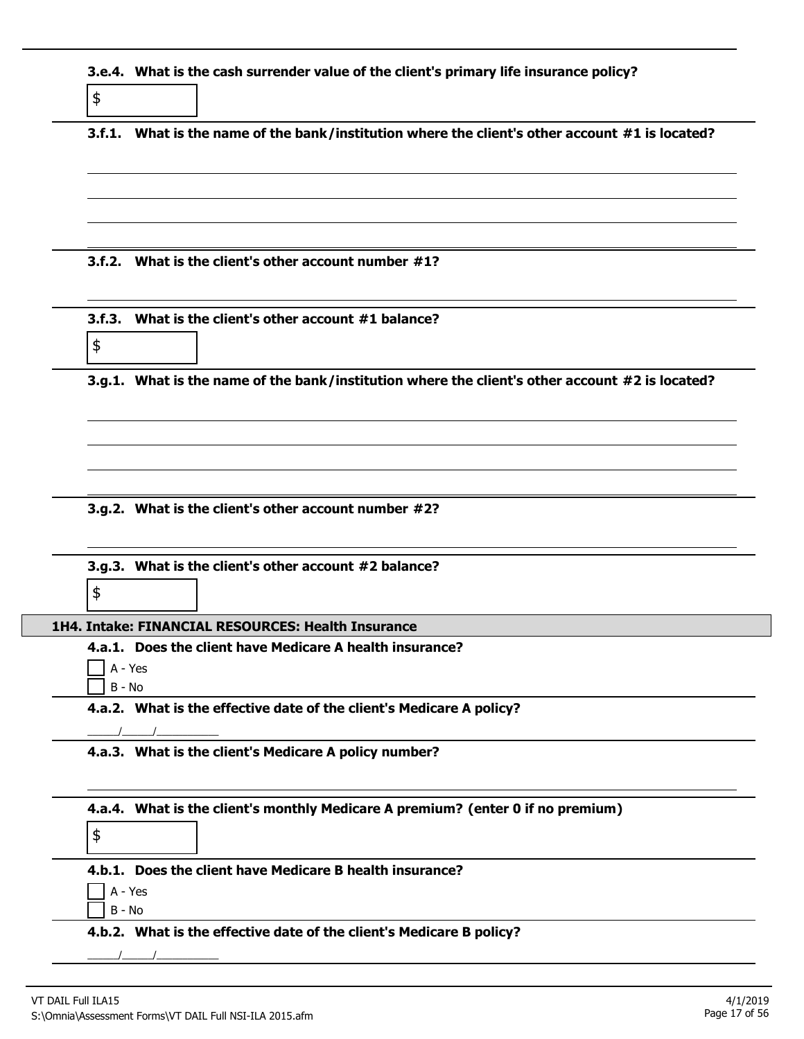**3.e.4. What is the cash surrender value of the client's primary life insurance policy?**

$

**3.f.1. What is the name of the bank/institution where the client's other account #1 is located?**

______________________________________________

______________________________________________

______________________________________________

______________________________________________

**3.f.2. What is the client's other account number #1?**

______________________________________________

**3.f.3. What is the client's other account #1 balance?**

$

**3.g.1. What is the name of the bank/institution where the client's other account #2 is located?**

______________________________________________

______________________________________________

______________________________________________

______________________________________________

**3.g.2. What is the client's other account number #2?**

______________________________________________

**3.g.3. What is the client's other account #2 balance?**

$

## 1H4. Intake: FINANCIAL RESOURCES: Health Insurance

**4.a.1. Does the client have Medicare A health insurance?**

- [ ] A - Yes
- [ ] B - No

**4.a.2. What is the effective date of the client's Medicare A policy?**

_____/_____/__________

**4.a.3. What is the client's Medicare A policy number?**

______________________________________________

**4.a.4. What is the client's monthly Medicare A premium? (enter 0 if no premium)**

$

**4.b.1. Does the client have Medicare B health insurance?**

- [ ] A - Yes
- [ ] B - No

**4.b.2. What is the effective date of the client's Medicare B policy?**

_____/_____/__________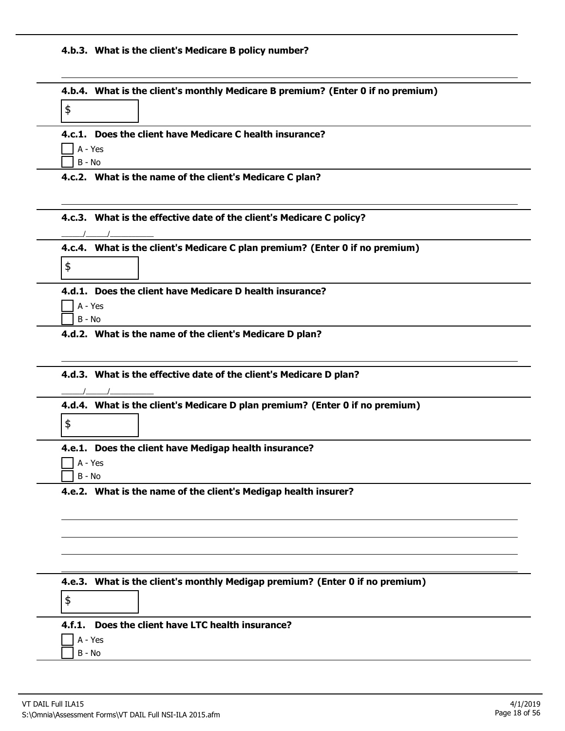**4.b.3. What is the client's Medicare B policy number?**

---

**4.b.4. What is the client's monthly Medicare B premium? (Enter 0 if no premium)**

$

---

**4.c.1. Does the client have Medicare C health insurance?**

- [ ] A - Yes
- [ ] B - No

---

**4.c.2. What is the name of the client's Medicare C plan?**

---

**4.c.3. What is the effective date of the client's Medicare C policy?**

_____/_____/__________

---

**4.c.4. What is the client's Medicare C plan premium? (Enter 0 if no premium)**

$

---

**4.d.1. Does the client have Medicare D health insurance?**

- [ ] A - Yes
- [ ] B - No

---

**4.d.2. What is the name of the client's Medicare D plan?**

---

**4.d.3. What is the effective date of the client's Medicare D plan?**

_____/_____/__________

---

**4.d.4. What is the client's Medicare D plan premium? (Enter 0 if no premium)**

$

---

**4.e.1. Does the client have Medigap health insurance?**

- [ ] A - Yes
- [ ] B - No

---

**4.e.2. What is the name of the client's Medigap health insurer?**

---

**4.e.3. What is the client's monthly Medigap premium? (Enter 0 if no premium)**

$

---

**4.f.1. Does the client have LTC health insurance?**

- [ ] A - Yes
- [ ] B - No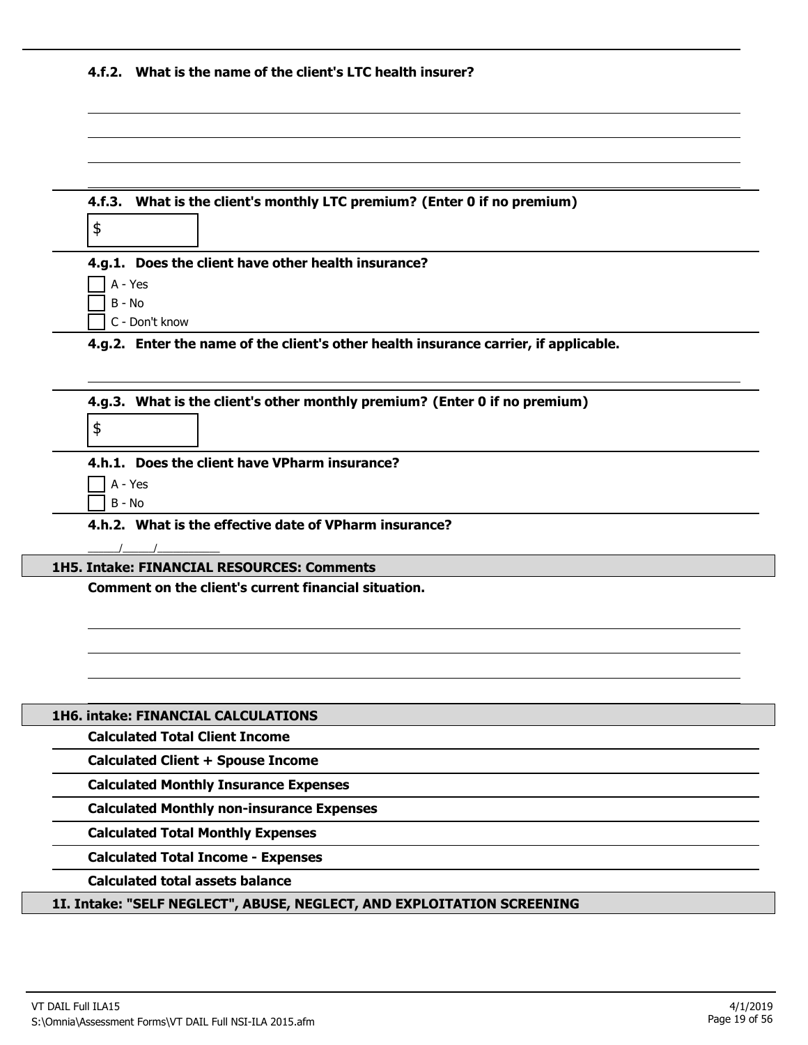**4.f.2. What is the name of the client's LTC health insurer?**

______________________________________________

______________________________________________

______________________________________________

______________________________________________

**4.f.3. What is the client's monthly LTC premium? (Enter 0 if no premium)**

$ ________

**4.g.1. Does the client have other health insurance?**

- [ ] A - Yes
- [ ] B - No
- [ ] C - Don't know

**4.g.2. Enter the name of the client's other health insurance carrier, if applicable.**

______________________________________________

**4.g.3. What is the client's other monthly premium? (Enter 0 if no premium)**

$ ________

**4.h.1. Does the client have VPharm insurance?**

- [ ] A - Yes
- [ ] B - No

**4.h.2. What is the effective date of VPharm insurance?**

_____/_____/__________

## 1H5. Intake: FINANCIAL RESOURCES: Comments

**Comment on the client's current financial situation.**

______________________________________________

______________________________________________

______________________________________________

______________________________________________

## 1H6. intake: FINANCIAL CALCULATIONS

**Calculated Total Client Income**

**Calculated Client + Spouse Income**

**Calculated Monthly Insurance Expenses**

**Calculated Monthly non-insurance Expenses**

**Calculated Total Monthly Expenses**

**Calculated Total Income - Expenses**

**Calculated total assets balance**

## 1I. Intake: "SELF NEGLECT", ABUSE, NEGLECT, AND EXPLOITATION SCREENING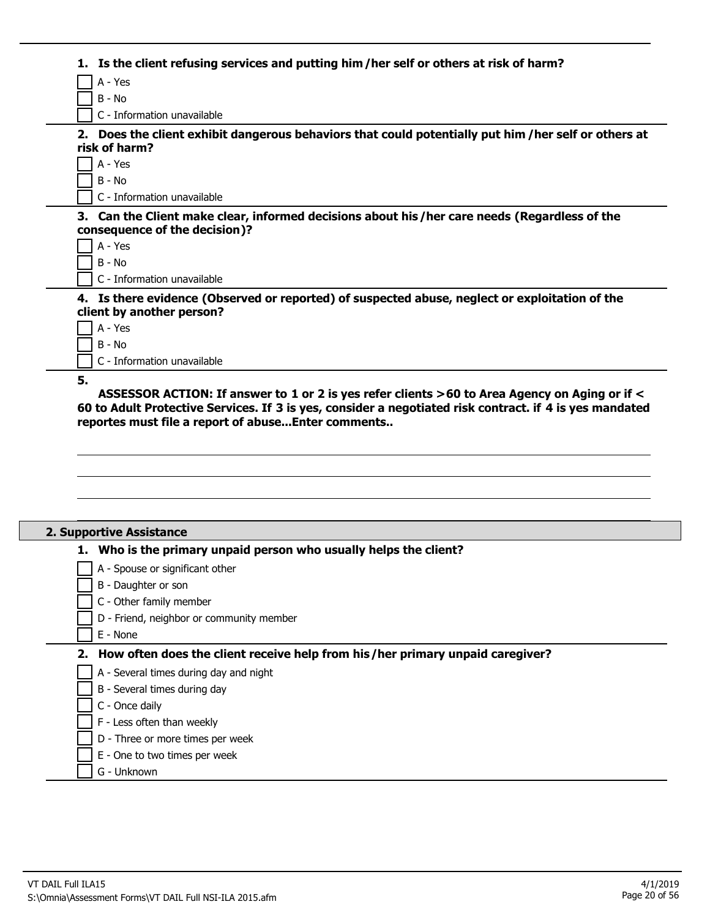**1. Is the client refusing services and putting him /her self or others at risk of harm?**

- [ ] A - Yes
- [ ] B - No
- [ ] C - Information unavailable

**2. Does the client exhibit dangerous behaviors that could potentially put him /her self or others at risk of harm?**

- [ ] A - Yes
- [ ] B - No
- [ ] C - Information unavailable

**3. Can the Client make clear, informed decisions about his /her care needs (Regardless of the consequence of the decision)?**

- [ ] A - Yes
- [ ] B - No
- [ ] C - Information unavailable

**4. Is there evidence (Observed or reported) of suspected abuse, neglect or exploitation of the client by another person?**

- [ ] A - Yes
- [ ] B - No
- [ ] C - Information unavailable

**5.**

**ASSESSOR ACTION: If answer to 1 or 2 is yes refer clients >60 to Area Agency on Aging or if < 60 to Adult Protective Services. If 3 is yes, consider a negotiated risk contract. if 4 is yes mandated reportes must file a report of abuse...Enter comments..**

______________________________________________________________________

______________________________________________________________________

______________________________________________________________________

## 2. Supportive Assistance

**1. Who is the primary unpaid person who usually helps the client?**

- [ ] A - Spouse or significant other
- [ ] B - Daughter or son
- [ ] C - Other family member
- [ ] D - Friend, neighbor or community member
- [ ] E - None

**2. How often does the client receive help from his /her primary unpaid caregiver?**

- [ ] A - Several times during day and night
- [ ] B - Several times during day
- [ ] C - Once daily
- [ ] F - Less often than weekly
- [ ] D - Three or more times per week
- [ ] E - One to two times per week
- [ ] G - Unknown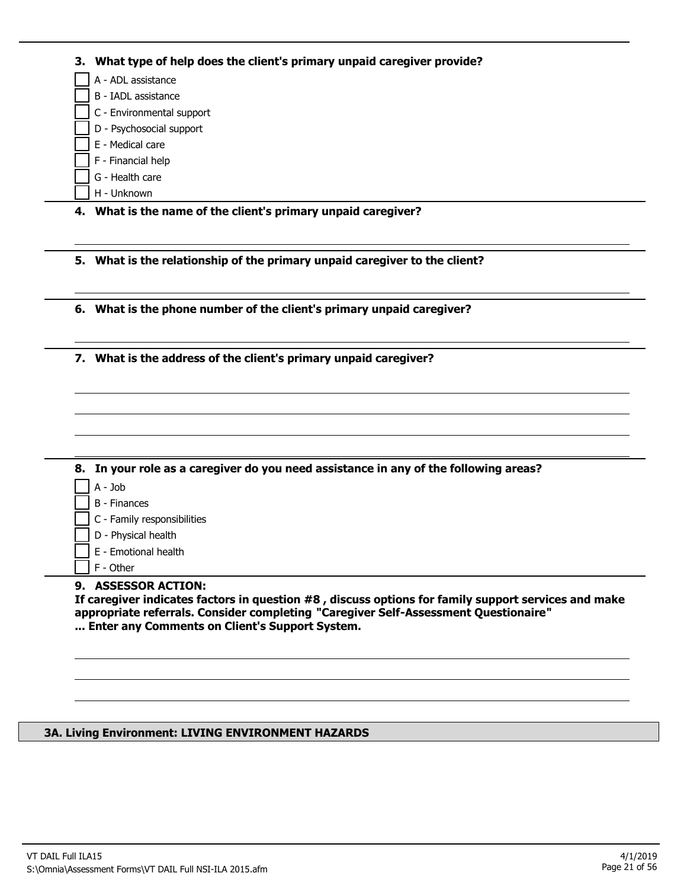**3. What type of help does the client's primary unpaid caregiver provide?**

- [ ] A - ADL assistance
- [ ] B - IADL assistance
- [ ] C - Environmental support
- [ ] D - Psychosocial support
- [ ] E - Medical care
- [ ] F - Financial help
- [ ] G - Health care
- [ ] H - Unknown

**4. What is the name of the client's primary unpaid caregiver?**

______________________________________________

**5. What is the relationship of the primary unpaid caregiver to the client?**

______________________________________________

**6. What is the phone number of the client's primary unpaid caregiver?**

______________________________________________

**7. What is the address of the client's primary unpaid caregiver?**

______________________________________________

______________________________________________

______________________________________________

______________________________________________

**8. In your role as a caregiver do you need assistance in any of the following areas?**

- [ ] A - Job
- [ ] B - Finances
- [ ] C - Family responsibilities
- [ ] D - Physical health
- [ ] E - Emotional health
- [ ] F - Other

**9. ASSESSOR ACTION:**
**If caregiver indicates factors in question #8 , discuss options for family support services and make appropriate referrals. Consider completing "Caregiver Self-Assessment Questionaire"**
**... Enter any Comments on Client's Support System.**

______________________________________________

______________________________________________

______________________________________________

## 3A. Living Environment: LIVING ENVIRONMENT HAZARDS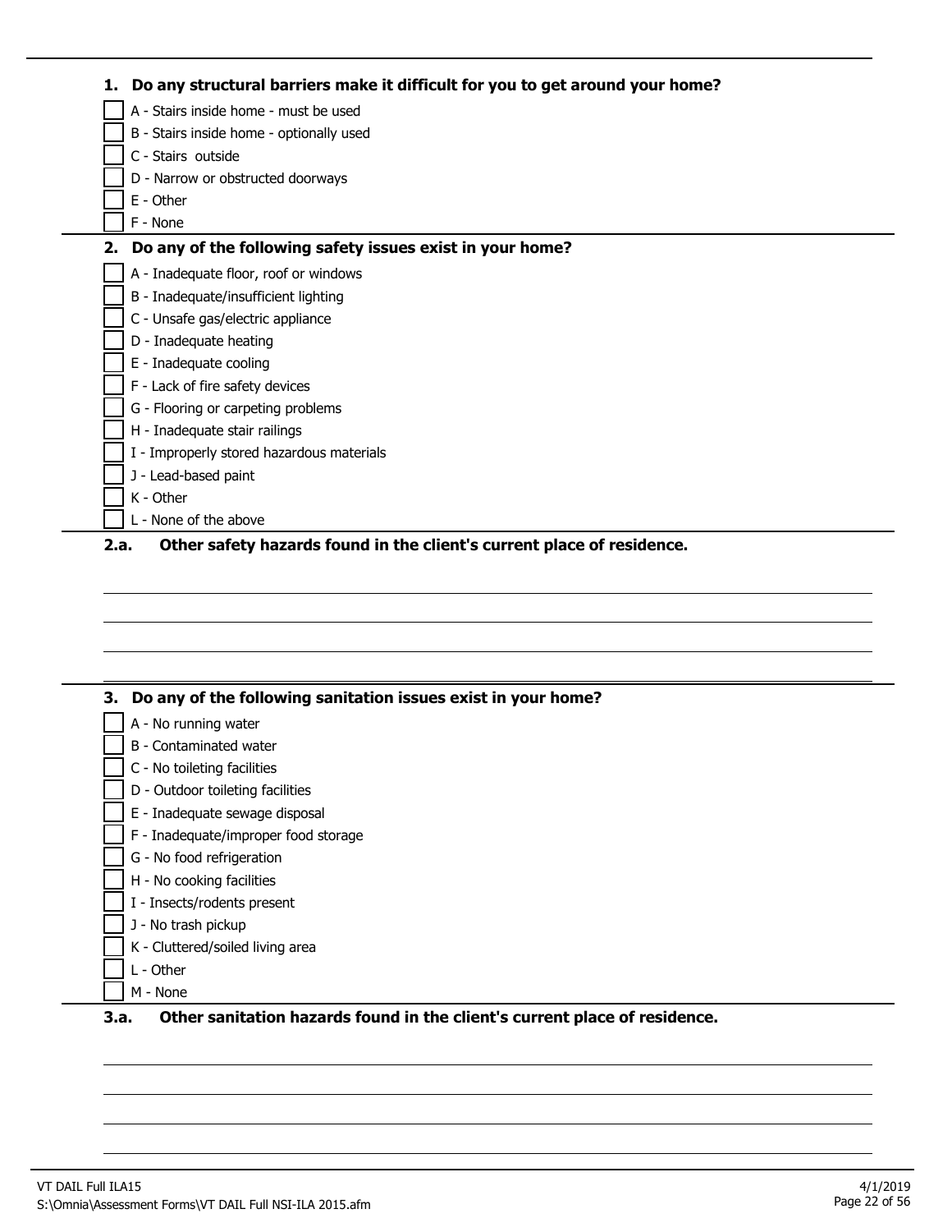**1. Do any structural barriers make it difficult for you to get around your home?**

- [ ] A - Stairs inside home - must be used
- [ ] B - Stairs inside home - optionally used
- [ ] C - Stairs outside
- [ ] D - Narrow or obstructed doorways
- [ ] E - Other
- [ ] F - None

**2. Do any of the following safety issues exist in your home?**

- [ ] A - Inadequate floor, roof or windows
- [ ] B - Inadequate/insufficient lighting
- [ ] C - Unsafe gas/electric appliance
- [ ] D - Inadequate heating
- [ ] E - Inadequate cooling
- [ ] F - Lack of fire safety devices
- [ ] G - Flooring or carpeting problems
- [ ] H - Inadequate stair railings
- [ ] I - Improperly stored hazardous materials
- [ ] J - Lead-based paint
- [ ] K - Other
- [ ] L - None of the above

**2.a. Other safety hazards found in the client's current place of residence.**

______________________________________________

______________________________________________

______________________________________________

______________________________________________

**3. Do any of the following sanitation issues exist in your home?**

- [ ] A - No running water
- [ ] B - Contaminated water
- [ ] C - No toileting facilities
- [ ] D - Outdoor toileting facilities
- [ ] E - Inadequate sewage disposal
- [ ] F - Inadequate/improper food storage
- [ ] G - No food refrigeration
- [ ] H - No cooking facilities
- [ ] I - Insects/rodents present
- [ ] J - No trash pickup
- [ ] K - Cluttered/soiled living area
- [ ] L - Other
- [ ] M - None

**3.a. Other sanitation hazards found in the client's current place of residence.**

______________________________________________

______________________________________________

______________________________________________

______________________________________________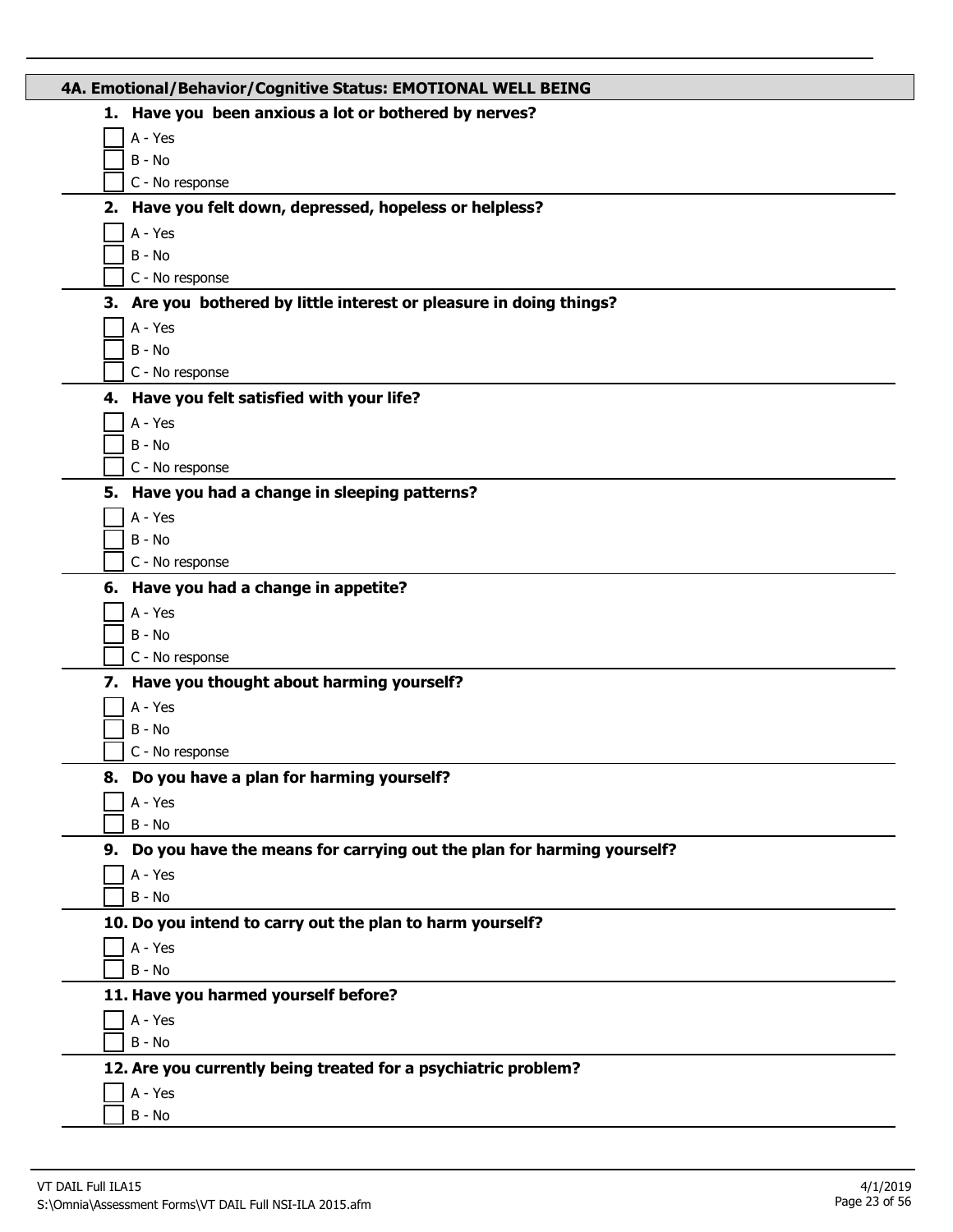## 4A. Emotional/Behavior/Cognitive Status: EMOTIONAL WELL BEING

**1. Have you been anxious a lot or bothered by nerves?**

- [ ] A - Yes
- [ ] B - No
- [ ] C - No response

**2. Have you felt down, depressed, hopeless or helpless?**

- [ ] A - Yes
- [ ] B - No
- [ ] C - No response

**3. Are you bothered by little interest or pleasure in doing things?**

- [ ] A - Yes
- [ ] B - No
- [ ] C - No response

**4. Have you felt satisfied with your life?**

- [ ] A - Yes
- [ ] B - No
- [ ] C - No response

**5. Have you had a change in sleeping patterns?**

- [ ] A - Yes
- [ ] B - No
- [ ] C - No response

**6. Have you had a change in appetite?**

- [ ] A - Yes
- [ ] B - No
- [ ] C - No response

**7. Have you thought about harming yourself?**

- [ ] A - Yes
- [ ] B - No
- [ ] C - No response

**8. Do you have a plan for harming yourself?**

- [ ] A - Yes
- [ ] B - No

**9. Do you have the means for carrying out the plan for harming yourself?**

- [ ] A - Yes
- [ ] B - No

**10. Do you intend to carry out the plan to harm yourself?**

- [ ] A - Yes
- [ ] B - No

**11. Have you harmed yourself before?**

- [ ] A - Yes
- [ ] B - No

**12. Are you currently being treated for a psychiatric problem?**

- [ ] A - Yes
- [ ] B - No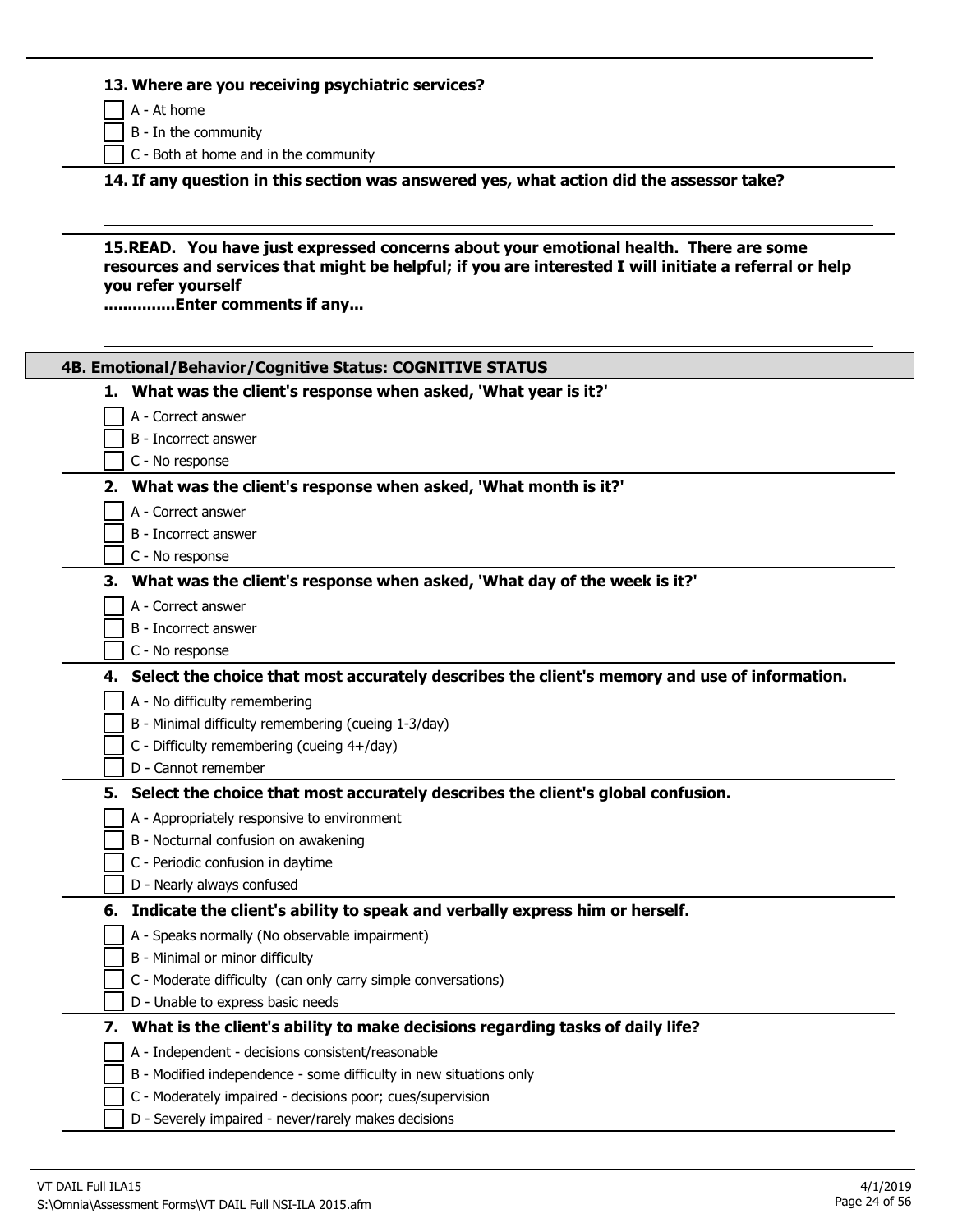**13. Where are you receiving psychiatric services?**

- [ ] A - At home
- [ ] B - In the community
- [ ] C - Both at home and in the community

**14. If any question in this section was answered yes, what action did the assessor take?**

**15.READ. You have just expressed concerns about your emotional health. There are some resources and services that might be helpful; if you are interested I will initiate a referral or help you refer yourself**
**..............Enter comments if any...**

## 4B. Emotional/Behavior/Cognitive Status: COGNITIVE STATUS

**1. What was the client's response when asked, 'What year is it?'**

- [ ] A - Correct answer
- [ ] B - Incorrect answer
- [ ] C - No response

**2. What was the client's response when asked, 'What month is it?'**

- [ ] A - Correct answer
- [ ] B - Incorrect answer
- [ ] C - No response

**3. What was the client's response when asked, 'What day of the week is it?'**

- [ ] A - Correct answer
- [ ] B - Incorrect answer
- [ ] C - No response

**4. Select the choice that most accurately describes the client's memory and use of information.**

- [ ] A - No difficulty remembering
- [ ] B - Minimal difficulty remembering (cueing 1-3/day)
- [ ] C - Difficulty remembering (cueing 4+/day)
- [ ] D - Cannot remember

**5. Select the choice that most accurately describes the client's global confusion.**

- [ ] A - Appropriately responsive to environment
- [ ] B - Nocturnal confusion on awakening
- [ ] C - Periodic confusion in daytime
- [ ] D - Nearly always confused

**6. Indicate the client's ability to speak and verbally express him or herself.**

- [ ] A - Speaks normally (No observable impairment)
- [ ] B - Minimal or minor difficulty
- [ ] C - Moderate difficulty (can only carry simple conversations)
- [ ] D - Unable to express basic needs

**7. What is the client's ability to make decisions regarding tasks of daily life?**

- [ ] A - Independent - decisions consistent/reasonable
- [ ] B - Modified independence - some difficulty in new situations only
- [ ] C - Moderately impaired - decisions poor; cues/supervision
- [ ] D - Severely impaired - never/rarely makes decisions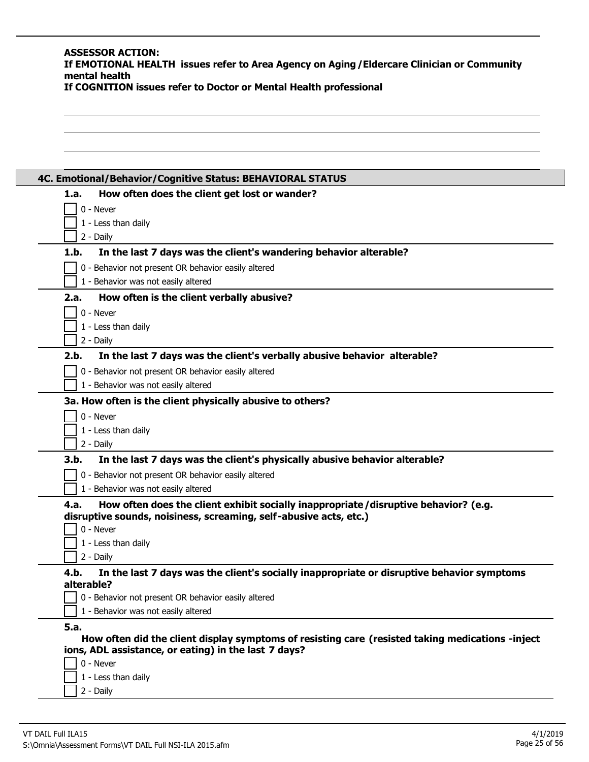**ASSESSOR ACTION:**
**If EMOTIONAL HEALTH issues refer to Area Agency on Aging /Eldercare Clinician or Community mental health**
**If COGNITION issues refer to Doctor or Mental Health professional**

## 4C. Emotional/Behavior/Cognitive Status: BEHAVIORAL STATUS

**1.a. How often does the client get lost or wander?**

- [ ] 0 - Never
- [ ] 1 - Less than daily
- [ ] 2 - Daily

**1.b. In the last 7 days was the client's wandering behavior alterable?**

- [ ] 0 - Behavior not present OR behavior easily altered
- [ ] 1 - Behavior was not easily altered

**2.a. How often is the client verbally abusive?**

- [ ] 0 - Never
- [ ] 1 - Less than daily
- [ ] 2 - Daily

**2.b. In the last 7 days was the client's verbally abusive behavior alterable?**

- [ ] 0 - Behavior not present OR behavior easily altered
- [ ] 1 - Behavior was not easily altered

**3a. How often is the client physically abusive to others?**

- [ ] 0 - Never
- [ ] 1 - Less than daily
- [ ] 2 - Daily

**3.b. In the last 7 days was the client's physically abusive behavior alterable?**

- [ ] 0 - Behavior not present OR behavior easily altered
- [ ] 1 - Behavior was not easily altered

**4.a. How often does the client exhibit socially inappropriate /disruptive behavior? (e.g. disruptive sounds, noisiness, screaming, self-abusive acts, etc.)**

- [ ] 0 - Never
- [ ] 1 - Less than daily
- [ ] 2 - Daily

**4.b. In the last 7 days was the client's socially inappropriate or disruptive behavior symptoms alterable?**

- [ ] 0 - Behavior not present OR behavior easily altered
- [ ] 1 - Behavior was not easily altered

**5.a.**
**How often did the client display symptoms of resisting care (resisted taking medications -injections, ADL assistance, or eating) in the last 7 days?**

- [ ] 0 - Never
- [ ] 1 - Less than daily
- [ ] 2 - Daily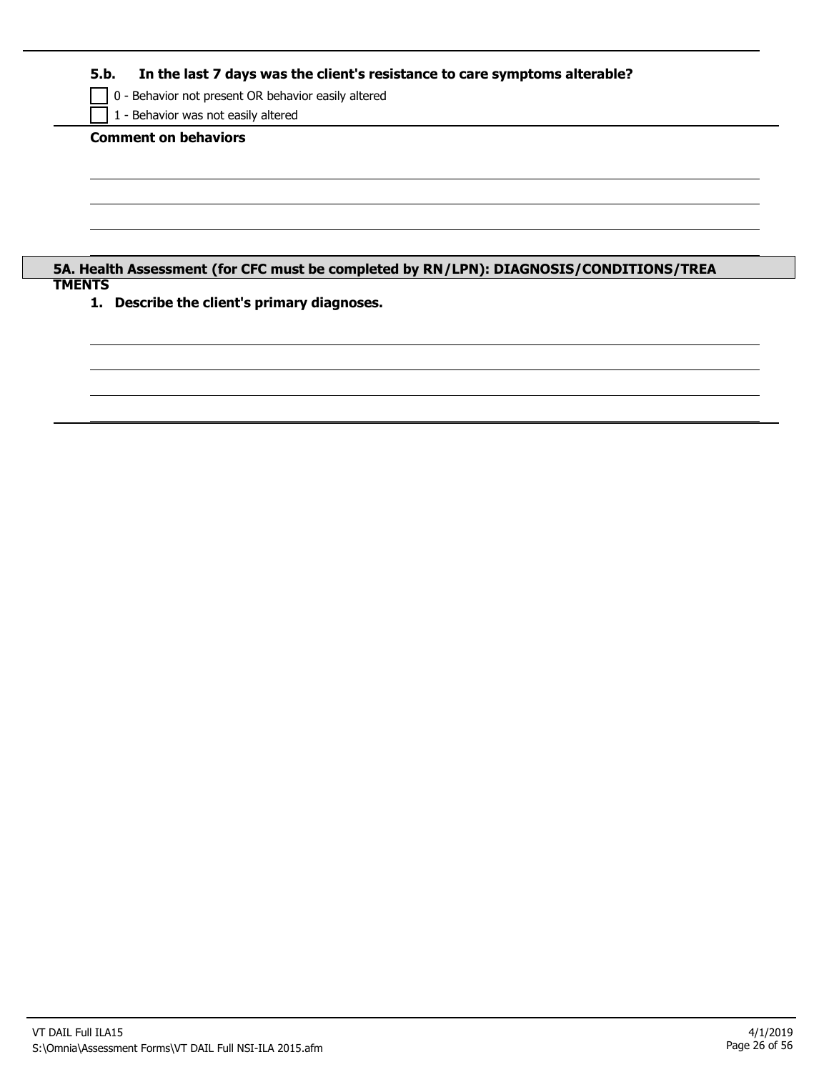**5.b. In the last 7 days was the client's resistance to care symptoms alterable?**

- [ ] 0 - Behavior not present OR behavior easily altered
- [ ] 1 - Behavior was not easily altered

**Comment on behaviors**

## 5A. Health Assessment (for CFC must be completed by RN/LPN): DIAGNOSIS/CONDITIONS/TREATMENTS

**1. Describe the client's primary diagnoses.**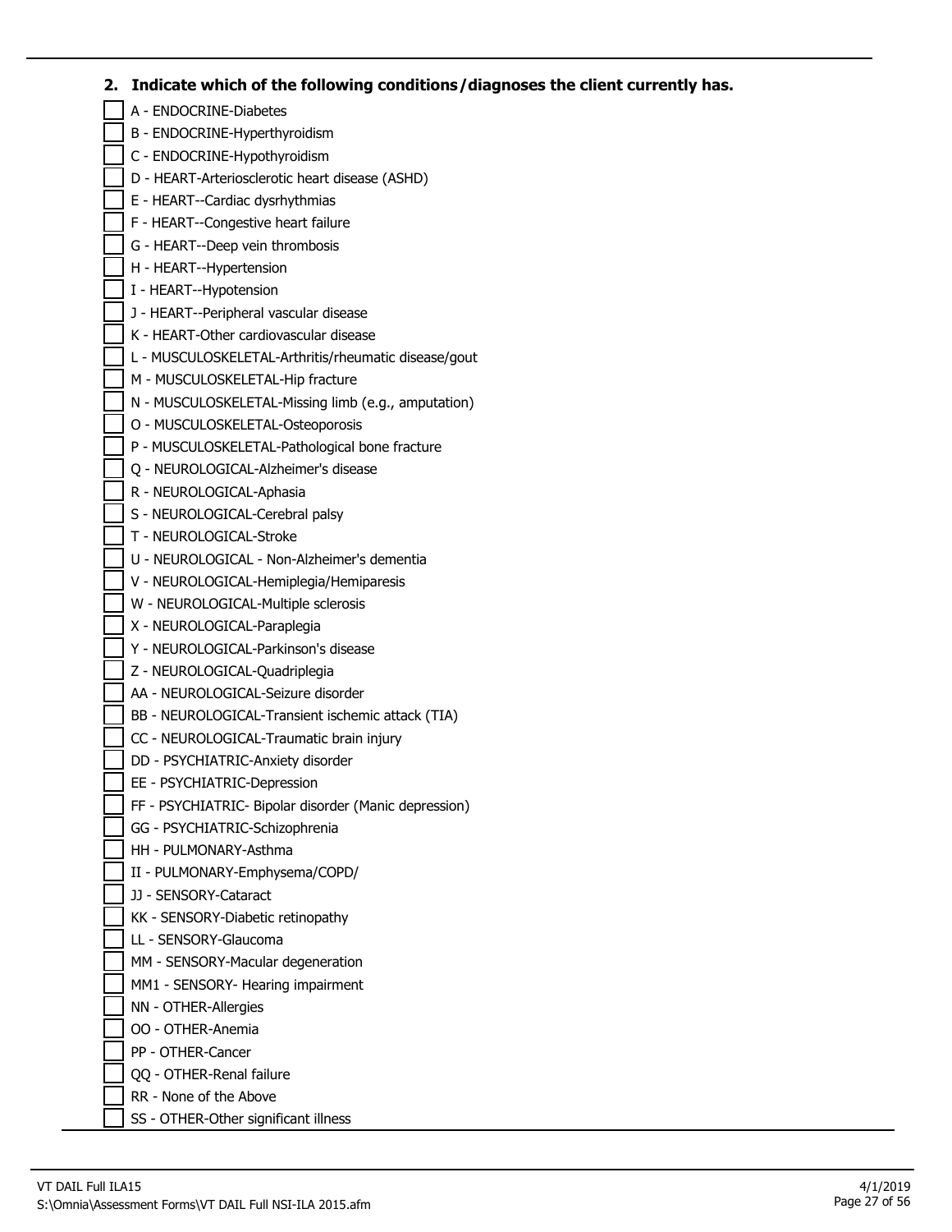**2. Indicate which of the following conditions/diagnoses the client currently has.**

- [ ] A - ENDOCRINE-Diabetes
- [ ] B - ENDOCRINE-Hyperthyroidism
- [ ] C - ENDOCRINE-Hypothyroidism
- [ ] D - HEART-Arteriosclerotic heart disease (ASHD)
- [ ] E - HEART--Cardiac dysrhythmias
- [ ] F - HEART--Congestive heart failure
- [ ] G - HEART--Deep vein thrombosis
- [ ] H - HEART--Hypertension
- [ ] I - HEART--Hypotension
- [ ] J - HEART--Peripheral vascular disease
- [ ] K - HEART-Other cardiovascular disease
- [ ] L - MUSCULOSKELETAL-Arthritis/rheumatic disease/gout
- [ ] M - MUSCULOSKELETAL-Hip fracture
- [ ] N - MUSCULOSKELETAL-Missing limb (e.g., amputation)
- [ ] O - MUSCULOSKELETAL-Osteoporosis
- [ ] P - MUSCULOSKELETAL-Pathological bone fracture
- [ ] Q - NEUROLOGICAL-Alzheimer's disease
- [ ] R - NEUROLOGICAL-Aphasia
- [ ] S - NEUROLOGICAL-Cerebral palsy
- [ ] T - NEUROLOGICAL-Stroke
- [ ] U - NEUROLOGICAL - Non-Alzheimer's dementia
- [ ] V - NEUROLOGICAL-Hemiplegia/Hemiparesis
- [ ] W - NEUROLOGICAL-Multiple sclerosis
- [ ] X - NEUROLOGICAL-Paraplegia
- [ ] Y - NEUROLOGICAL-Parkinson's disease
- [ ] Z - NEUROLOGICAL-Quadriplegia
- [ ] AA - NEUROLOGICAL-Seizure disorder
- [ ] BB - NEUROLOGICAL-Transient ischemic attack (TIA)
- [ ] CC - NEUROLOGICAL-Traumatic brain injury
- [ ] DD - PSYCHIATRIC-Anxiety disorder
- [ ] EE - PSYCHIATRIC-Depression
- [ ] FF - PSYCHIATRIC- Bipolar disorder (Manic depression)
- [ ] GG - PSYCHIATRIC-Schizophrenia
- [ ] HH - PULMONARY-Asthma
- [ ] II - PULMONARY-Emphysema/COPD/
- [ ] JJ - SENSORY-Cataract
- [ ] KK - SENSORY-Diabetic retinopathy
- [ ] LL - SENSORY-Glaucoma
- [ ] MM - SENSORY-Macular degeneration
- [ ] MM1 - SENSORY- Hearing impairment
- [ ] NN - OTHER-Allergies
- [ ] OO - OTHER-Anemia
- [ ] PP - OTHER-Cancer
- [ ] QQ - OTHER-Renal failure
- [ ] RR - None of the Above
- [ ] SS - OTHER-Other significant illness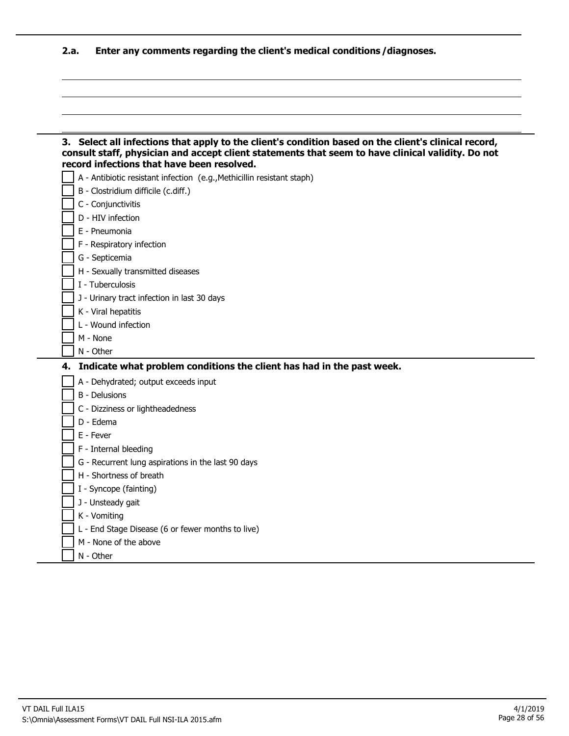**2.a. Enter any comments regarding the client's medical conditions /diagnoses.**

**3. Select all infections that apply to the client's condition based on the client's clinical record, consult staff, physician and accept client statements that seem to have clinical validity. Do not record infections that have been resolved.**

- [ ] A - Antibiotic resistant infection (e.g.,Methicillin resistant staph)
- [ ] B - Clostridium difficile (c.diff.)
- [ ] C - Conjunctivitis
- [ ] D - HIV infection
- [ ] E - Pneumonia
- [ ] F - Respiratory infection
- [ ] G - Septicemia
- [ ] H - Sexually transmitted diseases
- [ ] I - Tuberculosis
- [ ] J - Urinary tract infection in last 30 days
- [ ] K - Viral hepatitis
- [ ] L - Wound infection
- [ ] M - None
- [ ] N - Other

**4. Indicate what problem conditions the client has had in the past week.**

- [ ] A - Dehydrated; output exceeds input
- [ ] B - Delusions
- [ ] C - Dizziness or lightheadedness
- [ ] D - Edema
- [ ] E - Fever
- [ ] F - Internal bleeding
- [ ] G - Recurrent lung aspirations in the last 90 days
- [ ] H - Shortness of breath
- [ ] I - Syncope (fainting)
- [ ] J - Unsteady gait
- [ ] K - Vomiting
- [ ] L - End Stage Disease (6 or fewer months to live)
- [ ] M - None of the above
- [ ] N - Other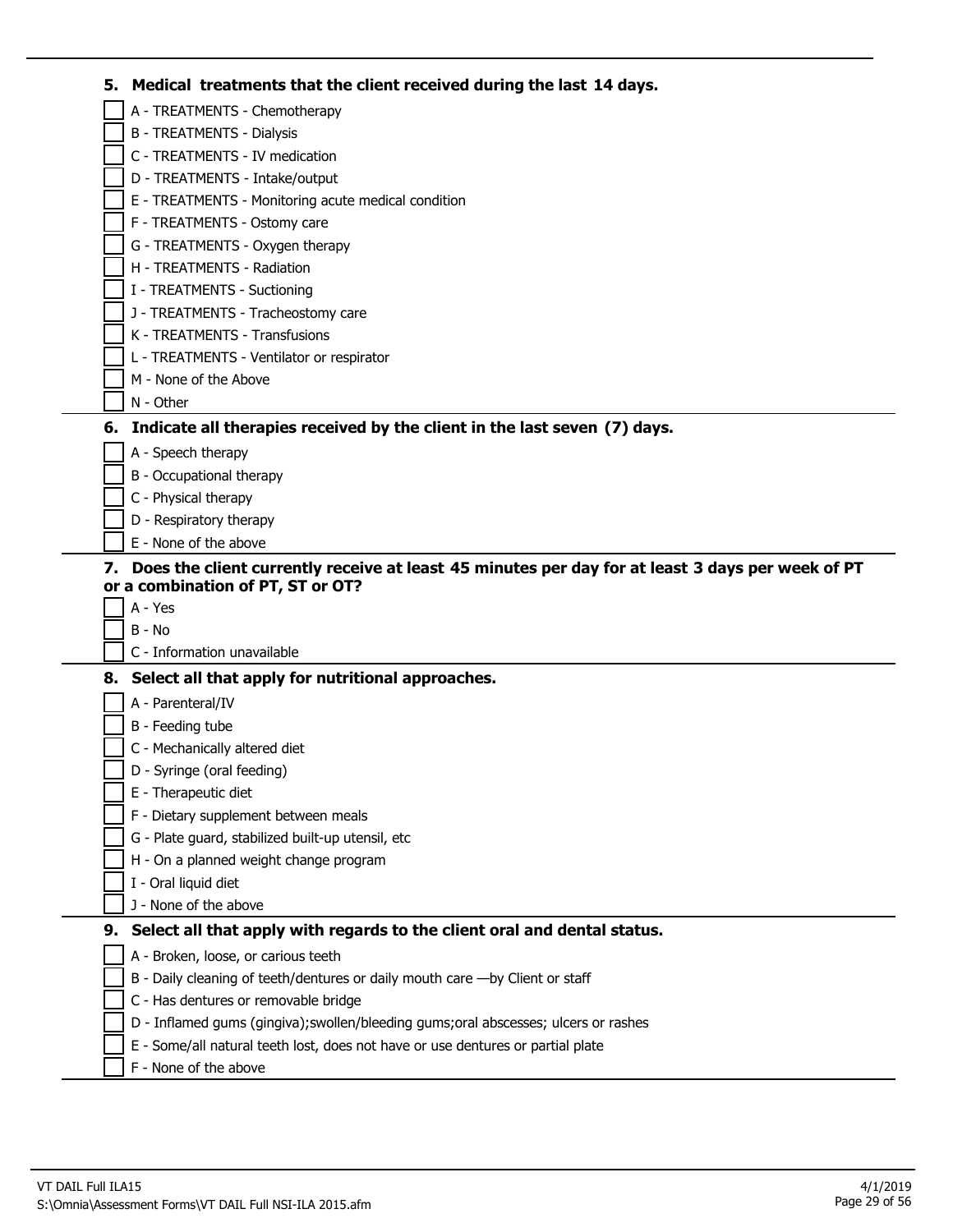**5. Medical treatments that the client received during the last 14 days.**

- [ ] A - TREATMENTS - Chemotherapy
- [ ] B - TREATMENTS - Dialysis
- [ ] C - TREATMENTS - IV medication
- [ ] D - TREATMENTS - Intake/output
- [ ] E - TREATMENTS - Monitoring acute medical condition
- [ ] F - TREATMENTS - Ostomy care
- [ ] G - TREATMENTS - Oxygen therapy
- [ ] H - TREATMENTS - Radiation
- [ ] I - TREATMENTS - Suctioning
- [ ] J - TREATMENTS - Tracheostomy care
- [ ] K - TREATMENTS - Transfusions
- [ ] L - TREATMENTS - Ventilator or respirator
- [ ] M - None of the Above
- [ ] N - Other

**6. Indicate all therapies received by the client in the last seven (7) days.**

- [ ] A - Speech therapy
- [ ] B - Occupational therapy
- [ ] C - Physical therapy
- [ ] D - Respiratory therapy
- [ ] E - None of the above

**7. Does the client currently receive at least 45 minutes per day for at least 3 days per week of PT or a combination of PT, ST or OT?**

- [ ] A - Yes
- [ ] B - No
- [ ] C - Information unavailable

**8. Select all that apply for nutritional approaches.**

- [ ] A - Parenteral/IV
- [ ] B - Feeding tube
- [ ] C - Mechanically altered diet
- [ ] D - Syringe (oral feeding)
- [ ] E - Therapeutic diet
- [ ] F - Dietary supplement between meals
- [ ] G - Plate guard, stabilized built-up utensil, etc
- [ ] H - On a planned weight change program
- [ ] I - Oral liquid diet
- [ ] J - None of the above

**9. Select all that apply with regards to the client oral and dental status.**

- [ ] A - Broken, loose, or carious teeth
- [ ] B - Daily cleaning of teeth/dentures or daily mouth care —by Client or staff
- [ ] C - Has dentures or removable bridge
- [ ] D - Inflamed gums (gingiva);swollen/bleeding gums;oral abscesses; ulcers or rashes
- [ ] E - Some/all natural teeth lost, does not have or use dentures or partial plate
- [ ] F - None of the above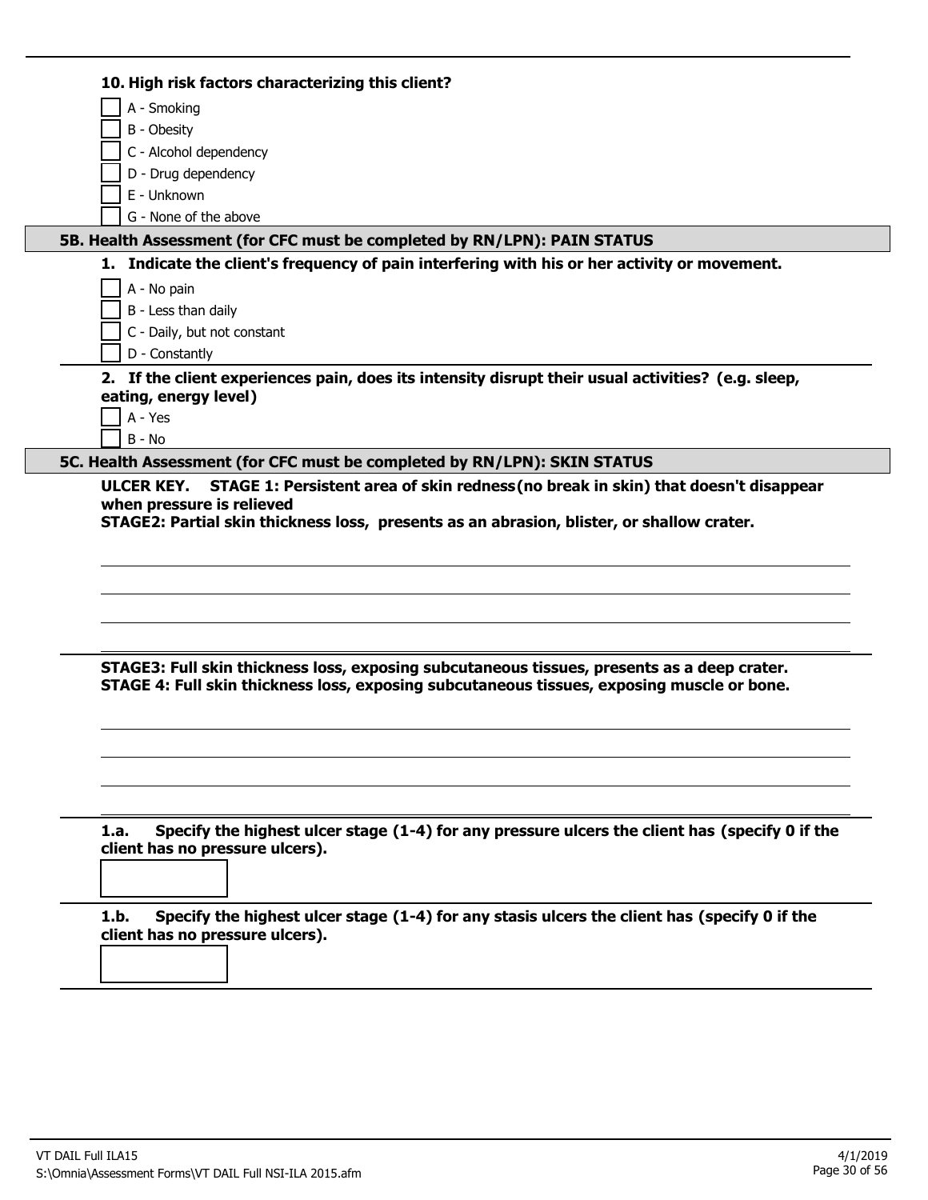**10. High risk factors characterizing this client?**

- [ ] A - Smoking
- [ ] B - Obesity
- [ ] C - Alcohol dependency
- [ ] D - Drug dependency
- [ ] E - Unknown
- [ ] G - None of the above

## 5B. Health Assessment (for CFC must be completed by RN/LPN): PAIN STATUS

**1. Indicate the client's frequency of pain interfering with his or her activity or movement.**

- [ ] A - No pain
- [ ] B - Less than daily
- [ ] C - Daily, but not constant
- [ ] D - Constantly

**2. If the client experiences pain, does its intensity disrupt their usual activities? (e.g. sleep, eating, energy level)**

- [ ] A - Yes
- [ ] B - No

## 5C. Health Assessment (for CFC must be completed by RN/LPN): SKIN STATUS

**ULCER KEY. STAGE 1: Persistent area of skin redness(no break in skin) that doesn't disappear when pressure is relieved**
**STAGE2: Partial skin thickness loss, presents as an abrasion, blister, or shallow crater.**

______________________________________________

______________________________________________

______________________________________________

**STAGE3: Full skin thickness loss, exposing subcutaneous tissues, presents as a deep crater.**
**STAGE 4: Full skin thickness loss, exposing subcutaneous tissues, exposing muscle or bone.**

______________________________________________

______________________________________________

______________________________________________

**1.a. Specify the highest ulcer stage (1-4) for any pressure ulcers the client has (specify 0 if the client has no pressure ulcers).**

[ ]

**1.b. Specify the highest ulcer stage (1-4) for any stasis ulcers the client has (specify 0 if the client has no pressure ulcers).**

[ ]

VT DAIL Full ILA15
S:\Omnia\Assessment Forms\VT DAIL Full NSI-ILA 2015.afm
4/1/2019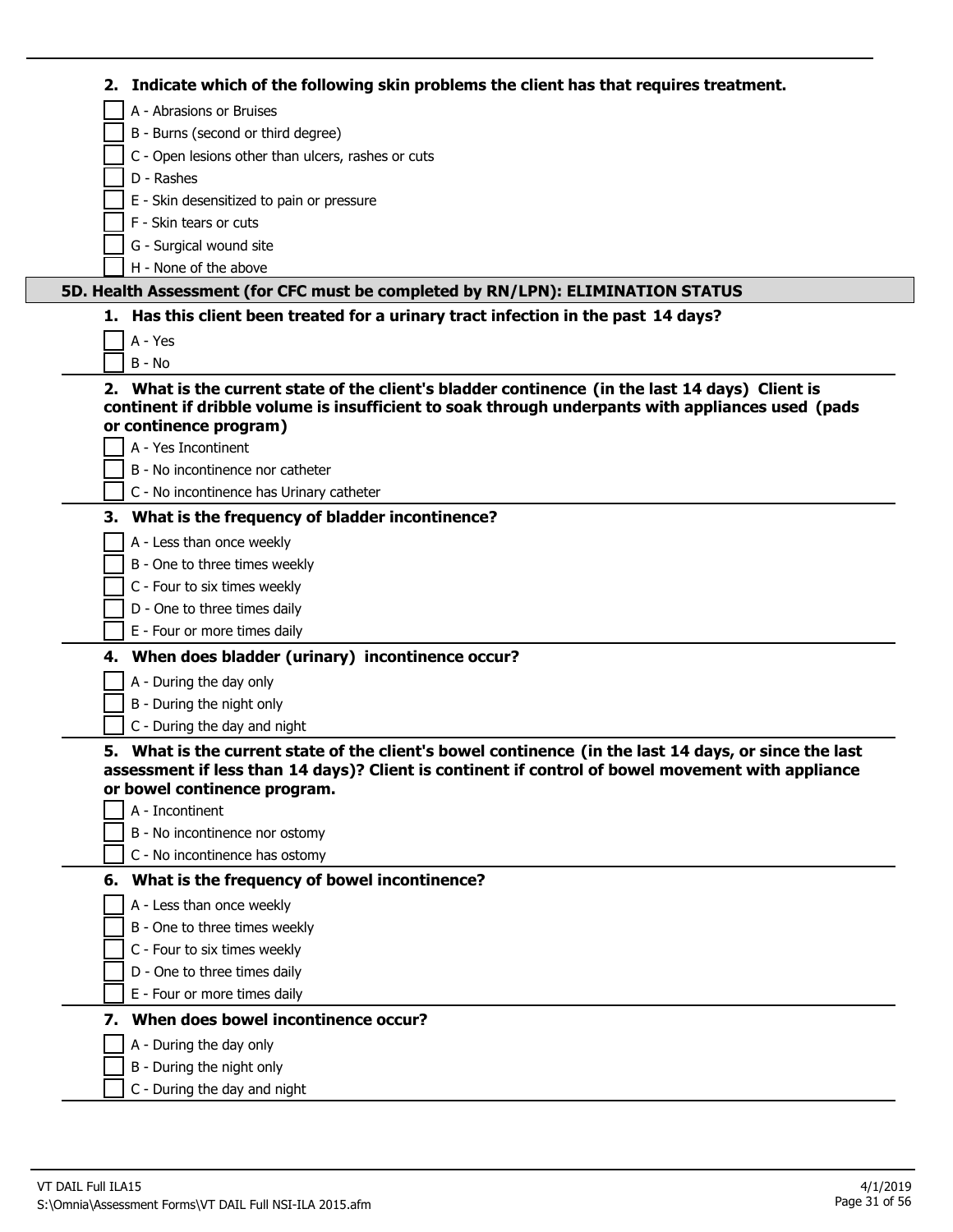**2. Indicate which of the following skin problems the client has that requires treatment.**

- [ ] A - Abrasions or Bruises
- [ ] B - Burns (second or third degree)
- [ ] C - Open lesions other than ulcers, rashes or cuts
- [ ] D - Rashes
- [ ] E - Skin desensitized to pain or pressure
- [ ] F - Skin tears or cuts
- [ ] G - Surgical wound site
- [ ] H - None of the above

## 5D. Health Assessment (for CFC must be completed by RN/LPN): ELIMINATION STATUS

**1. Has this client been treated for a urinary tract infection in the past 14 days?**

- [ ] A - Yes
- [ ] B - No

**2. What is the current state of the client's bladder continence (in the last 14 days) Client is continent if dribble volume is insufficient to soak through underpants with appliances used (pads or continence program)**

- [ ] A - Yes Incontinent
- [ ] B - No incontinence nor catheter
- [ ] C - No incontinence has Urinary catheter

**3. What is the frequency of bladder incontinence?**

- [ ] A - Less than once weekly
- [ ] B - One to three times weekly
- [ ] C - Four to six times weekly
- [ ] D - One to three times daily
- [ ] E - Four or more times daily

**4. When does bladder (urinary) incontinence occur?**

- [ ] A - During the day only
- [ ] B - During the night only
- [ ] C - During the day and night

**5. What is the current state of the client's bowel continence (in the last 14 days, or since the last assessment if less than 14 days)? Client is continent if control of bowel movement with appliance or bowel continence program.**

- [ ] A - Incontinent
- [ ] B - No incontinence nor ostomy
- [ ] C - No incontinence has ostomy

**6. What is the frequency of bowel incontinence?**

- [ ] A - Less than once weekly
- [ ] B - One to three times weekly
- [ ] C - Four to six times weekly
- [ ] D - One to three times daily
- [ ] E - Four or more times daily

**7. When does bowel incontinence occur?**

- [ ] A - During the day only
- [ ] B - During the night only
- [ ] C - During the day and night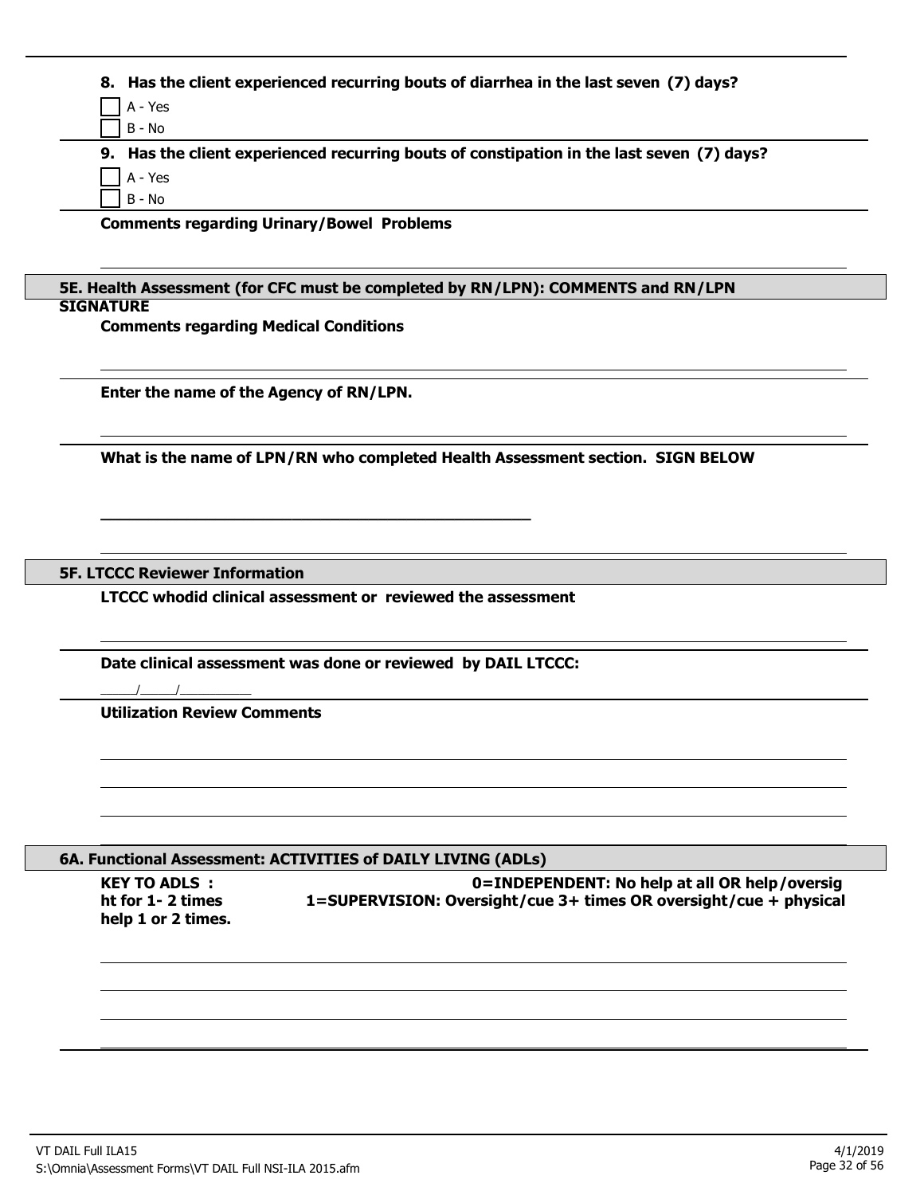**8. Has the client experienced recurring bouts of diarrhea in the last seven (7) days?**

- [ ] A - Yes
- [ ] B - No

**9. Has the client experienced recurring bouts of constipation in the last seven (7) days?**

- [ ] A - Yes
- [ ] B - No

**Comments regarding Urinary/Bowel Problems**

## 5E. Health Assessment (for CFC must be completed by RN/LPN): COMMENTS and RN/LPN SIGNATURE

**Comments regarding Medical Conditions**

**Enter the name of the Agency of RN/LPN.**

**What is the name of LPN/RN who completed Health Assessment section. SIGN BELOW**

______________________________________________

## 5F. LTCCC Reviewer Information

**LTCCC whodid clinical assessment or reviewed the assessment**

**Date clinical assessment was done or reviewed by DAIL LTCCC:**

_____/_____/__________

**Utilization Review Comments**

## 6A. Functional Assessment: ACTIVITIES of DAILY LIVING (ADLs)

**KEY TO ADLS : 0=INDEPENDENT: No help at all OR help/oversight for 1- 2 times 1=SUPERVISION: Oversight/cue 3+ times OR oversight/cue + physical help 1 or 2 times.**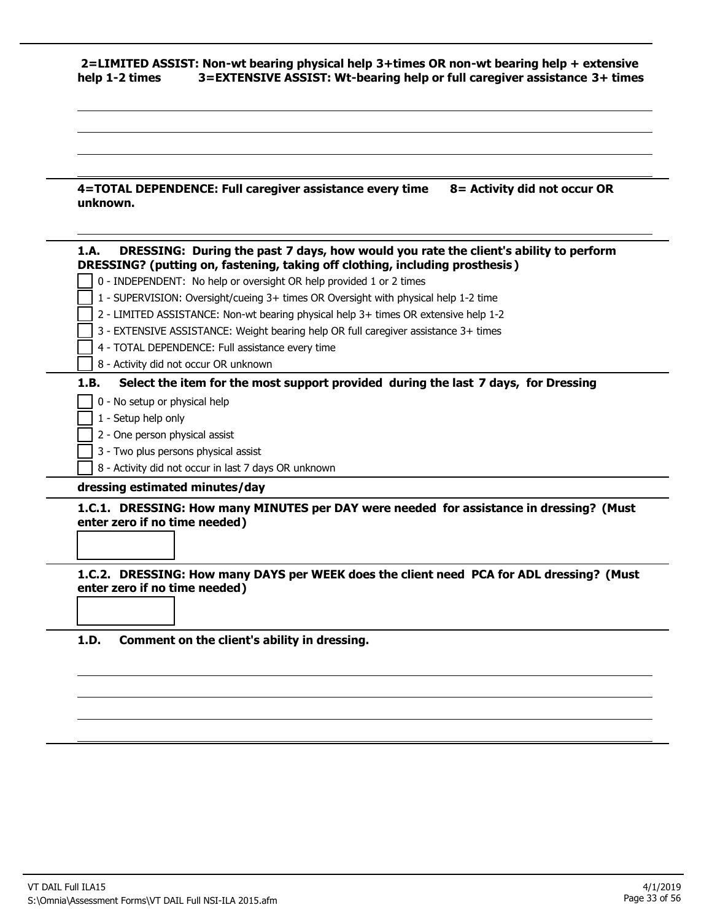**2=LIMITED ASSIST: Non-wt bearing physical help 3+times OR non-wt bearing help + extensive help 1-2 times 3=EXTENSIVE ASSIST: Wt-bearing help or full caregiver assistance 3+ times**

**4=TOTAL DEPENDENCE: Full caregiver assistance every time 8= Activity did not occur OR unknown.**

**1.A. DRESSING: During the past 7 days, how would you rate the client's ability to perform DRESSING? (putting on, fastening, taking off clothing, including prosthesis)**

- [ ] 0 - INDEPENDENT: No help or oversight OR help provided 1 or 2 times
- [ ] 1 - SUPERVISION: Oversight/cueing 3+ times OR Oversight with physical help 1-2 time
- [ ] 2 - LIMITED ASSISTANCE: Non-wt bearing physical help 3+ times OR extensive help 1-2
- [ ] 3 - EXTENSIVE ASSISTANCE: Weight bearing help OR full caregiver assistance 3+ times
- [ ] 4 - TOTAL DEPENDENCE: Full assistance every time
- [ ] 8 - Activity did not occur OR unknown

**1.B. Select the item for the most support provided during the last 7 days, for Dressing**

- [ ] 0 - No setup or physical help
- [ ] 1 - Setup help only
- [ ] 2 - One person physical assist
- [ ] 3 - Two plus persons physical assist
- [ ] 8 - Activity did not occur in last 7 days OR unknown

**dressing estimated minutes/day**

**1.C.1. DRESSING: How many MINUTES per DAY were needed for assistance in dressing? (Must enter zero if no time needed)**

**1.C.2. DRESSING: How many DAYS per WEEK does the client need PCA for ADL dressing? (Must enter zero if no time needed)**

**1.D. Comment on the client's ability in dressing.**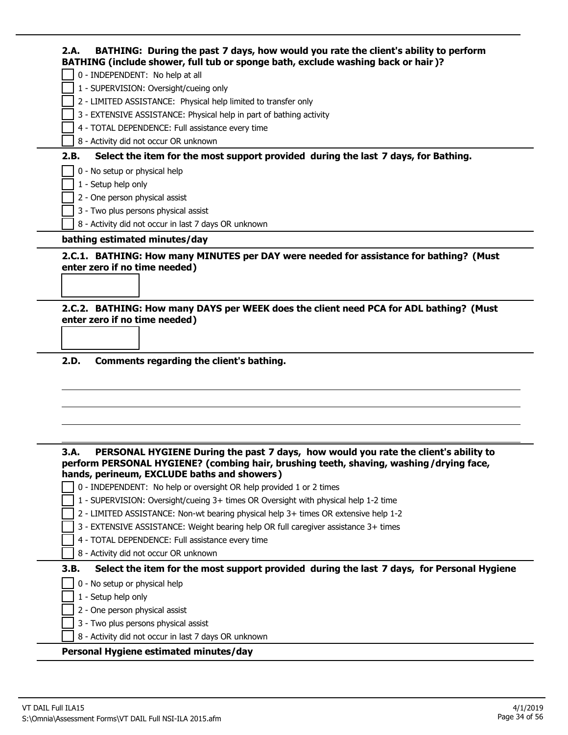**2.A. BATHING: During the past 7 days, how would you rate the client's ability to perform BATHING (include shower, full tub or sponge bath, exclude washing back or hair)?**

- [ ] 0 - INDEPENDENT: No help at all
- [ ] 1 - SUPERVISION: Oversight/cueing only
- [ ] 2 - LIMITED ASSISTANCE: Physical help limited to transfer only
- [ ] 3 - EXTENSIVE ASSISTANCE: Physical help in part of bathing activity
- [ ] 4 - TOTAL DEPENDENCE: Full assistance every time
- [ ] 8 - Activity did not occur OR unknown

**2.B. Select the item for the most support provided during the last 7 days, for Bathing.**

- [ ] 0 - No setup or physical help
- [ ] 1 - Setup help only
- [ ] 2 - One person physical assist
- [ ] 3 - Two plus persons physical assist
- [ ] 8 - Activity did not occur in last 7 days OR unknown

**bathing estimated minutes/day**

**2.C.1. BATHING: How many MINUTES per DAY were needed for assistance for bathing? (Must enter zero if no time needed)**

[ ]

**2.C.2. BATHING: How many DAYS per WEEK does the client need PCA for ADL bathing? (Must enter zero if no time needed)**

[ ]

**2.D. Comments regarding the client's bathing.**

\_\_\_\_\_\_\_\_\_\_\_\_\_\_\_\_\_\_\_\_\_\_\_\_\_\_\_\_\_\_\_\_\_\_\_\_\_\_\_\_

\_\_\_\_\_\_\_\_\_\_\_\_\_\_\_\_\_\_\_\_\_\_\_\_\_\_\_\_\_\_\_\_\_\_\_\_\_\_\_\_

\_\_\_\_\_\_\_\_\_\_\_\_\_\_\_\_\_\_\_\_\_\_\_\_\_\_\_\_\_\_\_\_\_\_\_\_\_\_\_\_

**3.A. PERSONAL HYGIENE During the past 7 days, how would you rate the client's ability to perform PERSONAL HYGIENE? (combing hair, brushing teeth, shaving, washing/drying face, hands, perineum, EXCLUDE baths and showers)**

- [ ] 0 - INDEPENDENT: No help or oversight OR help provided 1 or 2 times
- [ ] 1 - SUPERVISION: Oversight/cueing 3+ times OR Oversight with physical help 1-2 time
- [ ] 2 - LIMITED ASSISTANCE: Non-wt bearing physical help 3+ times OR extensive help 1-2
- [ ] 3 - EXTENSIVE ASSISTANCE: Weight bearing help OR full caregiver assistance 3+ times
- [ ] 4 - TOTAL DEPENDENCE: Full assistance every time
- [ ] 8 - Activity did not occur OR unknown

**3.B. Select the item for the most support provided during the last 7 days, for Personal Hygiene**

- [ ] 0 - No setup or physical help
- [ ] 1 - Setup help only
- [ ] 2 - One person physical assist
- [ ] 3 - Two plus persons physical assist
- [ ] 8 - Activity did not occur in last 7 days OR unknown

**Personal Hygiene estimated minutes/day**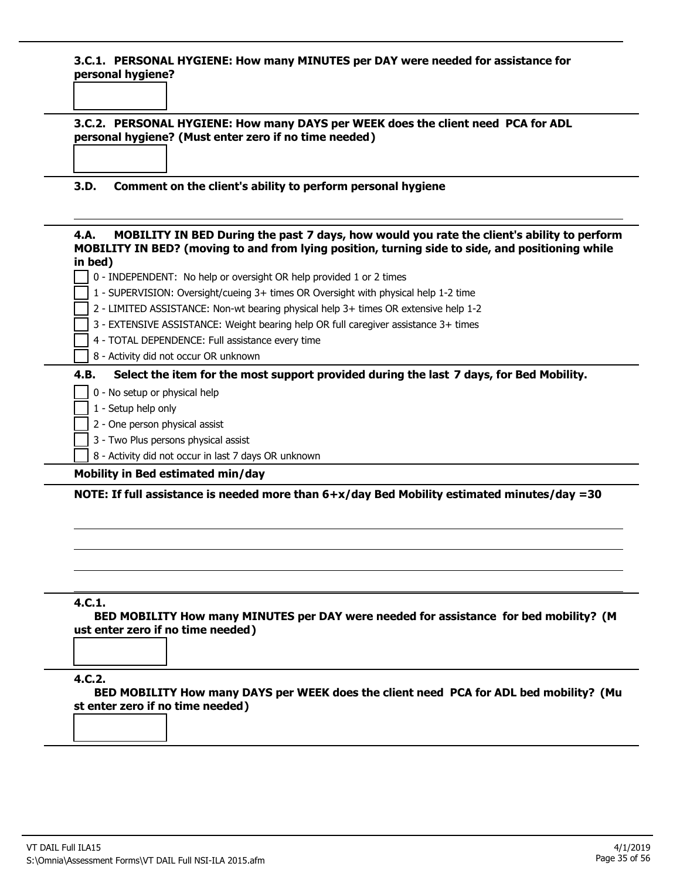**3.C.1. PERSONAL HYGIENE: How many MINUTES per DAY were needed for assistance for personal hygiene?**

**3.C.2. PERSONAL HYGIENE: How many DAYS per WEEK does the client need PCA for ADL personal hygiene? (Must enter zero if no time needed)**

**3.D. Comment on the client's ability to perform personal hygiene**

**4.A. MOBILITY IN BED During the past 7 days, how would you rate the client's ability to perform MOBILITY IN BED? (moving to and from lying position, turning side to side, and positioning while in bed)**

- [ ] 0 - INDEPENDENT: No help or oversight OR help provided 1 or 2 times
- [ ] 1 - SUPERVISION: Oversight/cueing 3+ times OR Oversight with physical help 1-2 time
- [ ] 2 - LIMITED ASSISTANCE: Non-wt bearing physical help 3+ times OR extensive help 1-2
- [ ] 3 - EXTENSIVE ASSISTANCE: Weight bearing help OR full caregiver assistance 3+ times
- [ ] 4 - TOTAL DEPENDENCE: Full assistance every time
- [ ] 8 - Activity did not occur OR unknown

**4.B. Select the item for the most support provided during the last 7 days, for Bed Mobility.**

- [ ] 0 - No setup or physical help
- [ ] 1 - Setup help only
- [ ] 2 - One person physical assist
- [ ] 3 - Two Plus persons physical assist
- [ ] 8 - Activity did not occur in last 7 days OR unknown

**Mobility in Bed estimated min/day**

**NOTE: If full assistance is needed more than 6+x/day Bed Mobility estimated minutes/day =30**

**4.C.1.**
**BED MOBILITY How many MINUTES per DAY were needed for assistance for bed mobility? (Must enter zero if no time needed)**

**4.C.2.**
**BED MOBILITY How many DAYS per WEEK does the client need PCA for ADL bed mobility? (Must enter zero if no time needed)**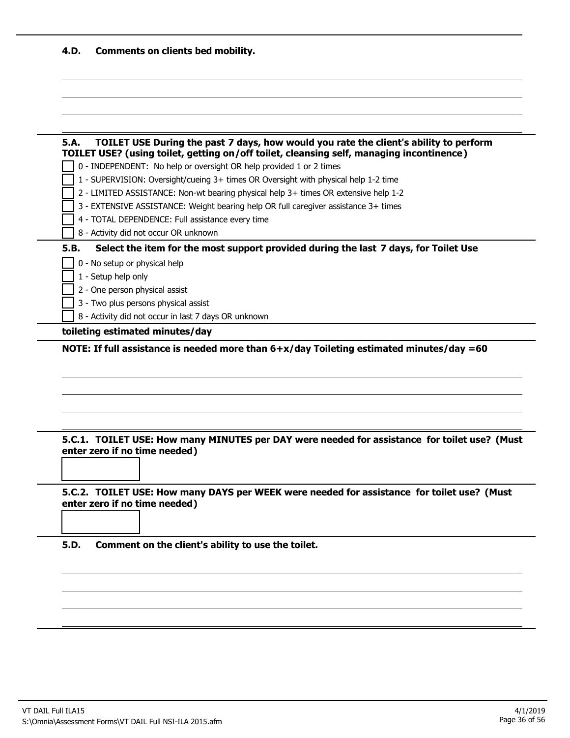**4.D. Comments on clients bed mobility.**

---

**5.A. TOILET USE During the past 7 days, how would you rate the client's ability to perform TOILET USE? (using toilet, getting on/off toilet, cleansing self, managing incontinence)**

- [ ] 0 - INDEPENDENT: No help or oversight OR help provided 1 or 2 times
- [ ] 1 - SUPERVISION: Oversight/cueing 3+ times OR Oversight with physical help 1-2 time
- [ ] 2 - LIMITED ASSISTANCE: Non-wt bearing physical help 3+ times OR extensive help 1-2
- [ ] 3 - EXTENSIVE ASSISTANCE: Weight bearing help OR full caregiver assistance 3+ times
- [ ] 4 - TOTAL DEPENDENCE: Full assistance every time
- [ ] 8 - Activity did not occur OR unknown

**5.B. Select the item for the most support provided during the last 7 days, for Toilet Use**

- [ ] 0 - No setup or physical help
- [ ] 1 - Setup help only
- [ ] 2 - One person physical assist
- [ ] 3 - Two plus persons physical assist
- [ ] 8 - Activity did not occur in last 7 days OR unknown

**toileting estimated minutes/day**

**NOTE: If full assistance is needed more than 6+x/day Toileting estimated minutes/day =60**

---

**5.C.1. TOILET USE: How many MINUTES per DAY were needed for assistance for toilet use? (Must enter zero if no time needed)**

**5.C.2. TOILET USE: How many DAYS per WEEK were needed for assistance for toilet use? (Must enter zero if no time needed)**

**5.D. Comment on the client's ability to use the toilet.**

VT DAIL Full ILA15
S:\Omnia\Assessment Forms\VT DAIL Full NSI-ILA 2015.afm

4/1/2019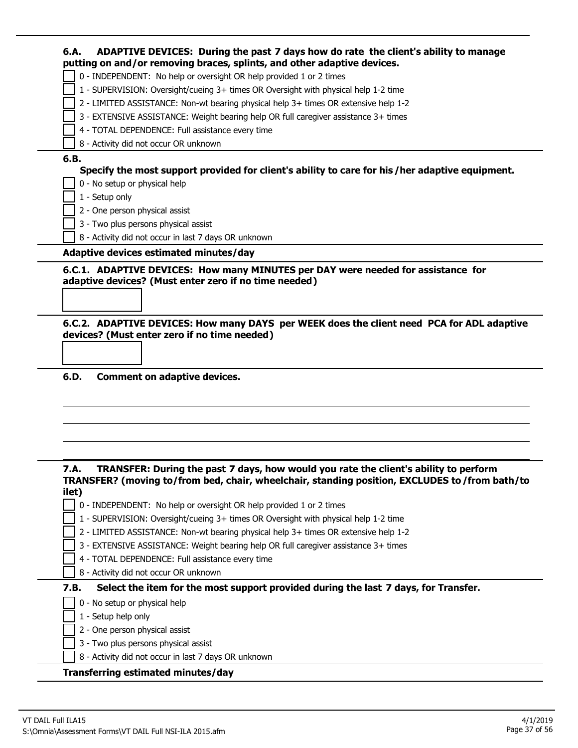**6.A. ADAPTIVE DEVICES: During the past 7 days how do rate the client's ability to manage putting on and/or removing braces, splints, and other adaptive devices.**

- [ ] 0 - INDEPENDENT: No help or oversight OR help provided 1 or 2 times
- [ ] 1 - SUPERVISION: Oversight/cueing 3+ times OR Oversight with physical help 1-2 time
- [ ] 2 - LIMITED ASSISTANCE: Non-wt bearing physical help 3+ times OR extensive help 1-2
- [ ] 3 - EXTENSIVE ASSISTANCE: Weight bearing help OR full caregiver assistance 3+ times
- [ ] 4 - TOTAL DEPENDENCE: Full assistance every time
- [ ] 8 - Activity did not occur OR unknown

**6.B.**

**Specify the most support provided for client's ability to care for his /her adaptive equipment.**

- [ ] 0 - No setup or physical help
- [ ] 1 - Setup only
- [ ] 2 - One person physical assist
- [ ] 3 - Two plus persons physical assist
- [ ] 8 - Activity did not occur in last 7 days OR unknown

**Adaptive devices estimated minutes/day**

**6.C.1. ADAPTIVE DEVICES: How many MINUTES per DAY were needed for assistance for adaptive devices? (Must enter zero if no time needed)**

[ ]

**6.C.2. ADAPTIVE DEVICES: How many DAYS per WEEK does the client need PCA for ADL adaptive devices? (Must enter zero if no time needed)**

[ ]

**6.D. Comment on adaptive devices.**

______________________________________________

______________________________________________

______________________________________________

**7.A. TRANSFER: During the past 7 days, how would you rate the client's ability to perform TRANSFER? (moving to/from bed, chair, wheelchair, standing position, EXCLUDES to /from bath/toilet)**

- [ ] 0 - INDEPENDENT: No help or oversight OR help provided 1 or 2 times
- [ ] 1 - SUPERVISION: Oversight/cueing 3+ times OR Oversight with physical help 1-2 time
- [ ] 2 - LIMITED ASSISTANCE: Non-wt bearing physical help 3+ times OR extensive help 1-2
- [ ] 3 - EXTENSIVE ASSISTANCE: Weight bearing help OR full caregiver assistance 3+ times
- [ ] 4 - TOTAL DEPENDENCE: Full assistance every time
- [ ] 8 - Activity did not occur OR unknown

**7.B. Select the item for the most support provided during the last 7 days, for Transfer.**

- [ ] 0 - No setup or physical help
- [ ] 1 - Setup help only
- [ ] 2 - One person physical assist
- [ ] 3 - Two plus persons physical assist
- [ ] 8 - Activity did not occur in last 7 days OR unknown

**Transferring estimated minutes/day**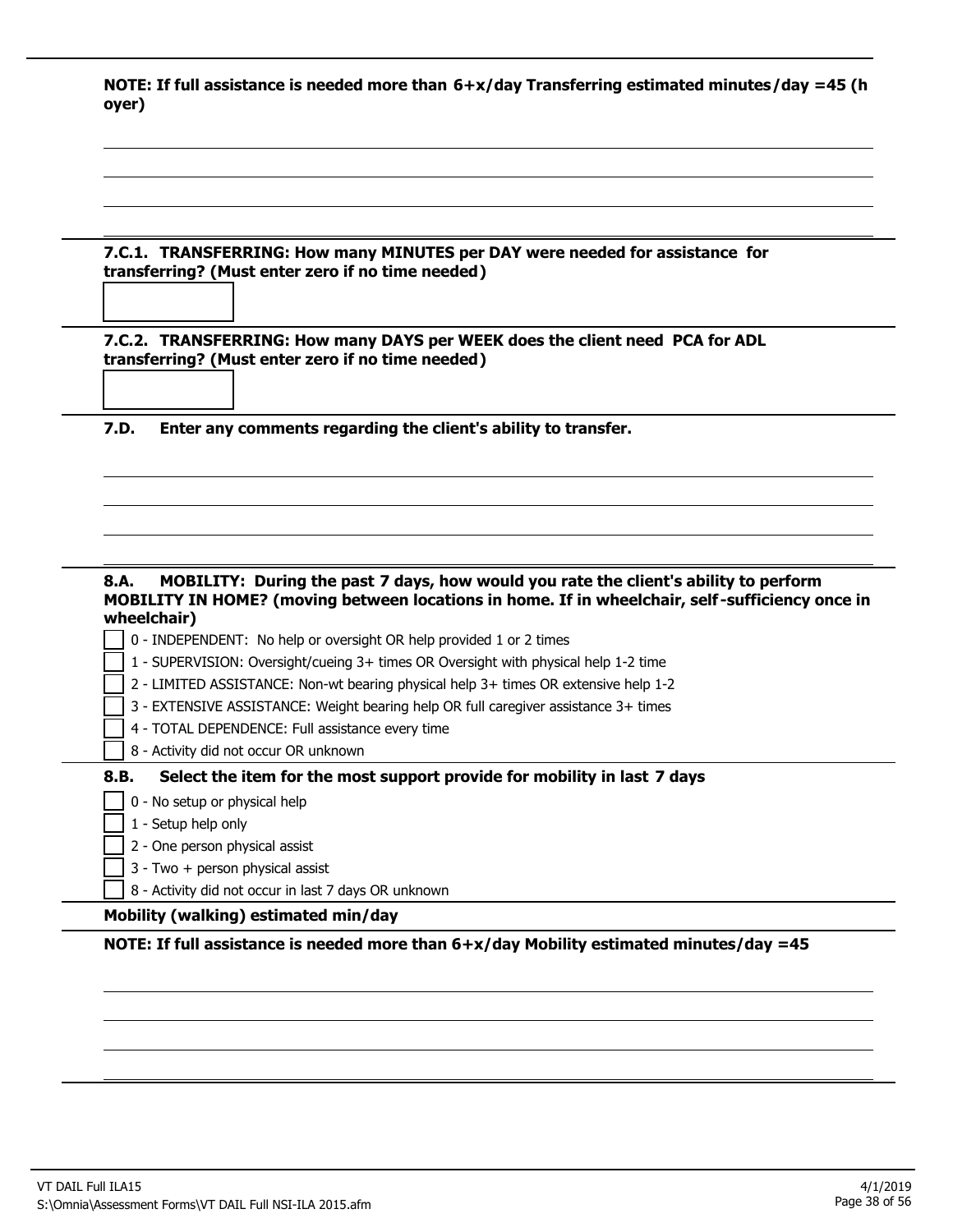**NOTE: If full assistance is needed more than 6+x/day Transferring estimated minutes/day =45 (h oyer)**

---

**7.C.1. TRANSFERRING: How many MINUTES per DAY were needed for assistance for transferring? (Must enter zero if no time needed)**

[ ]

---

**7.C.2. TRANSFERRING: How many DAYS per WEEK does the client need PCA for ADL transferring? (Must enter zero if no time needed)**

[ ]

---

**7.D. Enter any comments regarding the client's ability to transfer.**

---

**8.A. MOBILITY: During the past 7 days, how would you rate the client's ability to perform MOBILITY IN HOME? (moving between locations in home. If in wheelchair, self-sufficiency once in wheelchair)**

- [ ] 0 - INDEPENDENT: No help or oversight OR help provided 1 or 2 times
- [ ] 1 - SUPERVISION: Oversight/cueing 3+ times OR Oversight with physical help 1-2 time
- [ ] 2 - LIMITED ASSISTANCE: Non-wt bearing physical help 3+ times OR extensive help 1-2
- [ ] 3 - EXTENSIVE ASSISTANCE: Weight bearing help OR full caregiver assistance 3+ times
- [ ] 4 - TOTAL DEPENDENCE: Full assistance every time
- [ ] 8 - Activity did not occur OR unknown

**8.B. Select the item for the most support provide for mobility in last 7 days**

- [ ] 0 - No setup or physical help
- [ ] 1 - Setup help only
- [ ] 2 - One person physical assist
- [ ] 3 - Two + person physical assist
- [ ] 8 - Activity did not occur in last 7 days OR unknown

**Mobility (walking) estimated min/day**

**NOTE: If full assistance is needed more than 6+x/day Mobility estimated minutes/day =45**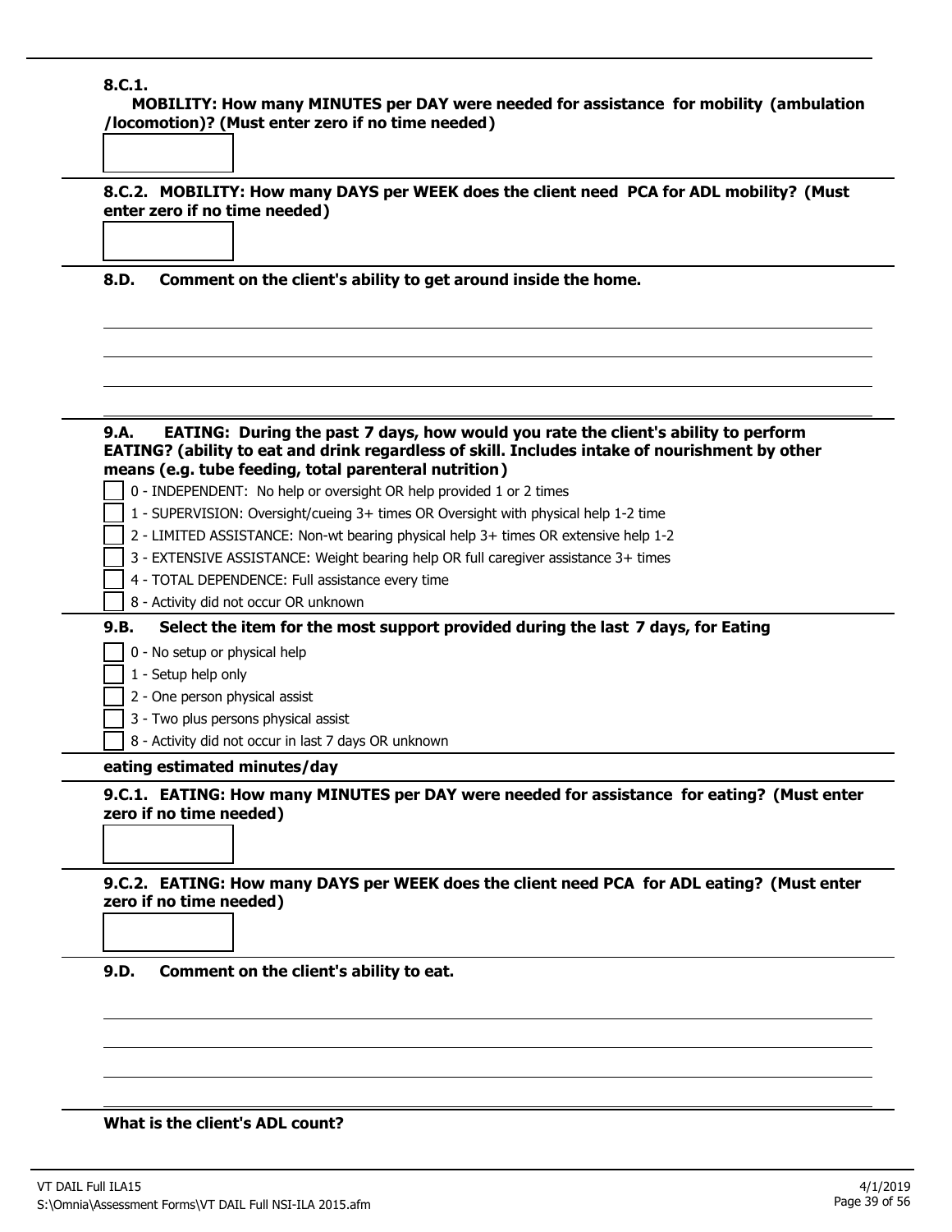**8.C.1.**

**MOBILITY: How many MINUTES per DAY were needed for assistance for mobility (ambulation /locomotion)? (Must enter zero if no time needed)**

☐

**8.C.2. MOBILITY: How many DAYS per WEEK does the client need PCA for ADL mobility? (Must enter zero if no time needed)**

☐

**8.D. Comment on the client's ability to get around inside the home.**

______________________________________________

______________________________________________

______________________________________________

______________________________________________

**9.A. EATING: During the past 7 days, how would you rate the client's ability to perform EATING? (ability to eat and drink regardless of skill. Includes intake of nourishment by other means (e.g. tube feeding, total parenteral nutrition)**

- ☐ 0 - INDEPENDENT: No help or oversight OR help provided 1 or 2 times
- ☐ 1 - SUPERVISION: Oversight/cueing 3+ times OR Oversight with physical help 1-2 time
- ☐ 2 - LIMITED ASSISTANCE: Non-wt bearing physical help 3+ times OR extensive help 1-2
- ☐ 3 - EXTENSIVE ASSISTANCE: Weight bearing help OR full caregiver assistance 3+ times
- ☐ 4 - TOTAL DEPENDENCE: Full assistance every time
- ☐ 8 - Activity did not occur OR unknown

**9.B. Select the item for the most support provided during the last 7 days, for Eating**

- ☐ 0 - No setup or physical help
- ☐ 1 - Setup help only
- ☐ 2 - One person physical assist
- ☐ 3 - Two plus persons physical assist
- ☐ 8 - Activity did not occur in last 7 days OR unknown

**eating estimated minutes/day**

**9.C.1. EATING: How many MINUTES per DAY were needed for assistance for eating? (Must enter zero if no time needed)**

☐

**9.C.2. EATING: How many DAYS per WEEK does the client need PCA for ADL eating? (Must enter zero if no time needed)**

☐

**9.D. Comment on the client's ability to eat.**

______________________________________________

______________________________________________

______________________________________________

______________________________________________

**What is the client's ADL count?**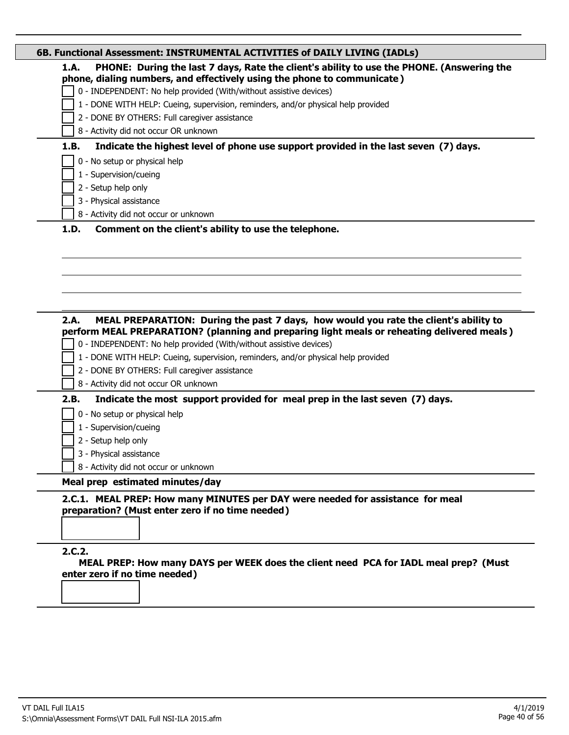## 6B. Functional Assessment: INSTRUMENTAL ACTIVITIES of DAILY LIVING (IADLs)

**1.A. PHONE: During the last 7 days, Rate the client's ability to use the PHONE. (Answering the phone, dialing numbers, and effectively using the phone to communicate)**

- [ ] 0 - INDEPENDENT: No help provided (With/without assistive devices)
- [ ] 1 - DONE WITH HELP: Cueing, supervision, reminders, and/or physical help provided
- [ ] 2 - DONE BY OTHERS: Full caregiver assistance
- [ ] 8 - Activity did not occur OR unknown

**1.B. Indicate the highest level of phone use support provided in the last seven (7) days.**

- [ ] 0 - No setup or physical help
- [ ] 1 - Supervision/cueing
- [ ] 2 - Setup help only
- [ ] 3 - Physical assistance
- [ ] 8 - Activity did not occur or unknown

**1.D. Comment on the client's ability to use the telephone.**

______________________________________________

______________________________________________

______________________________________________

______________________________________________

**2.A. MEAL PREPARATION: During the past 7 days, how would you rate the client's ability to perform MEAL PREPARATION? (planning and preparing light meals or reheating delivered meals)**

- [ ] 0 - INDEPENDENT: No help provided (With/without assistive devices)
- [ ] 1 - DONE WITH HELP: Cueing, supervision, reminders, and/or physical help provided
- [ ] 2 - DONE BY OTHERS: Full caregiver assistance
- [ ] 8 - Activity did not occur OR unknown

**2.B. Indicate the most support provided for meal prep in the last seven (7) days.**

- [ ] 0 - No setup or physical help
- [ ] 1 - Supervision/cueing
- [ ] 2 - Setup help only
- [ ] 3 - Physical assistance
- [ ] 8 - Activity did not occur or unknown

**Meal prep estimated minutes/day**

**2.C.1. MEAL PREP: How many MINUTES per DAY were needed for assistance for meal preparation? (Must enter zero if no time needed)**

[ ]

**2.C.2. MEAL PREP: How many DAYS per WEEK does the client need PCA for IADL meal prep? (Must enter zero if no time needed)**

[ ]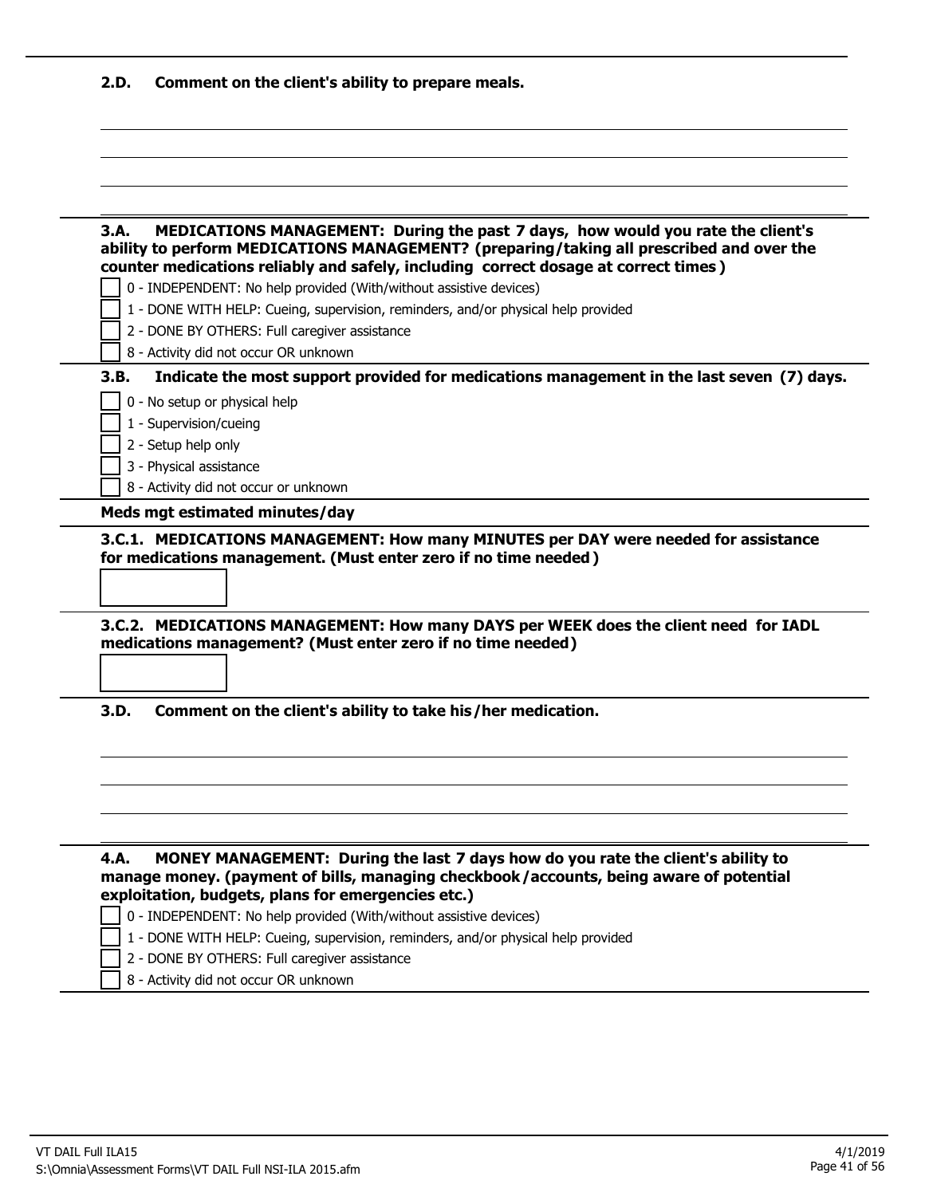**2.D. Comment on the client's ability to prepare meals.**

**3.A. MEDICATIONS MANAGEMENT: During the past 7 days, how would you rate the client's ability to perform MEDICATIONS MANAGEMENT? (preparing/taking all prescribed and over the counter medications reliably and safely, including correct dosage at correct times)**

- [ ] 0 - INDEPENDENT: No help provided (With/without assistive devices)
- [ ] 1 - DONE WITH HELP: Cueing, supervision, reminders, and/or physical help provided
- [ ] 2 - DONE BY OTHERS: Full caregiver assistance
- [ ] 8 - Activity did not occur OR unknown

**3.B. Indicate the most support provided for medications management in the last seven (7) days.**

- [ ] 0 - No setup or physical help
- [ ] 1 - Supervision/cueing
- [ ] 2 - Setup help only
- [ ] 3 - Physical assistance
- [ ] 8 - Activity did not occur or unknown

**Meds mgt estimated minutes/day**

**3.C.1. MEDICATIONS MANAGEMENT: How many MINUTES per DAY were needed for assistance for medications management. (Must enter zero if no time needed)**

**3.C.2. MEDICATIONS MANAGEMENT: How many DAYS per WEEK does the client need for IADL medications management? (Must enter zero if no time needed)**

**3.D. Comment on the client's ability to take his/her medication.**

**4.A. MONEY MANAGEMENT: During the last 7 days how do you rate the client's ability to manage money. (payment of bills, managing checkbook/accounts, being aware of potential exploitation, budgets, plans for emergencies etc.)**

- [ ] 0 - INDEPENDENT: No help provided (With/without assistive devices)
- [ ] 1 - DONE WITH HELP: Cueing, supervision, reminders, and/or physical help provided
- [ ] 2 - DONE BY OTHERS: Full caregiver assistance
- [ ] 8 - Activity did not occur OR unknown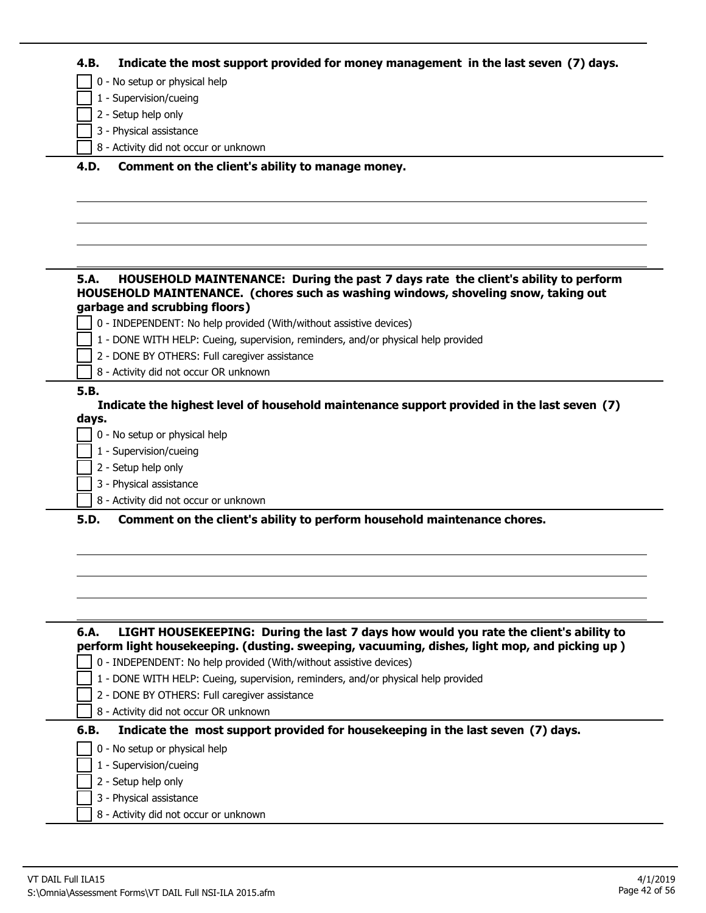**4.B. Indicate the most support provided for money management in the last seven (7) days.**

- [ ] 0 - No setup or physical help
- [ ] 1 - Supervision/cueing
- [ ] 2 - Setup help only
- [ ] 3 - Physical assistance
- [ ] 8 - Activity did not occur or unknown

**4.D. Comment on the client's ability to manage money.**

______________________________________________

______________________________________________

______________________________________________

**5.A. HOUSEHOLD MAINTENANCE: During the past 7 days rate the client's ability to perform HOUSEHOLD MAINTENANCE. (chores such as washing windows, shoveling snow, taking out garbage and scrubbing floors)**

- [ ] 0 - INDEPENDENT: No help provided (With/without assistive devices)
- [ ] 1 - DONE WITH HELP: Cueing, supervision, reminders, and/or physical help provided
- [ ] 2 - DONE BY OTHERS: Full caregiver assistance
- [ ] 8 - Activity did not occur OR unknown

**5.B.**

**Indicate the highest level of household maintenance support provided in the last seven (7) days.**

- [ ] 0 - No setup or physical help
- [ ] 1 - Supervision/cueing
- [ ] 2 - Setup help only
- [ ] 3 - Physical assistance
- [ ] 8 - Activity did not occur or unknown

**5.D. Comment on the client's ability to perform household maintenance chores.**

______________________________________________

______________________________________________

______________________________________________

**6.A. LIGHT HOUSEKEEPING: During the last 7 days how would you rate the client's ability to perform light housekeeping. (dusting. sweeping, vacuuming, dishes, light mop, and picking up )**

- [ ] 0 - INDEPENDENT: No help provided (With/without assistive devices)
- [ ] 1 - DONE WITH HELP: Cueing, supervision, reminders, and/or physical help provided
- [ ] 2 - DONE BY OTHERS: Full caregiver assistance
- [ ] 8 - Activity did not occur OR unknown

**6.B. Indicate the most support provided for housekeeping in the last seven (7) days.**

- [ ] 0 - No setup or physical help
- [ ] 1 - Supervision/cueing
- [ ] 2 - Setup help only
- [ ] 3 - Physical assistance
- [ ] 8 - Activity did not occur or unknown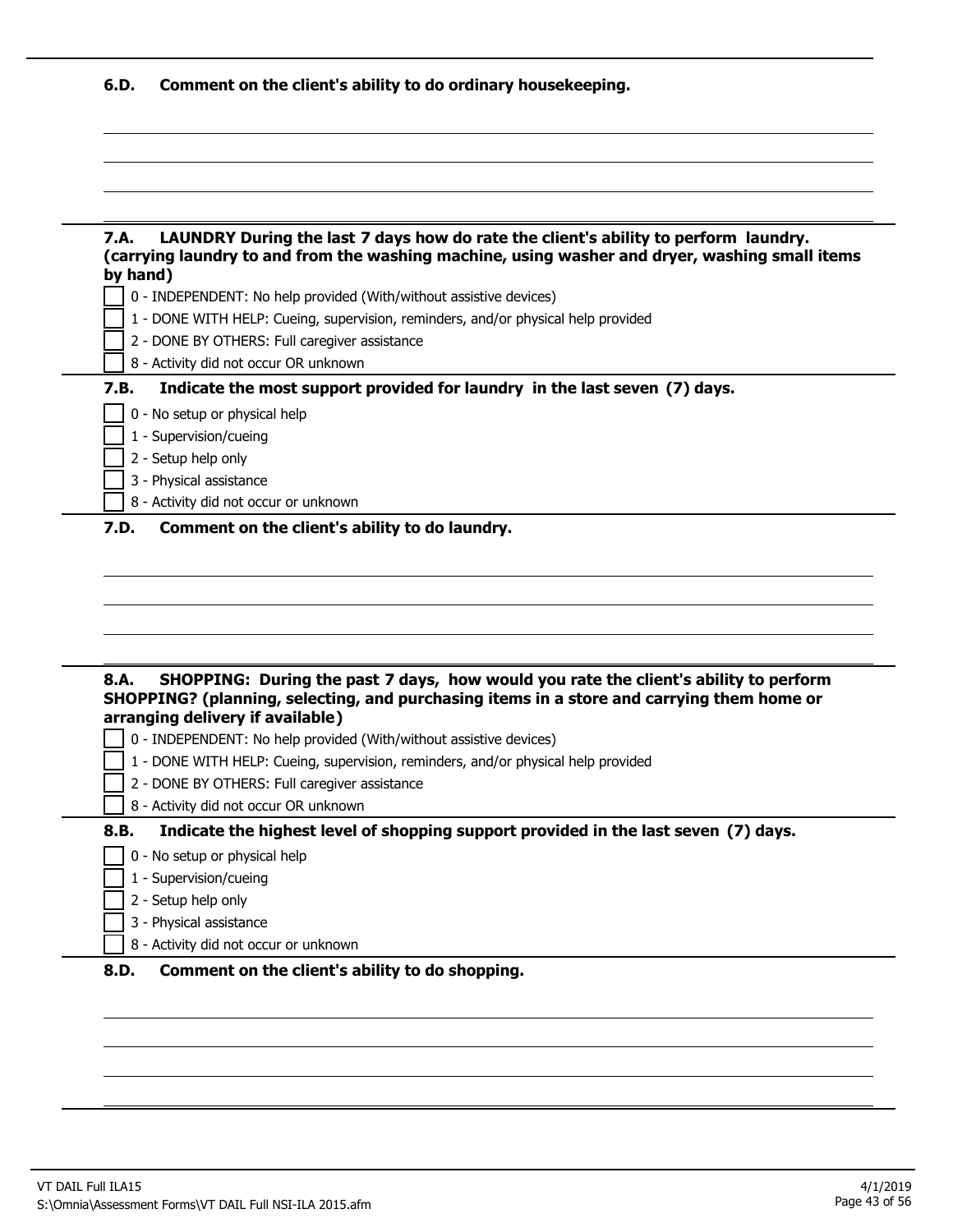**6.D. Comment on the client's ability to do ordinary housekeeping.**

**7.A. LAUNDRY During the last 7 days how do rate the client's ability to perform laundry. (carrying laundry to and from the washing machine, using washer and dryer, washing small items by hand)**

- [ ] 0 - INDEPENDENT: No help provided (With/without assistive devices)
- [ ] 1 - DONE WITH HELP: Cueing, supervision, reminders, and/or physical help provided
- [ ] 2 - DONE BY OTHERS: Full caregiver assistance
- [ ] 8 - Activity did not occur OR unknown

**7.B. Indicate the most support provided for laundry in the last seven (7) days.**

- [ ] 0 - No setup or physical help
- [ ] 1 - Supervision/cueing
- [ ] 2 - Setup help only
- [ ] 3 - Physical assistance
- [ ] 8 - Activity did not occur or unknown

**7.D. Comment on the client's ability to do laundry.**

**8.A. SHOPPING: During the past 7 days, how would you rate the client's ability to perform SHOPPING? (planning, selecting, and purchasing items in a store and carrying them home or arranging delivery if available)**

- [ ] 0 - INDEPENDENT: No help provided (With/without assistive devices)
- [ ] 1 - DONE WITH HELP: Cueing, supervision, reminders, and/or physical help provided
- [ ] 2 - DONE BY OTHERS: Full caregiver assistance
- [ ] 8 - Activity did not occur OR unknown

**8.B. Indicate the highest level of shopping support provided in the last seven (7) days.**

- [ ] 0 - No setup or physical help
- [ ] 1 - Supervision/cueing
- [ ] 2 - Setup help only
- [ ] 3 - Physical assistance
- [ ] 8 - Activity did not occur or unknown

**8.D. Comment on the client's ability to do shopping.**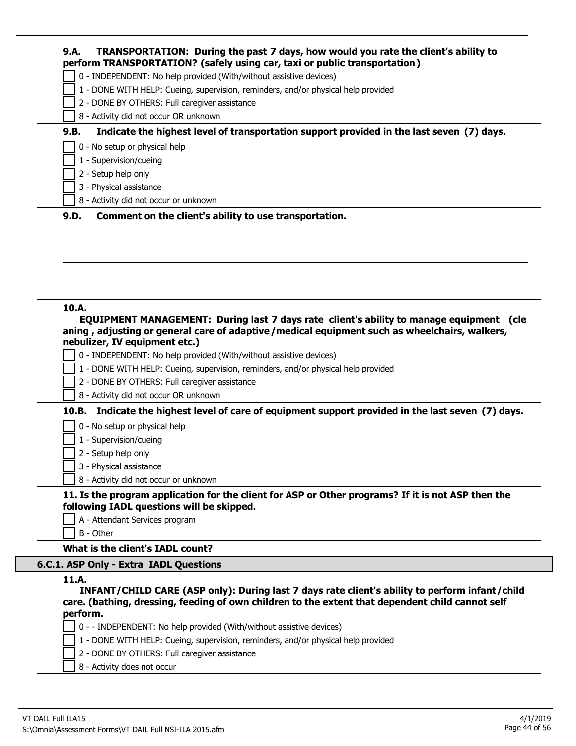**9.A. TRANSPORTATION: During the past 7 days, how would you rate the client's ability to perform TRANSPORTATION? (safely using car, taxi or public transportation)**

- [ ] 0 - INDEPENDENT: No help provided (With/without assistive devices)
- [ ] 1 - DONE WITH HELP: Cueing, supervision, reminders, and/or physical help provided
- [ ] 2 - DONE BY OTHERS: Full caregiver assistance
- [ ] 8 - Activity did not occur OR unknown

**9.B. Indicate the highest level of transportation support provided in the last seven (7) days.**

- [ ] 0 - No setup or physical help
- [ ] 1 - Supervision/cueing
- [ ] 2 - Setup help only
- [ ] 3 - Physical assistance
- [ ] 8 - Activity did not occur or unknown

**9.D. Comment on the client's ability to use transportation.**

______________________________________________

______________________________________________

______________________________________________

**10.A.**

**EQUIPMENT MANAGEMENT: During last 7 days rate client's ability to manage equipment (cle aning , adjusting or general care of adaptive /medical equipment such as wheelchairs, walkers, nebulizer, IV equipment etc.)**

- [ ] 0 - INDEPENDENT: No help provided (With/without assistive devices)
- [ ] 1 - DONE WITH HELP: Cueing, supervision, reminders, and/or physical help provided
- [ ] 2 - DONE BY OTHERS: Full caregiver assistance
- [ ] 8 - Activity did not occur OR unknown

**10.B. Indicate the highest level of care of equipment support provided in the last seven (7) days.**

- [ ] 0 - No setup or physical help
- [ ] 1 - Supervision/cueing
- [ ] 2 - Setup help only
- [ ] 3 - Physical assistance
- [ ] 8 - Activity did not occur or unknown

**11. Is the program application for the client for ASP or Other programs? If it is not ASP then the following IADL questions will be skipped.**

- [ ] A - Attendant Services program
- [ ] B - Other

**What is the client's IADL count?**

## 6.C.1. ASP Only - Extra IADL Questions

**11.A.**

**INFANT/CHILD CARE (ASP only): During last 7 days rate client's ability to perform infant/child care. (bathing, dressing, feeding of own children to the extent that dependent child cannot self perform.**

- [ ] 0 - - INDEPENDENT: No help provided (With/without assistive devices)
- [ ] 1 - DONE WITH HELP: Cueing, supervision, reminders, and/or physical help provided
- [ ] 2 - DONE BY OTHERS: Full caregiver assistance
- [ ] 8 - Activity does not occur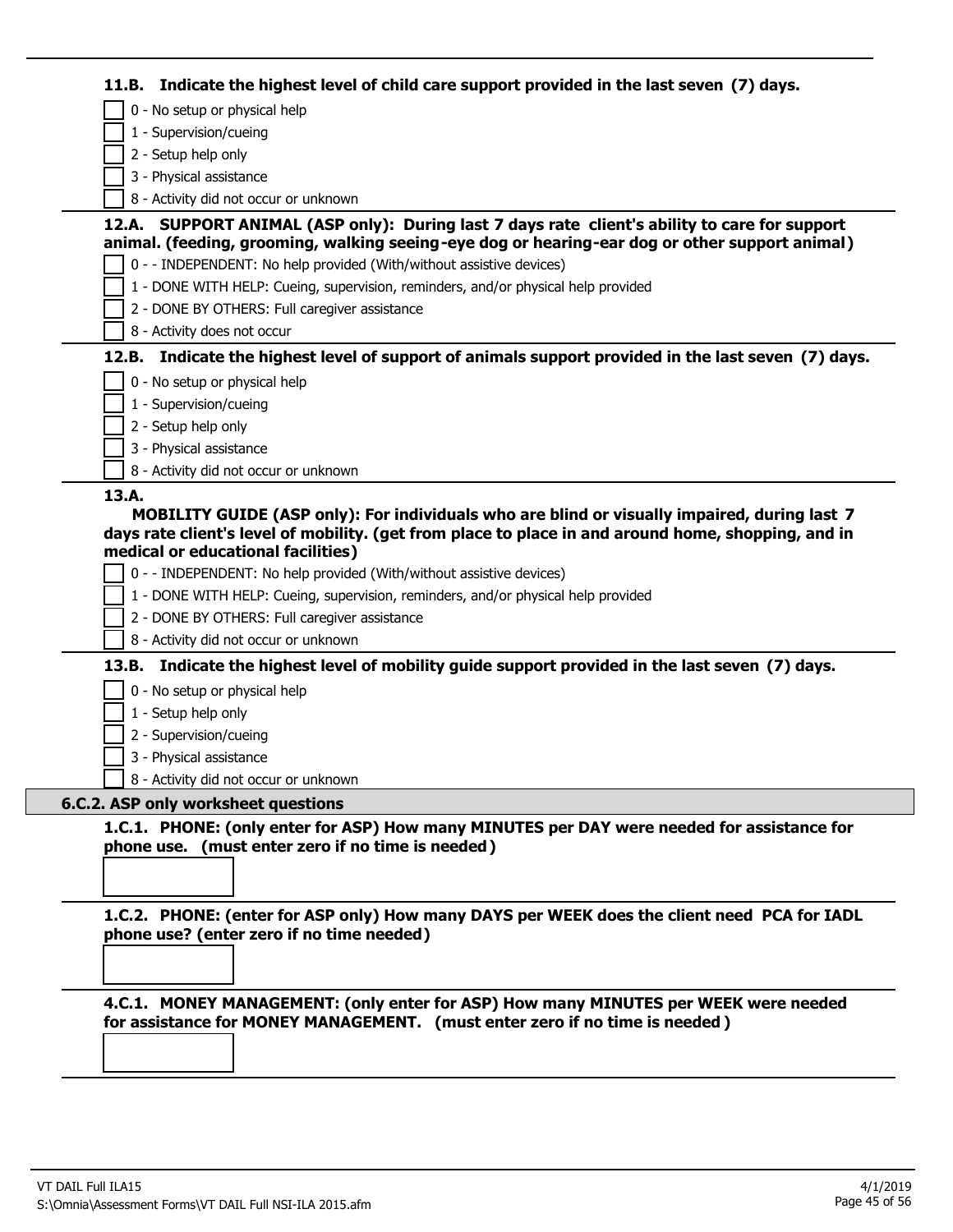**11.B. Indicate the highest level of child care support provided in the last seven (7) days.**

- [ ] 0 - No setup or physical help
- [ ] 1 - Supervision/cueing
- [ ] 2 - Setup help only
- [ ] 3 - Physical assistance
- [ ] 8 - Activity did not occur or unknown

**12.A. SUPPORT ANIMAL (ASP only): During last 7 days rate client's ability to care for support animal. (feeding, grooming, walking seeing-eye dog or hearing-ear dog or other support animal)**

- [ ] 0 - - INDEPENDENT: No help provided (With/without assistive devices)
- [ ] 1 - DONE WITH HELP: Cueing, supervision, reminders, and/or physical help provided
- [ ] 2 - DONE BY OTHERS: Full caregiver assistance
- [ ] 8 - Activity does not occur

**12.B. Indicate the highest level of support of animals support provided in the last seven (7) days.**

- [ ] 0 - No setup or physical help
- [ ] 1 - Supervision/cueing
- [ ] 2 - Setup help only
- [ ] 3 - Physical assistance
- [ ] 8 - Activity did not occur or unknown

**13.A.**

**MOBILITY GUIDE (ASP only): For individuals who are blind or visually impaired, during last 7 days rate client's level of mobility. (get from place to place in and around home, shopping, and in medical or educational facilities)**

- [ ] 0 - - INDEPENDENT: No help provided (With/without assistive devices)
- [ ] 1 - DONE WITH HELP: Cueing, supervision, reminders, and/or physical help provided
- [ ] 2 - DONE BY OTHERS: Full caregiver assistance
- [ ] 8 - Activity did not occur or unknown

**13.B. Indicate the highest level of mobility guide support provided in the last seven (7) days.**

- [ ] 0 - No setup or physical help
- [ ] 1 - Setup help only
- [ ] 2 - Supervision/cueing
- [ ] 3 - Physical assistance
- [ ] 8 - Activity did not occur or unknown

## 6.C.2. ASP only worksheet questions

**1.C.1. PHONE: (only enter for ASP) How many MINUTES per DAY were needed for assistance for phone use. (must enter zero if no time is needed)**

[ ]

**1.C.2. PHONE: (enter for ASP only) How many DAYS per WEEK does the client need PCA for IADL phone use? (enter zero if no time needed)**

[ ]

**4.C.1. MONEY MANAGEMENT: (only enter for ASP) How many MINUTES per WEEK were needed for assistance for MONEY MANAGEMENT. (must enter zero if no time is needed)**

[ ]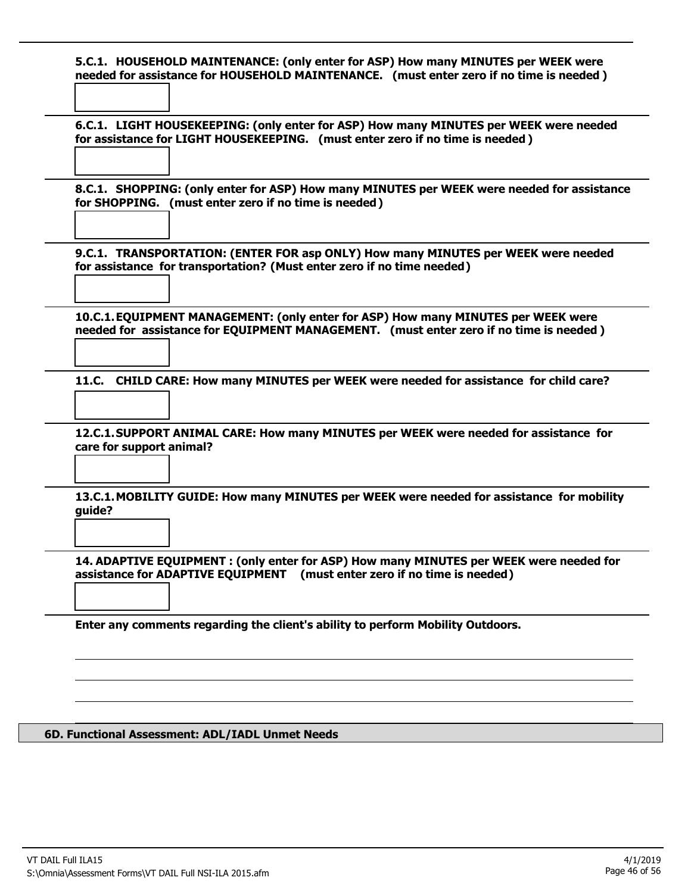**5.C.1. HOUSEHOLD MAINTENANCE: (only enter for ASP) How many MINUTES per WEEK were needed for assistance for HOUSEHOLD MAINTENANCE. (must enter zero if no time is needed )**

**6.C.1. LIGHT HOUSEKEEPING: (only enter for ASP) How many MINUTES per WEEK were needed for assistance for LIGHT HOUSEKEEPING. (must enter zero if no time is needed )**

**8.C.1. SHOPPING: (only enter for ASP) How many MINUTES per WEEK were needed for assistance for SHOPPING. (must enter zero if no time is needed )**

**9.C.1. TRANSPORTATION: (ENTER FOR asp ONLY) How many MINUTES per WEEK were needed for assistance for transportation? (Must enter zero if no time needed )**

**10.C.1. EQUIPMENT MANAGEMENT: (only enter for ASP) How many MINUTES per WEEK were needed for assistance for EQUIPMENT MANAGEMENT. (must enter zero if no time is needed )**

**11.C. CHILD CARE: How many MINUTES per WEEK were needed for assistance for child care?**

**12.C.1. SUPPORT ANIMAL CARE: How many MINUTES per WEEK were needed for assistance for care for support animal?**

**13.C.1. MOBILITY GUIDE: How many MINUTES per WEEK were needed for assistance for mobility guide?**

**14. ADAPTIVE EQUIPMENT : (only enter for ASP) How many MINUTES per WEEK were needed for assistance for ADAPTIVE EQUIPMENT (must enter zero if no time is needed )**

**Enter any comments regarding the client's ability to perform Mobility Outdoors.**

## 6D. Functional Assessment: ADL/IADL Unmet Needs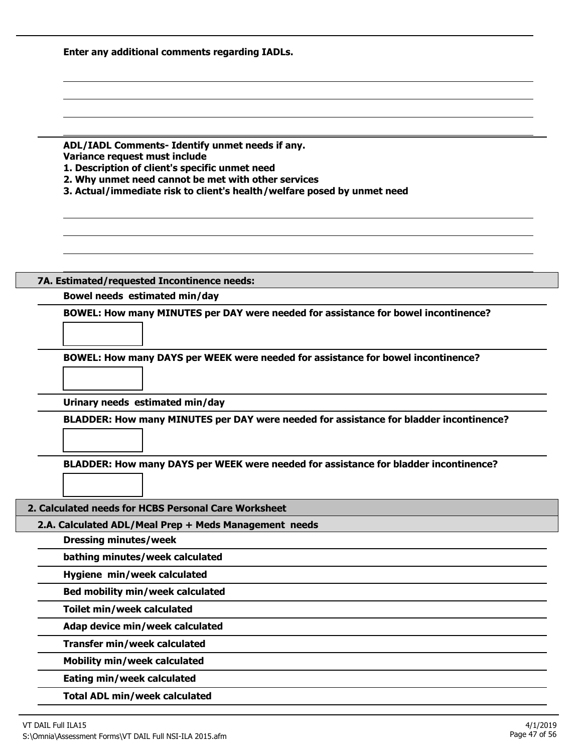**Enter any additional comments regarding IADLs.**

**ADL/IADL Comments- Identify unmet needs if any.**
**Variance request must include**
**1. Description of client's specific unmet need**
**2. Why unmet need cannot be met with other services**
**3. Actual/immediate risk to client's health/welfare posed by unmet need**

## 7A. Estimated/requested Incontinence needs:

**Bowel needs estimated min/day**

**BOWEL: How many MINUTES per DAY were needed for assistance for bowel incontinence?**

**BOWEL: How many DAYS per WEEK were needed for assistance for bowel incontinence?**

**Urinary needs estimated min/day**

**BLADDER: How many MINUTES per DAY were needed for assistance for bladder incontinence?**

**BLADDER: How many DAYS per WEEK were needed for assistance for bladder incontinence?**

# 2. Calculated needs for HCBS Personal Care Worksheet

## 2.A. Calculated ADL/Meal Prep + Meds Management needs

**Dressing minutes/week**

**bathing minutes/week calculated**

**Hygiene min/week calculated**

**Bed mobility min/week calculated**

**Toilet min/week calculated**

**Adap device min/week calculated**

**Transfer min/week calculated**

**Mobility min/week calculated**

**Eating min/week calculated**

**Total ADL min/week calculated**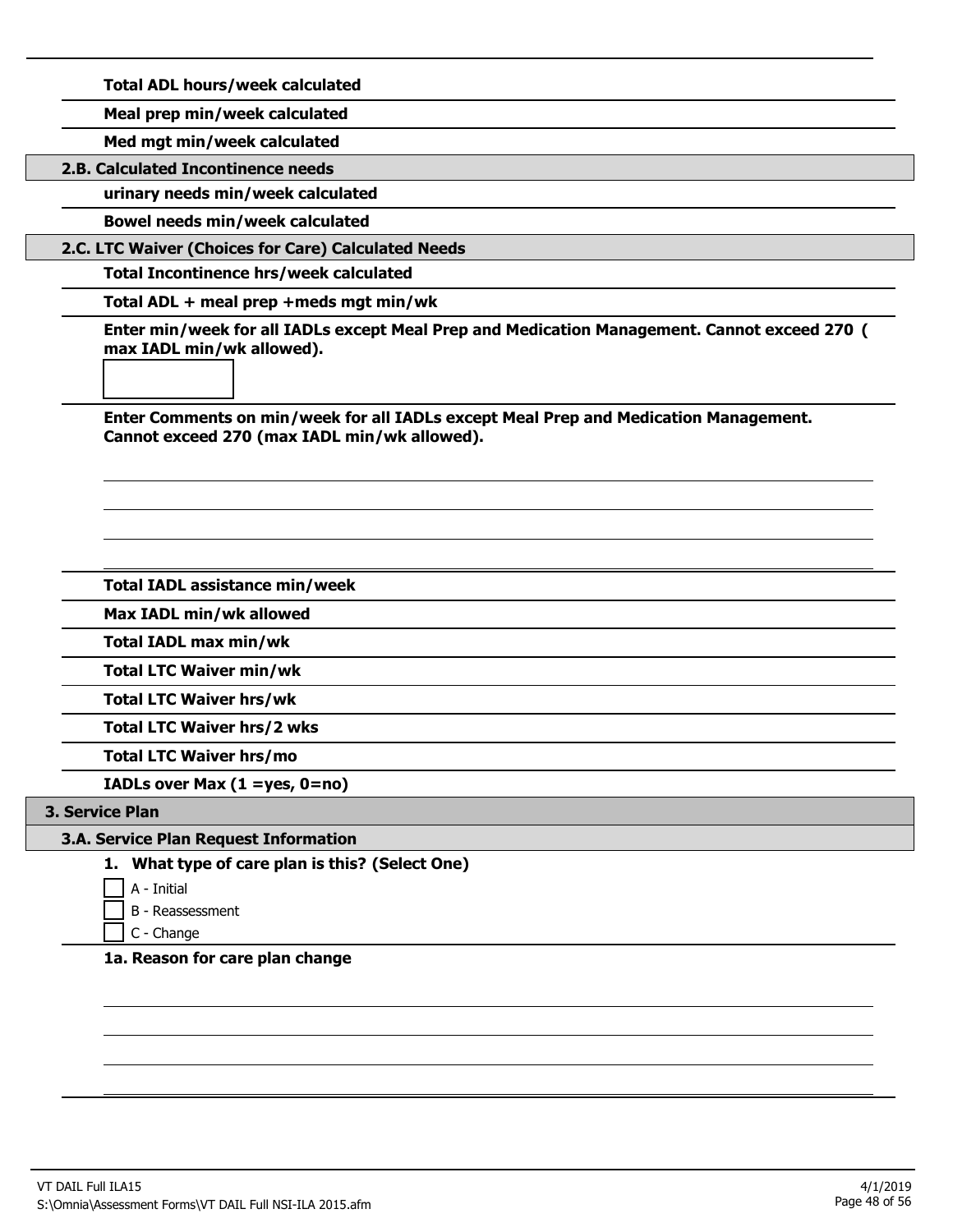**Total ADL hours/week calculated**

**Meal prep min/week calculated**

**Med mgt min/week calculated**

### 2.B. Calculated Incontinence needs

**urinary needs min/week calculated**

**Bowel needs min/week calculated**

### 2.C. LTC Waiver (Choices for Care) Calculated Needs

**Total Incontinence hrs/week calculated**

**Total ADL + meal prep +meds mgt min/wk**

**Enter min/week for all IADLs except Meal Prep and Medication Management. Cannot exceed 270 ( max IADL min/wk allowed).**

[ ]

**Enter Comments on min/week for all IADLs except Meal Prep and Medication Management. Cannot exceed 270 (max IADL min/wk allowed).**

______________________________

______________________________

______________________________

______________________________

**Total IADL assistance min/week**

**Max IADL min/wk allowed**

**Total IADL max min/wk**

**Total LTC Waiver min/wk**

**Total LTC Waiver hrs/wk**

**Total LTC Waiver hrs/2 wks**

**Total LTC Waiver hrs/mo**

**IADLs over Max (1 =yes, 0=no)**

## 3. Service Plan

### 3.A. Service Plan Request Information

**1. What type of care plan is this? (Select One)**

- [ ] A - Initial
- [ ] B - Reassessment
- [ ] C - Change

**1a. Reason for care plan change**

______________________________

______________________________

______________________________

______________________________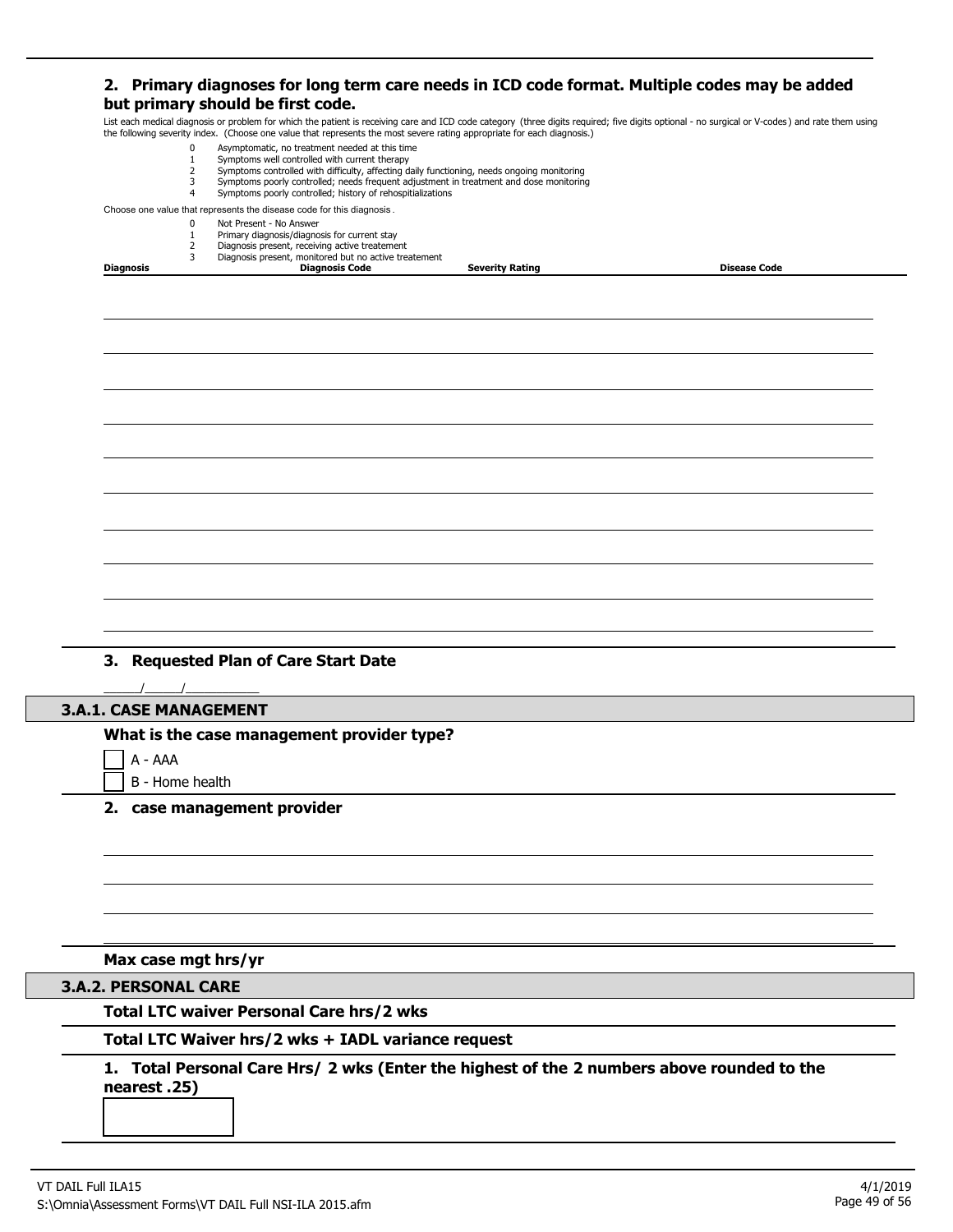## 2. Primary diagnoses for long term care needs in ICD code format. Multiple codes may be added but primary should be first code.

List each medical diagnosis or problem for which the patient is receiving care and ICD code category (three digits required; five digits optional - no surgical or V-codes) and rate them using the following severity index. (Choose one value that represents the most severe rating appropriate for each diagnosis.)

- 0 Asymptomatic, no treatment needed at this time
- 1 Symptoms well controlled with current therapy
- 2 Symptoms controlled with difficulty, affecting daily functioning, needs ongoing monitoring
- 3 Symptoms poorly controlled; needs frequent adjustment in treatment and dose monitoring
- 4 Symptoms poorly controlled; history of rehospitializations

Choose one value that represents the disease code for this diagnosis.

- 0 Not Present - No Answer
- 1 Primary diagnosis/diagnosis for current stay
- 2 Diagnosis present, receiving active treatement
- 3 Diagnosis present, monitored but no active treatement

| Diagnosis | Diagnosis Code | Severity Rating | Disease Code |
|---|---|---|---|
| | | | |
| | | | |
| | | | |
| | | | |
| | | | |
| | | | |
| | | | |
| | | | |
| | | | |
| | | | |

## 3. Requested Plan of Care Start Date

_____/_____/__________

## 3.A.1. CASE MANAGEMENT

**What is the case management provider type?**

- [ ] A - AAA
- [ ] B - Home health

**2. case management provider**

______________________________

______________________________

______________________________

______________________________

**Max case mgt hrs/yr**

## 3.A.2. PERSONAL CARE

**Total LTC waiver Personal Care hrs/2 wks**

**Total LTC Waiver hrs/2 wks + IADL variance request**

**1. Total Personal Care Hrs/ 2 wks (Enter the highest of the 2 numbers above rounded to the nearest .25)**

[ ]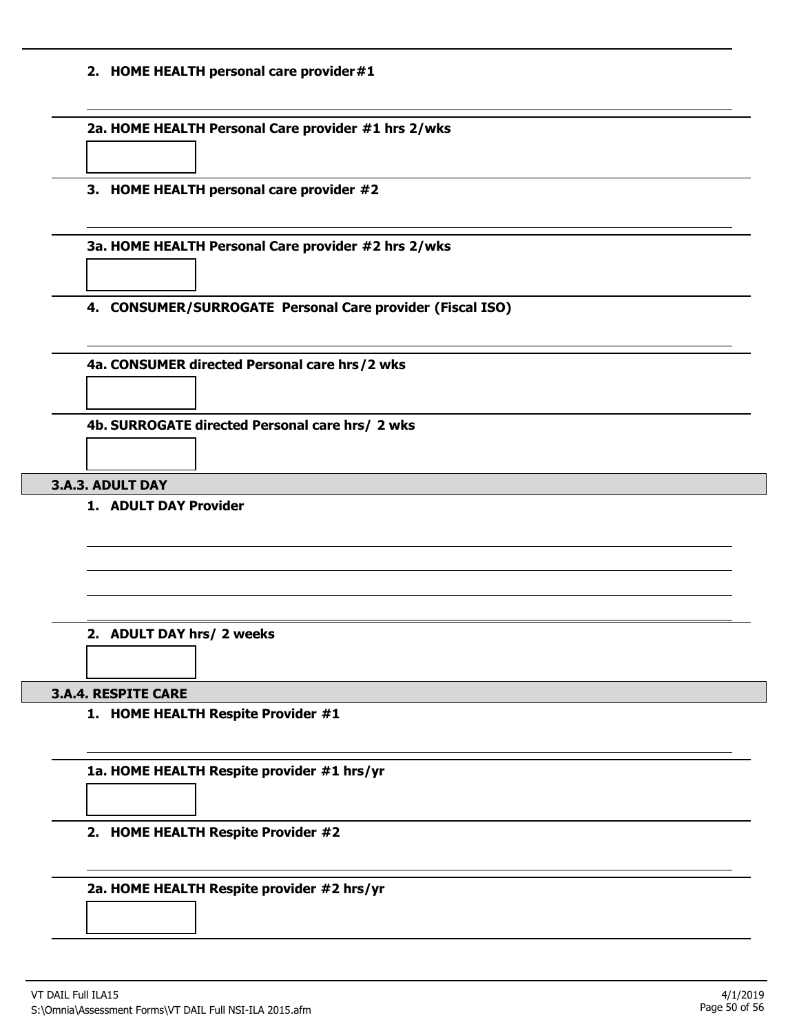**2. HOME HEALTH personal care provider #1**

**2a. HOME HEALTH Personal Care provider #1 hrs 2/wks**

**3. HOME HEALTH personal care provider #2**

**3a. HOME HEALTH Personal Care provider #2 hrs 2/wks**

**4. CONSUMER/SURROGATE Personal Care provider (Fiscal ISO)**

**4a. CONSUMER directed Personal care hrs/2 wks**

**4b. SURROGATE directed Personal care hrs/ 2 wks**

## 3.A.3. ADULT DAY

**1. ADULT DAY Provider**

**2. ADULT DAY hrs/ 2 weeks**

## 3.A.4. RESPITE CARE

**1. HOME HEALTH Respite Provider #1**

**1a. HOME HEALTH Respite provider #1 hrs/yr**

**2. HOME HEALTH Respite Provider #2**

**2a. HOME HEALTH Respite provider #2 hrs/yr**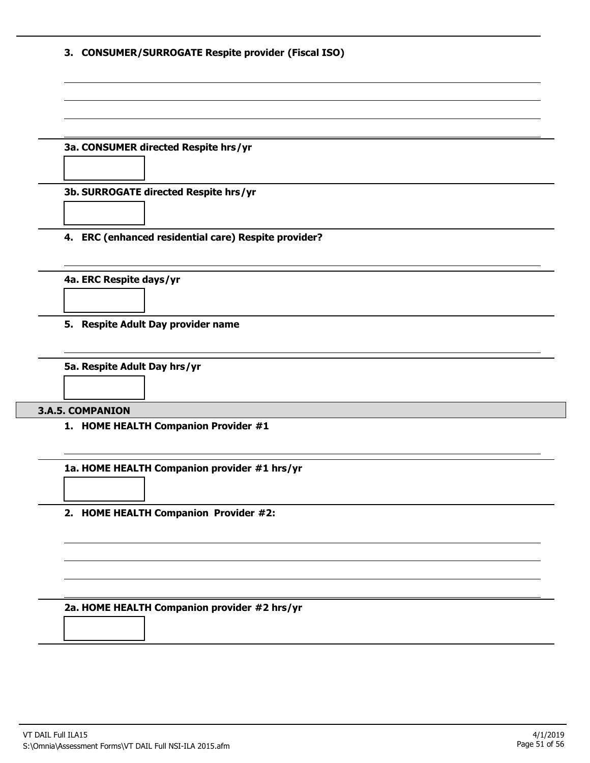**3. CONSUMER/SURROGATE Respite provider (Fiscal ISO)**

**3a. CONSUMER directed Respite hrs/yr**

**3b. SURROGATE directed Respite hrs/yr**

**4. ERC (enhanced residential care) Respite provider?**

**4a. ERC Respite days/yr**

**5. Respite Adult Day provider name**

**5a. Respite Adult Day hrs/yr**

## 3.A.5. COMPANION

**1. HOME HEALTH Companion Provider #1**

**1a. HOME HEALTH Companion provider #1 hrs/yr**

**2. HOME HEALTH Companion Provider #2:**

**2a. HOME HEALTH Companion provider #2 hrs/yr**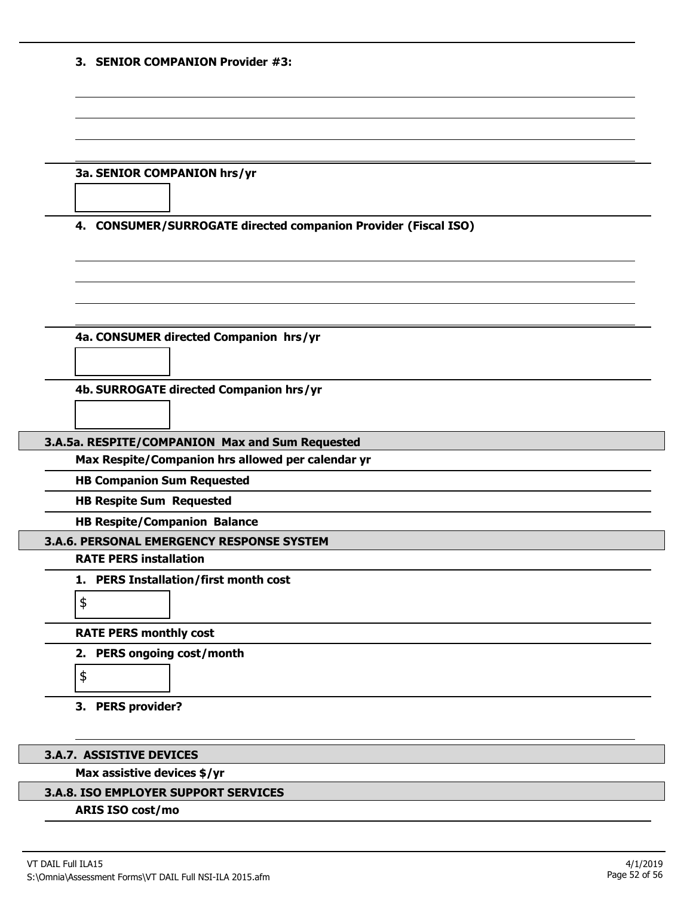**3. SENIOR COMPANION Provider #3:**

**3a. SENIOR COMPANION hrs/yr**

**4. CONSUMER/SURROGATE directed companion Provider (Fiscal ISO)**

**4a. CONSUMER directed Companion hrs/yr**

**4b. SURROGATE directed Companion hrs/yr**

## 3.A.5a. RESPITE/COMPANION Max and Sum Requested

**Max Respite/Companion hrs allowed per calendar yr**

**HB Companion Sum Requested**

**HB Respite Sum Requested**

**HB Respite/Companion Balance**

## 3.A.6. PERSONAL EMERGENCY RESPONSE SYSTEM

**RATE PERS installation**

**1. PERS Installation/first month cost**

$

**RATE PERS monthly cost**

**2. PERS ongoing cost/month**

$

**3. PERS provider?**

## 3.A.7. ASSISTIVE DEVICES

**Max assistive devices $/yr**

## 3.A.8. ISO EMPLOYER SUPPORT SERVICES

**ARIS ISO cost/mo**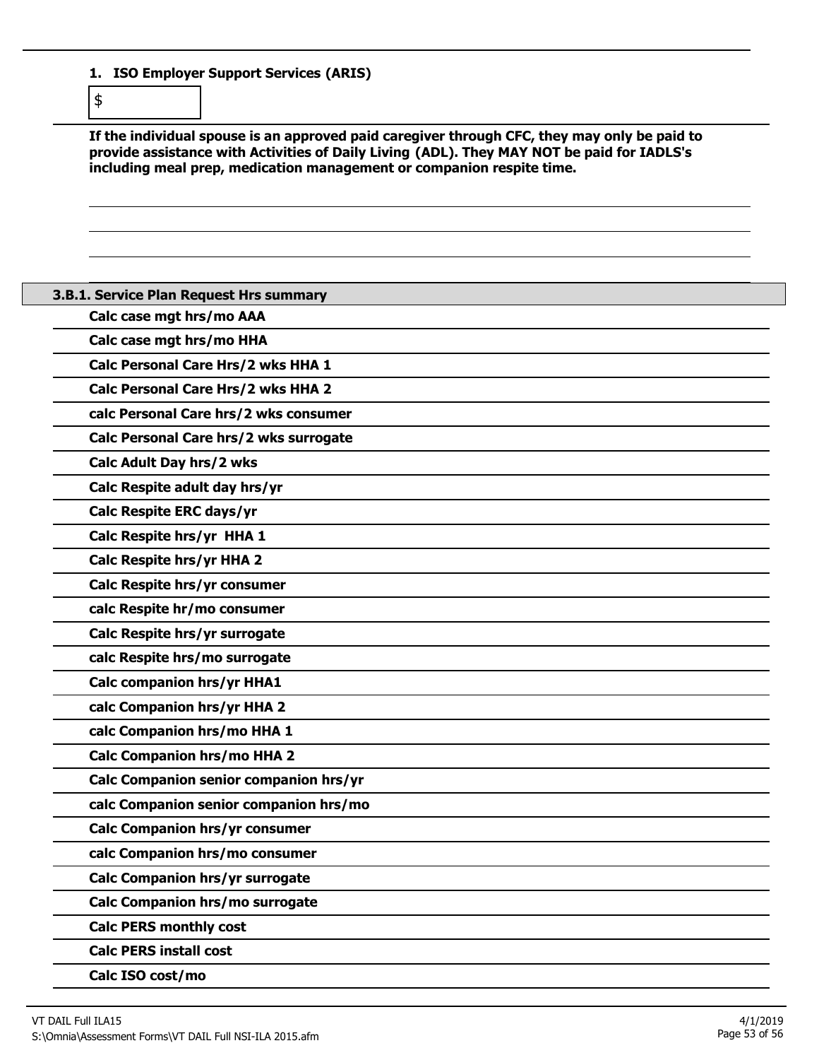1. **ISO Employer Support Services (ARIS)**

$

**If the individual spouse is an approved paid caregiver through CFC, they may only be paid to provide assistance with Activities of Daily Living (ADL). They MAY NOT be paid for IADLS's including meal prep, medication management or companion respite time.**

### 3.B.1. Service Plan Request Hrs summary

**Calc case mgt hrs/mo AAA**

**Calc case mgt hrs/mo HHA**

**Calc Personal Care Hrs/2 wks HHA 1**

**Calc Personal Care Hrs/2 wks HHA 2**

**calc Personal Care hrs/2 wks consumer**

**Calc Personal Care hrs/2 wks surrogate**

**Calc Adult Day hrs/2 wks**

**Calc Respite adult day hrs/yr**

**Calc Respite ERC days/yr**

**Calc Respite hrs/yr HHA 1**

**Calc Respite hrs/yr HHA 2**

**Calc Respite hrs/yr consumer**

**calc Respite hr/mo consumer**

**Calc Respite hrs/yr surrogate**

**calc Respite hrs/mo surrogate**

**Calc companion hrs/yr HHA1**

**calc Companion hrs/yr HHA 2**

**calc Companion hrs/mo HHA 1**

**Calc Companion hrs/mo HHA 2**

**Calc Companion senior companion hrs/yr**

**calc Companion senior companion hrs/mo**

**Calc Companion hrs/yr consumer**

**calc Companion hrs/mo consumer**

**Calc Companion hrs/yr surrogate**

**Calc Companion hrs/mo surrogate**

**Calc PERS monthly cost**

**Calc PERS install cost**

**Calc ISO cost/mo**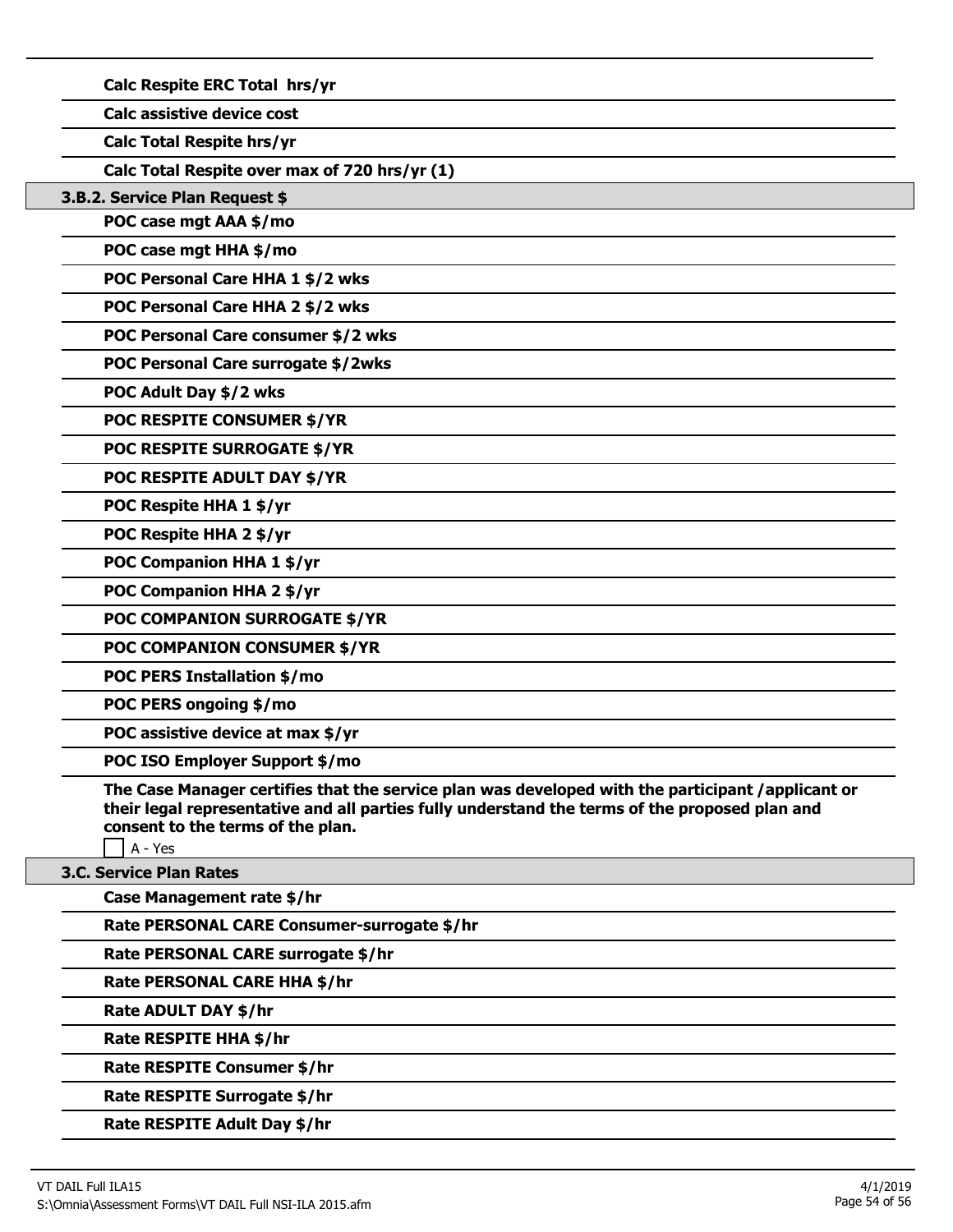**Calc Respite ERC Total hrs/yr**

**Calc assistive device cost**

**Calc Total Respite hrs/yr**

**Calc Total Respite over max of 720 hrs/yr (1)**

### 3.B.2. Service Plan Request $

**POC case mgt AAA $/mo**

**POC case mgt HHA $/mo**

**POC Personal Care HHA 1 $/2 wks**

**POC Personal Care HHA 2 $/2 wks**

**POC Personal Care consumer $/2 wks**

**POC Personal Care surrogate $/2wks**

**POC Adult Day $/2 wks**

**POC RESPITE CONSUMER $/YR**

**POC RESPITE SURROGATE $/YR**

**POC RESPITE ADULT DAY $/YR**

**POC Respite HHA 1 $/yr**

**POC Respite HHA 2 $/yr**

**POC Companion HHA 1 $/yr**

**POC Companion HHA 2 $/yr**

**POC COMPANION SURROGATE $/YR**

**POC COMPANION CONSUMER $/YR**

**POC PERS Installation $/mo**

**POC PERS ongoing $/mo**

**POC assistive device at max $/yr**

**POC ISO Employer Support $/mo**

**The Case Manager certifies that the service plan was developed with the participant /applicant or their legal representative and all parties fully understand the terms of the proposed plan and consent to the terms of the plan.**

☐ A - Yes

### 3.C. Service Plan Rates

**Case Management rate $/hr**

**Rate PERSONAL CARE Consumer-surrogate $/hr**

**Rate PERSONAL CARE surrogate $/hr**

**Rate PERSONAL CARE HHA $/hr**

**Rate ADULT DAY $/hr**

**Rate RESPITE HHA $/hr**

**Rate RESPITE Consumer $/hr**

**Rate RESPITE Surrogate $/hr**

**Rate RESPITE Adult Day $/hr**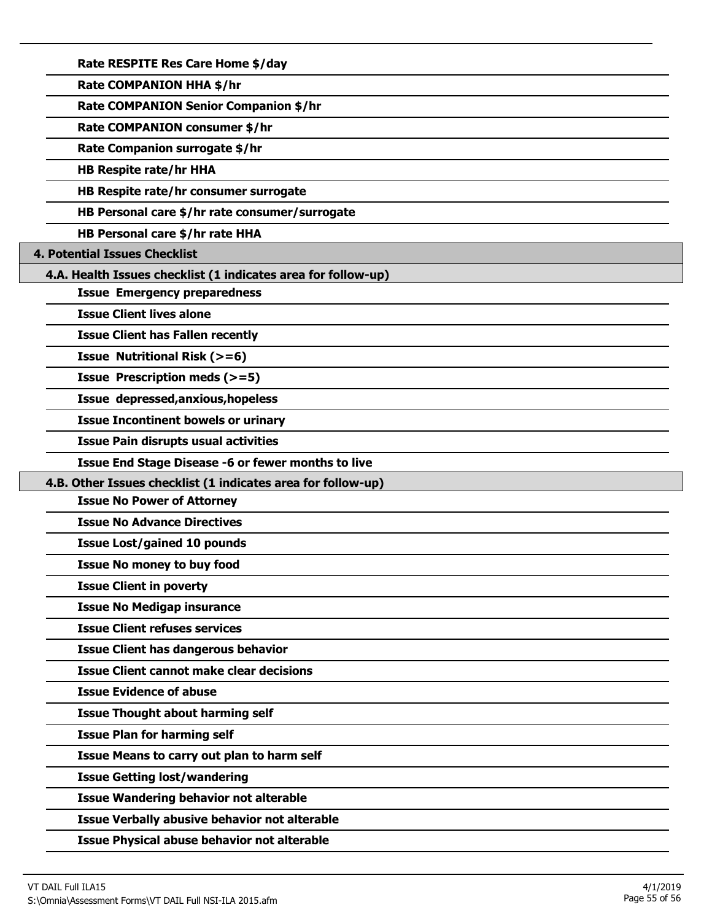**Rate RESPITE Res Care Home $/day**

**Rate COMPANION HHA $/hr**

**Rate COMPANION Senior Companion $/hr**

**Rate COMPANION consumer $/hr**

**Rate Companion surrogate $/hr**

**HB Respite rate/hr HHA**

**HB Respite rate/hr consumer surrogate**

**HB Personal care $/hr rate consumer/surrogate**

**HB Personal care $/hr rate HHA**

## 4. Potential Issues Checklist

### 4.A. Health Issues checklist (1 indicates area for follow-up)

**Issue Emergency preparedness**

**Issue Client lives alone**

**Issue Client has Fallen recently**

**Issue Nutritional Risk (>=6)**

**Issue Prescription meds (>=5)**

**Issue depressed,anxious,hopeless**

**Issue Incontinent bowels or urinary**

**Issue Pain disrupts usual activities**

**Issue End Stage Disease -6 or fewer months to live**

### 4.B. Other Issues checklist (1 indicates area for follow-up)

**Issue No Power of Attorney**

**Issue No Advance Directives**

**Issue Lost/gained 10 pounds**

**Issue No money to buy food**

**Issue Client in poverty**

**Issue No Medigap insurance**

**Issue Client refuses services**

**Issue Client has dangerous behavior**

**Issue Client cannot make clear decisions**

**Issue Evidence of abuse**

**Issue Thought about harming self**

**Issue Plan for harming self**

**Issue Means to carry out plan to harm self**

**Issue Getting lost/wandering**

**Issue Wandering behavior not alterable**

**Issue Verbally abusive behavior not alterable**

**Issue Physical abuse behavior not alterable**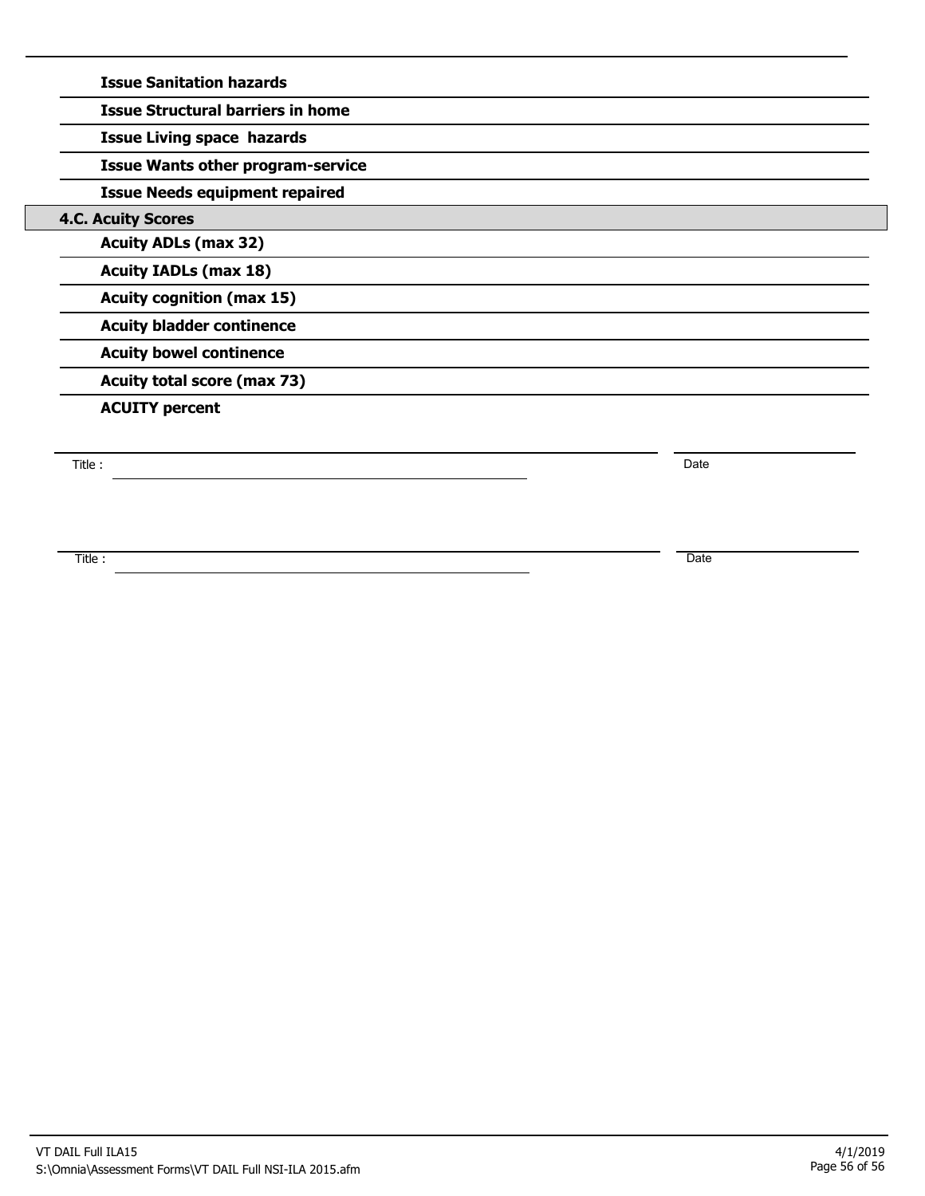**Issue Sanitation hazards**

**Issue Structural barriers in home**

**Issue Living space hazards**

**Issue Wants other program-service**

**Issue Needs equipment repaired**

### 4.C. Acuity Scores

**Acuity ADLs (max 32)**

**Acuity IADLs (max 18)**

**Acuity cognition (max 15)**

**Acuity bladder continence**

**Acuity bowel continence**

**Acuity total score (max 73)**

**ACUITY percent**

Title : ______________________________ Date ____________

Title : ______________________________ Date ____________